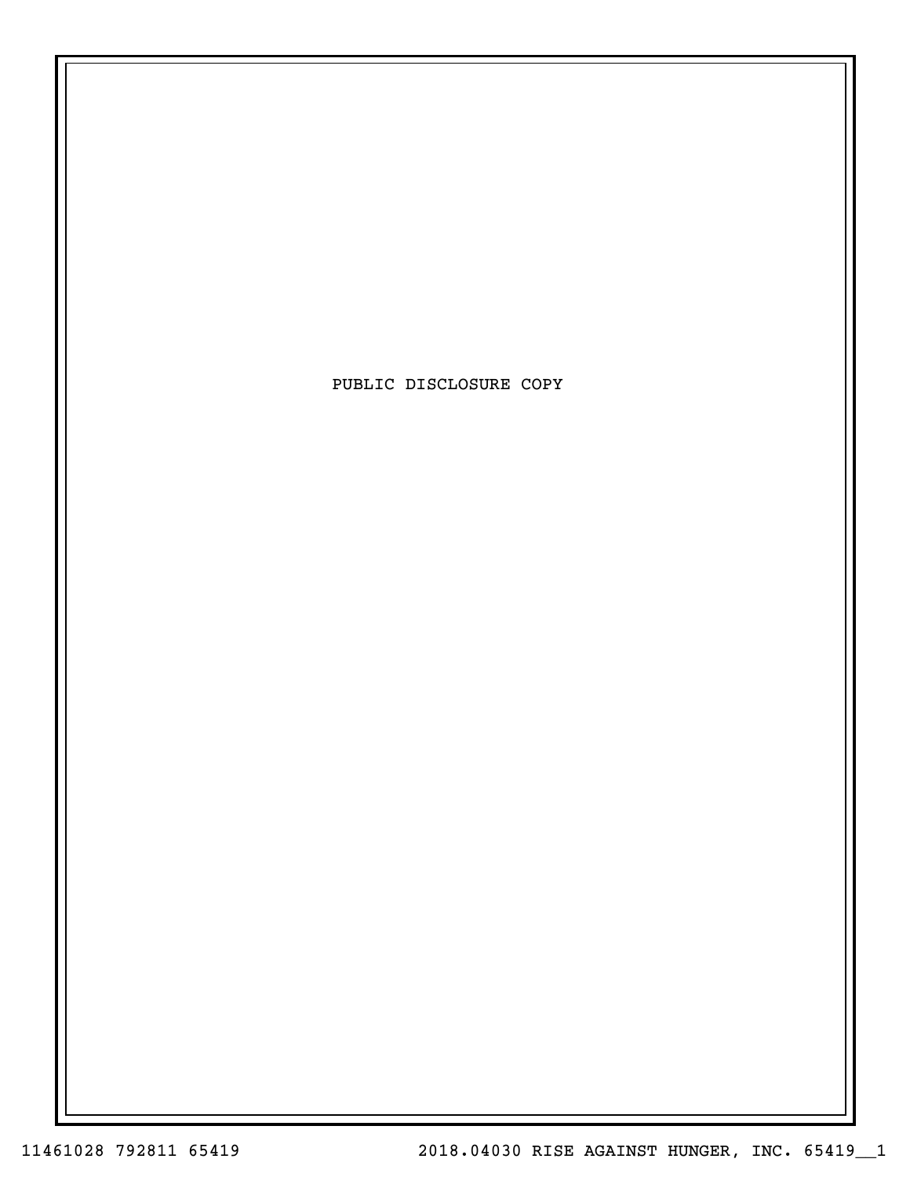PUBLIC DISCLOSURE COPY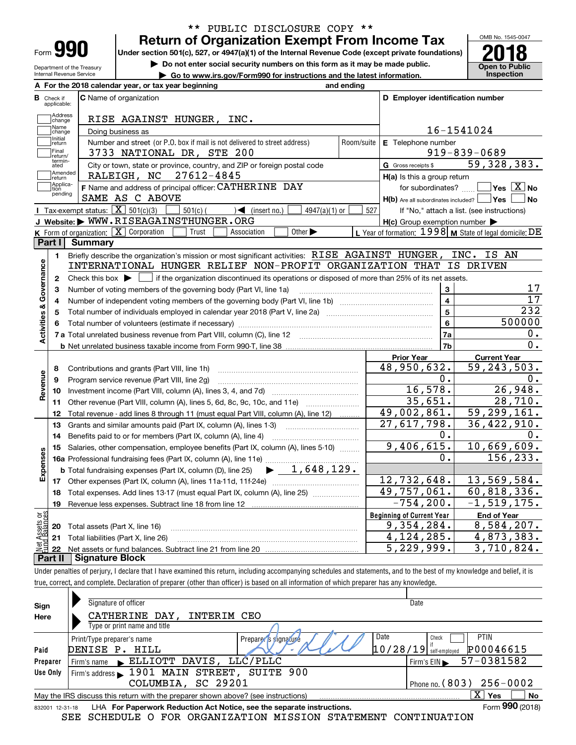\*\* PUBLIC DISCLOSURE COPY \*\*

# Form 990 — Return of Organization Exempt From Income Tax (2018)

Under section 501(c), 527, or 4947(a)(1) of the Internal Revenue Code (except private foundations)

▶ Do not enter social security numbers on this form as it may be made public.

▶ Go to www.irs.gov/Form990 for instructions and the latest information.

Department of the Treasury
Internal Revenue Service

OMB No. 1545-0047

Open to Public Inspection

**A** For the 2018 calendar year, or tax year beginning and ending

**B** Check if applicable: Address change, Name change, Initial return, Final return/terminated, Amended return, Application pending

**C** Name of organization: RISE AGAINST HUNGER, INC.

Doing business as

Number and street (or P.O. box if mail is not delivered to street address) / Room/suite: 3733 NATIONAL DR, STE 200

City or town, state or province, country, and ZIP or foreign postal code: RALEIGH, NC 27612-4845

**D** Employer identification number: 16-1541024

**E** Telephone number: 919-839-0689

**G** Gross receipts $ 59,328,383.

**F** Name and address of principal officer: CATHERINE DAY, SAME AS C ABOVE

**H(a)** Is this a group return for subordinates? ☐ Yes ☒ No

**H(b)** Are all subordinates included? ☐ Yes ☐ No — If "No," attach a list. (see instructions)

**H(c)** Group exemption number ▶

**I** Tax-exempt status: ☒ 501(c)(3) ☐ 501(c) ( ) ◀ (insert no.) ☐ 4947(a)(1) or ☐ 527

**J** Website: ▶ WWW.RISEAGAINSTHUNGER.ORG

**K** Form of organization: ☒ Corporation ☐ Trust ☐ Association ☐ Other ▶

**L** Year of formation: 1998 **M** State of legal domicile: DE

## Part I Summary

**Activities & Governance**

1. Briefly describe the organization's mission or most significant activities: RISE AGAINST HUNGER, INC. IS AN INTERNATIONAL HUNGER RELIEF NON-PROFIT ORGANIZATION THAT IS DRIVEN
2. Check this box ▶ ☐ if the organization discontinued its operations or disposed of more than 25% of its net assets.

| | | Line | Value |
|---|---|---|---|
| 3 | Number of voting members of the governing body (Part VI, line 1a) | 3 | 17 |
| 4 | Number of independent voting members of the governing body (Part VI, line 1b) | 4 | 17 |
| 5 | Total number of individuals employed in calendar year 2018 (Part V, line 2a) | 5 | 232 |
| 6 | Total number of volunteers (estimate if necessary) | 6 | 500000 |
| 7a | Total unrelated business revenue from Part VIII, column (C), line 12 | 7a | 0. |
| b | Net unrelated business taxable income from Form 990-T, line 38 | 7b | 0. |

| | | | Prior Year | Current Year |
|---|---|---|---|---|
| Revenue | 8 | Contributions and grants (Part VIII, line 1h) | 48,950,632. | 59,243,503. |
| | 9 | Program service revenue (Part VIII, line 2g) | 0. | 0. |
| | 10 | Investment income (Part VIII, column (A), lines 3, 4, and 7d) | 16,578. | 26,948. |
| | 11 | Other revenue (Part VIII, column (A), lines 5, 6d, 8c, 9c, 10c, and 11e) | 35,651. | 28,710. |
| | 12 | Total revenue - add lines 8 through 11 (must equal Part VIII, column (A), line 12) | 49,002,861. | 59,299,161. |
| Expenses | 13 | Grants and similar amounts paid (Part IX, column (A), lines 1-3) | 27,617,798. | 36,422,910. |
| | 14 | Benefits paid to or for members (Part IX, column (A), line 4) | 0. | 0. |
| | 15 | Salaries, other compensation, employee benefits (Part IX, column (A), lines 5-10) | 9,406,615. | 10,669,609. |
| | 16a | Professional fundraising fees (Part IX, column (A), line 11e) | 0. | 156,233. |
| | b | Total fundraising expenses (Part IX, column (D), line 25) ▶ 1,648,129. | | |
| | 17 | Other expenses (Part IX, column (A), lines 11a-11d, 11f-24e) | 12,732,648. | 13,569,584. |
| | 18 | Total expenses. Add lines 13-17 (must equal Part IX, column (A), line 25) | 49,757,061. | 60,818,336. |
| | 19 | Revenue less expenses. Subtract line 18 from line 12 | -754,200. | -1,519,175. |

| | | | Beginning of Current Year | End of Year |
|---|---|---|---|---|
| Net Assets or Fund Balances | 20 | Total assets (Part X, line 16) | 9,354,284. | 8,584,207. |
| | 21 | Total liabilities (Part X, line 26) | 4,124,285. | 4,873,383. |
| | 22 | Net assets or fund balances. Subtract line 21 from line 20 | 5,229,999. | 3,710,824. |

## Part II Signature Block

Under penalties of perjury, I declare that I have examined this return, including accompanying schedules and statements, and to the best of my knowledge and belief, it is true, correct, and complete. Declaration of preparer (other than officer) is based on all information of which preparer has any knowledge.

**Sign Here**

Signature of officer — Date

CATHERINE DAY, INTERIM CEO

Type or print name and title

**Paid Preparer Use Only**

| Print/Type preparer's name | Preparer's signature | Date | Check if self-employed | PTIN |
|---|---|---|---|---|
| DENISE P. HILL | | 10/28/19 | ☐ | P00046615 |

Firm's name ▶ ELLIOTT DAVIS, LLC/PLLC — Firm's EIN ▶ 57-0381582

Firm's address ▶ 1901 MAIN STREET, SUITE 900, COLUMBIA, SC 29201 — Phone no. (803) 256-0002

May the IRS discuss this return with the preparer shown above? (see instructions) ☒ Yes ☐ No

832001 12-31-18 LHA For Paperwork Reduction Act Notice, see the separate instructions. Form 990 (2018)

SEE SCHEDULE O FOR ORGANIZATION MISSION STATEMENT CONTINUATION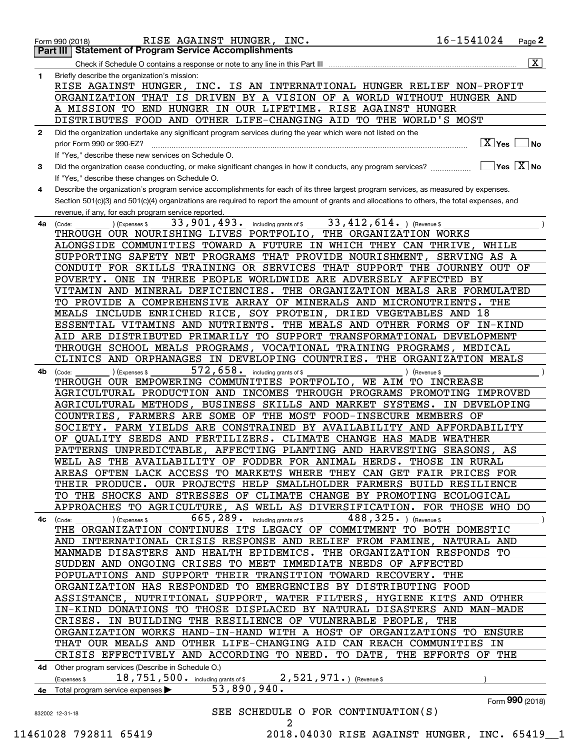Form 990 (2018) RISE AGAINST HUNGER, INC. 16-1541024 Page **2**

## Part III Statement of Program Service Accomplishments

Check if Schedule O contains a response or note to any line in this Part III ..... [X]

**1** Briefly describe the organization's mission:

RISE AGAINST HUNGER, INC. IS AN INTERNATIONAL HUNGER RELIEF NON-PROFIT ORGANIZATION THAT IS DRIVEN BY A VISION OF A WORLD WITHOUT HUNGER AND A MISSION TO END HUNGER IN OUR LIFETIME. RISE AGAINST HUNGER DISTRIBUTES FOOD AND OTHER LIFE-CHANGING AID TO THE WORLD'S MOST

**2** Did the organization undertake any significant program services during the year which were not listed on the prior Form 990 or 990-EZ? ..... [X] Yes [ ] No

If "Yes," describe these new services on Schedule O.

**3** Did the organization cease conducting, or make significant changes in how it conducts, any program services? ..... [ ] Yes [X] No

If "Yes," describe these changes on Schedule O.

**4** Describe the organization's program service accomplishments for each of its three largest program services, as measured by expenses. Section 501(c)(3) and 501(c)(4) organizations are required to report the amount of grants and allocations to others, the total expenses, and revenue, if any, for each program service reported.

**4a** (Code: ) (Expenses $ 33,901,493. including grants of $ 33,412,614. ) (Revenue $ )

THROUGH OUR NOURISHING LIVES PORTFOLIO, THE ORGANIZATION WORKS ALONGSIDE COMMUNITIES TOWARD A FUTURE IN WHICH THEY CAN THRIVE, WHILE SUPPORTING SAFETY NET PROGRAMS THAT PROVIDE NOURISHMENT, SERVING AS A CONDUIT FOR SKILLS TRAINING OR SERVICES THAT SUPPORT THE JOURNEY OUT OF POVERTY. ONE IN THREE PEOPLE WORLDWIDE ARE ADVERSELY AFFECTED BY VITAMIN AND MINERAL DEFICIENCIES. THE ORGANIZATION MEALS ARE FORMULATED TO PROVIDE A COMPREHENSIVE ARRAY OF MINERALS AND MICRONUTRIENTS. THE MEALS INCLUDE ENRICHED RICE, SOY PROTEIN, DRIED VEGETABLES AND 18 ESSENTIAL VITAMINS AND NUTRIENTS. THE MEALS AND OTHER FORMS OF IN-KIND AID ARE DISTRIBUTED PRIMARILY TO SUPPORT TRANSFORMATIONAL DEVELOPMENT THROUGH SCHOOL MEALS PROGRAMS, VOCATIONAL TRAINING PROGRAMS, MEDICAL CLINICS AND ORPHANAGES IN DEVELOPING COUNTRIES. THE ORGANIZATION MEALS

**4b** (Code: ) (Expenses $ 572,658. including grants of $ ) (Revenue $ )

THROUGH OUR EMPOWERING COMMUNITIES PORTFOLIO, WE AIM TO INCREASE AGRICULTURAL PRODUCTION AND INCOMES THROUGH PROGRAMS PROMOTING IMPROVED AGRICULTURAL METHODS, BUSINESS SKILLS AND MARKET SYSTEMS. IN DEVELOPING COUNTRIES, FARMERS ARE SOME OF THE MOST FOOD-INSECURE MEMBERS OF SOCIETY. FARM YIELDS ARE CONSTRAINED BY AVAILABILITY AND AFFORDABILITY OF QUALITY SEEDS AND FERTILIZERS. CLIMATE CHANGE HAS MADE WEATHER PATTERNS UNPREDICTABLE, AFFECTING PLANTING AND HARVESTING SEASONS, AS WELL AS THE AVAILABILITY OF FODDER FOR ANIMAL HERDS. THOSE IN RURAL AREAS OFTEN LACK ACCESS TO MARKETS WHERE THEY CAN GET FAIR PRICES FOR THEIR PRODUCE. OUR PROJECTS HELP SMALLHOLDER FARMERS BUILD RESILIENCE TO THE SHOCKS AND STRESSES OF CLIMATE CHANGE BY PROMOTING ECOLOGICAL APPROACHES TO AGRICULTURE, AS WELL AS DIVERSIFICATION. FOR THOSE WHO DO

**4c** (Code: ) (Expenses $ 665,289. including grants of $ 488,325. ) (Revenue $ )

THE ORGANIZATION CONTINUES ITS LEGACY OF COMMITMENT TO BOTH DOMESTIC AND INTERNATIONAL CRISIS RESPONSE AND RELIEF FROM FAMINE, NATURAL AND MANMADE DISASTERS AND HEALTH EPIDEMICS. THE ORGANIZATION RESPONDS TO SUDDEN AND ONGOING CRISES TO MEET IMMEDIATE NEEDS OF AFFECTED POPULATIONS AND SUPPORT THEIR TRANSITION TOWARD RECOVERY. THE ORGANIZATION HAS RESPONDED TO EMERGENCIES BY DISTRIBUTING FOOD ASSISTANCE, NUTRITIONAL SUPPORT, WATER FILTERS, HYGIENE KITS AND OTHER IN-KIND DONATIONS TO THOSE DISPLACED BY NATURAL DISASTERS AND MAN-MADE CRISES. IN BUILDING THE RESILIENCE OF VULNERABLE PEOPLE, THE ORGANIZATION WORKS HAND-IN-HAND WITH A HOST OF ORGANIZATIONS TO ENSURE THAT OUR MEALS AND OTHER LIFE-CHANGING AID CAN REACH COMMUNITIES IN CRISIS EFFECTIVELY AND ACCORDING TO NEED. TO DATE, THE EFFORTS OF THE

**4d** Other program services (Describe in Schedule O.)

(Expenses $ 18,751,500. including grants of $ 2,521,971. ) (Revenue $ )

**4e** Total program service expenses ▶ 53,890,940.

Form **990** (2018)

SEE SCHEDULE O FOR CONTINUATION(S)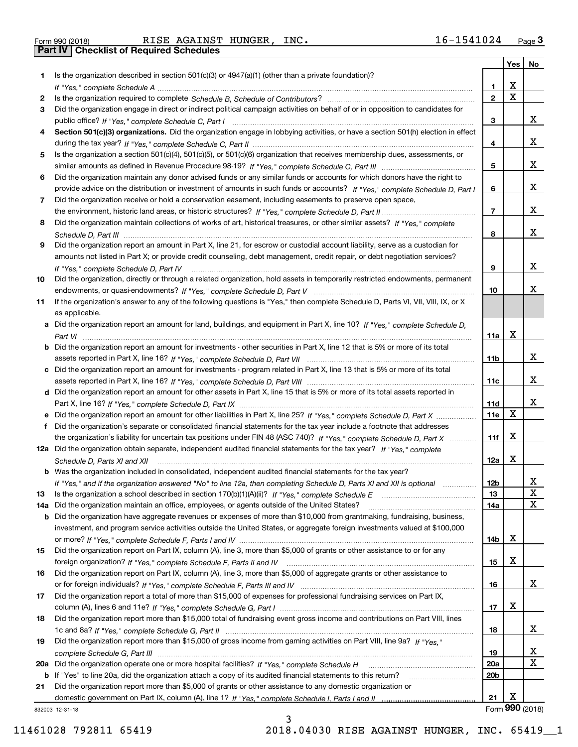Form 990 (2018) RISE AGAINST HUNGER, INC. 16-1541024 Page 3

## Part IV Checklist of Required Schedules

| | | | Yes | No |
|---|---|---|---|---|
| 1 | Is the organization described in section 501(c)(3) or 4947(a)(1) (other than a private foundation)? *If "Yes," complete Schedule A* | 1 | X | |
| 2 | Is the organization required to complete *Schedule B, Schedule of Contributors*? | 2 | X | |
| 3 | Did the organization engage in direct or indirect political campaign activities on behalf of or in opposition to candidates for public office? *If "Yes," complete Schedule C, Part I* | 3 | | X |
| 4 | **Section 501(c)(3) organizations.** Did the organization engage in lobbying activities, or have a section 501(h) election in effect during the tax year? *If "Yes," complete Schedule C, Part II* | 4 | | X |
| 5 | Is the organization a section 501(c)(4), 501(c)(5), or 501(c)(6) organization that receives membership dues, assessments, or similar amounts as defined in Revenue Procedure 98-19? *If "Yes," complete Schedule C, Part III* | 5 | | X |
| 6 | Did the organization maintain any donor advised funds or any similar funds or accounts for which donors have the right to provide advice on the distribution or investment of amounts in such funds or accounts? *If "Yes," complete Schedule D, Part I* | 6 | | X |
| 7 | Did the organization receive or hold a conservation easement, including easements to preserve open space, the environment, historic land areas, or historic structures? *If "Yes," complete Schedule D, Part II* | 7 | | X |
| 8 | Did the organization maintain collections of works of art, historical treasures, or other similar assets? *If "Yes," complete Schedule D, Part III* | 8 | | X |
| 9 | Did the organization report an amount in Part X, line 21, for escrow or custodial account liability, serve as a custodian for amounts not listed in Part X; or provide credit counseling, debt management, credit repair, or debt negotiation services? *If "Yes," complete Schedule D, Part IV* | 9 | | X |
| 10 | Did the organization, directly or through a related organization, hold assets in temporarily restricted endowments, permanent endowments, or quasi-endowments? *If "Yes," complete Schedule D, Part V* | 10 | | X |
| 11 | If the organization's answer to any of the following questions is "Yes," then complete Schedule D, Parts VI, VII, VIII, IX, or X as applicable. | | | |
| a | Did the organization report an amount for land, buildings, and equipment in Part X, line 10? *If "Yes," complete Schedule D, Part VI* | 11a | X | |
| b | Did the organization report an amount for investments - other securities in Part X, line 12 that is 5% or more of its total assets reported in Part X, line 16? *If "Yes," complete Schedule D, Part VII* | 11b | | X |
| c | Did the organization report an amount for investments - program related in Part X, line 13 that is 5% or more of its total assets reported in Part X, line 16? *If "Yes," complete Schedule D, Part VIII* | 11c | | X |
| d | Did the organization report an amount for other assets in Part X, line 15 that is 5% or more of its total assets reported in Part X, line 16? *If "Yes," complete Schedule D, Part IX* | 11d | | X |
| e | Did the organization report an amount for other liabilities in Part X, line 25? *If "Yes," complete Schedule D, Part X* | 11e | X | |
| f | Did the organization's separate or consolidated financial statements for the tax year include a footnote that addresses the organization's liability for uncertain tax positions under FIN 48 (ASC 740)? *If "Yes," complete Schedule D, Part X* | 11f | X | |
| 12a | Did the organization obtain separate, independent audited financial statements for the tax year? *If "Yes," complete Schedule D, Parts XI and XII* | 12a | X | |
| b | Was the organization included in consolidated, independent audited financial statements for the tax year? *If "Yes," and if the organization answered "No" to line 12a, then completing Schedule D, Parts XI and XII is optional* | 12b | | X |
| 13 | Is the organization a school described in section 170(b)(1)(A)(ii)? *If "Yes," complete Schedule E* | 13 | | X |
| 14a | Did the organization maintain an office, employees, or agents outside of the United States? | 14a | | X |
| b | Did the organization have aggregate revenues or expenses of more than $10,000 from grantmaking, fundraising, business, investment, and program service activities outside the United States, or aggregate foreign investments valued at $100,000 or more? *If "Yes," complete Schedule F, Parts I and IV* | 14b | X | |
| 15 | Did the organization report on Part IX, column (A), line 3, more than $5,000 of grants or other assistance to or for any foreign organization? *If "Yes," complete Schedule F, Parts II and IV* | 15 | X | |
| 16 | Did the organization report on Part IX, column (A), line 3, more than $5,000 of aggregate grants or other assistance to or for foreign individuals? *If "Yes," complete Schedule F, Parts III and IV* | 16 | | X |
| 17 | Did the organization report a total of more than $15,000 of expenses for professional fundraising services on Part IX, column (A), lines 6 and 11e? *If "Yes," complete Schedule G, Part I* | 17 | X | |
| 18 | Did the organization report more than $15,000 total of fundraising event gross income and contributions on Part VIII, lines 1c and 8a? *If "Yes," complete Schedule G, Part II* | 18 | | X |
| 19 | Did the organization report more than $15,000 of gross income from gaming activities on Part VIII, line 9a? *If "Yes," complete Schedule G, Part III* | 19 | | X |
| 20a | Did the organization operate one or more hospital facilities? *If "Yes," complete Schedule H* | 20a | | X |
| b | If "Yes" to line 20a, did the organization attach a copy of its audited financial statements to this return? | 20b | | |
| 21 | Did the organization report more than $5,000 of grants or other assistance to any domestic organization or domestic government on Part IX, column (A), line 1? *If "Yes," complete Schedule I, Parts I and II* | 21 | X | |

832003 12-31-18 Form **990** (2018)

11461028 792811 65419 2018.04030 RISE AGAINST HUNGER, INC. 65419__1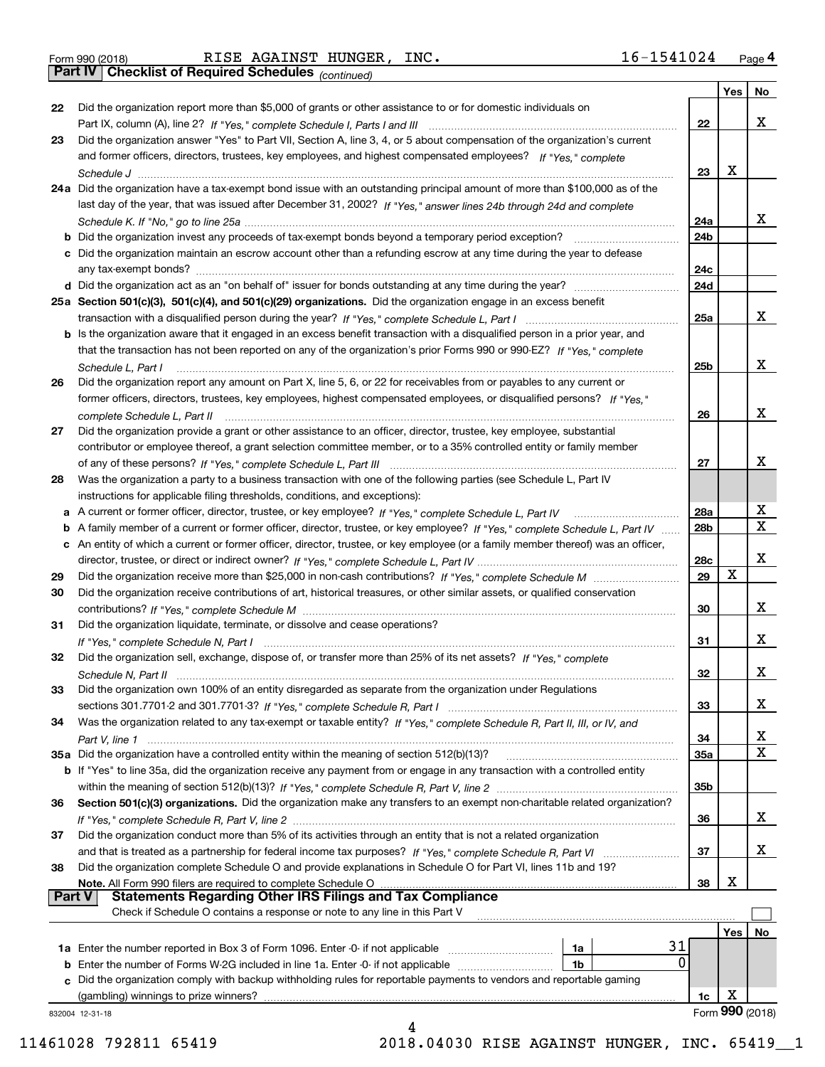Form 990 (2018) RISE AGAINST HUNGER, INC. 16-1541024 Page 4

**Part IV Checklist of Required Schedules** *(continued)*

| | | | Yes | No |
|---|---|---|---|---|
| 22 | Did the organization report more than $5,000 of grants or other assistance to or for domestic individuals on Part IX, column (A), line 2? *If "Yes," complete Schedule I, Parts I and III* | 22 | | X |
| 23 | Did the organization answer "Yes" to Part VII, Section A, line 3, 4, or 5 about compensation of the organization's current and former officers, directors, trustees, key employees, and highest compensated employees? *If "Yes," complete Schedule J* | 23 | X | |
| 24a | Did the organization have a tax-exempt bond issue with an outstanding principal amount of more than $100,000 as of the last day of the year, that was issued after December 31, 2002? *If "Yes," answer lines 24b through 24d and complete Schedule K. If "No," go to line 25a* | 24a | | X |
| b | Did the organization invest any proceeds of tax-exempt bonds beyond a temporary period exception? | 24b | | |
| c | Did the organization maintain an escrow account other than a refunding escrow at any time during the year to defease any tax-exempt bonds? | 24c | | |
| d | Did the organization act as an "on behalf of" issuer for bonds outstanding at any time during the year? | 24d | | |
| 25a | **Section 501(c)(3), 501(c)(4), and 501(c)(29) organizations.** Did the organization engage in an excess benefit transaction with a disqualified person during the year? *If "Yes," complete Schedule L, Part I* | 25a | | X |
| b | Is the organization aware that it engaged in an excess benefit transaction with a disqualified person in a prior year, and that the transaction has not been reported on any of the organization's prior Forms 990 or 990-EZ? *If "Yes," complete Schedule L, Part I* | 25b | | X |
| 26 | Did the organization report any amount on Part X, line 5, 6, or 22 for receivables from or payables to any current or former officers, directors, trustees, key employees, highest compensated employees, or disqualified persons? *If "Yes," complete Schedule L, Part II* | 26 | | X |
| 27 | Did the organization provide a grant or other assistance to an officer, director, trustee, key employee, substantial contributor or employee thereof, a grant selection committee member, or to a 35% controlled entity or family member of any of these persons? *If "Yes," complete Schedule L, Part III* | 27 | | X |
| 28 | Was the organization a party to a business transaction with one of the following parties (see Schedule L, Part IV instructions for applicable filing thresholds, conditions, and exceptions): | | | |
| a | A current or former officer, director, trustee, or key employee? *If "Yes," complete Schedule L, Part IV* | 28a | | X |
| b | A family member of a current or former officer, director, trustee, or key employee? *If "Yes," complete Schedule L, Part IV* | 28b | | X |
| c | An entity of which a current or former officer, director, trustee, or key employee (or a family member thereof) was an officer, director, trustee, or direct or indirect owner? *If "Yes," complete Schedule L, Part IV* | 28c | | X |
| 29 | Did the organization receive more than $25,000 in non-cash contributions? *If "Yes," complete Schedule M* | 29 | X | |
| 30 | Did the organization receive contributions of art, historical treasures, or other similar assets, or qualified conservation contributions? *If "Yes," complete Schedule M* | 30 | | X |
| 31 | Did the organization liquidate, terminate, or dissolve and cease operations? *If "Yes," complete Schedule N, Part I* | 31 | | X |
| 32 | Did the organization sell, exchange, dispose of, or transfer more than 25% of its net assets? *If "Yes," complete Schedule N, Part II* | 32 | | X |
| 33 | Did the organization own 100% of an entity disregarded as separate from the organization under Regulations sections 301.7701-2 and 301.7701-3? *If "Yes," complete Schedule R, Part I* | 33 | | X |
| 34 | Was the organization related to any tax-exempt or taxable entity? *If "Yes," complete Schedule R, Part II, III, or IV, and Part V, line 1* | 34 | | X |
| 35a | Did the organization have a controlled entity within the meaning of section 512(b)(13)? | 35a | | X |
| b | If "Yes" to line 35a, did the organization receive any payment from or engage in any transaction with a controlled entity within the meaning of section 512(b)(13)? *If "Yes," complete Schedule R, Part V, line 2* | 35b | | |
| 36 | **Section 501(c)(3) organizations.** Did the organization make any transfers to an exempt non-charitable related organization? *If "Yes," complete Schedule R, Part V, line 2* | 36 | | X |
| 37 | Did the organization conduct more than 5% of its activities through an entity that is not a related organization and that is treated as a partnership for federal income tax purposes? *If "Yes," complete Schedule R, Part VI* | 37 | | X |
| 38 | Did the organization complete Schedule O and provide explanations in Schedule O for Part VI, lines 11b and 19? **Note.** All Form 990 filers are required to complete Schedule O | 38 | X | |

**Part V Statements Regarding Other IRS Filings and Tax Compliance**

Check if Schedule O contains a response or note to any line in this Part V ☐

| | | | | | Yes | No |
|---|---|---|---|---|---|---|
| 1a | Enter the number reported in Box 3 of Form 1096. Enter -0- if not applicable | 1a | 31 | | | |
| b | Enter the number of Forms W-2G included in line 1a. Enter -0- if not applicable | 1b | 0 | | | |
| c | Did the organization comply with backup withholding rules for reportable payments to vendors and reportable gaming (gambling) winnings to prize winners? | | | 1c | X | |

832004 12-31-18

Form **990** (2018)

11461028 792811 65419 2018.04030 RISE AGAINST HUNGER, INC. 65419__1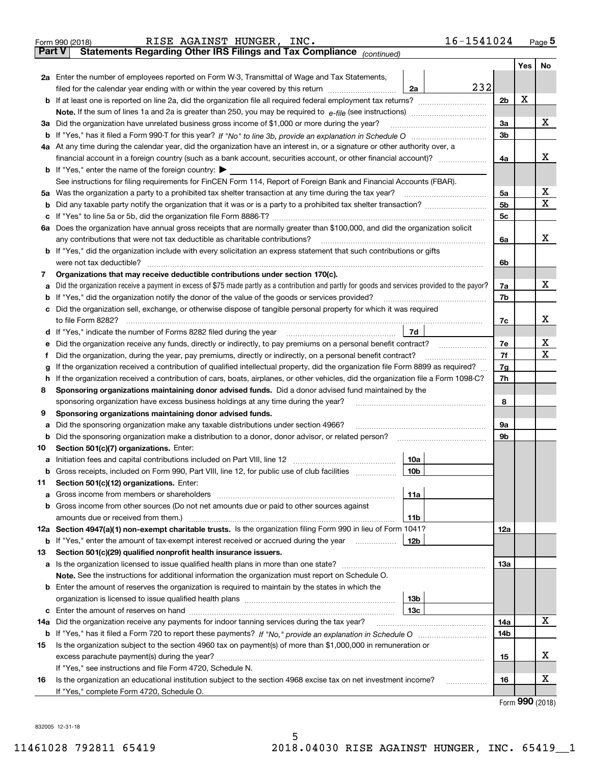Form 990 (2018) RISE AGAINST HUNGER, INC. 16-1541024

## Part V Statements Regarding Other IRS Filings and Tax Compliance *(continued)*

| | | | | Yes | No |
|---|---|---|---|---|---|
| **2a** | Enter the number of employees reported on Form W-3, Transmittal of Wage and Tax Statements, filed for the calendar year ending with or within the year covered by this return | 2a | 232 | | |
| **b** | If at least one is reported on line 2a, did the organization file all required federal employment tax returns? | | 2b | X | |
| | **Note.** If the sum of lines 1a and 2a is greater than 250, you may be required to *e-file* (see instructions) | | | | |
| **3a** | Did the organization have unrelated business gross income of $1,000 or more during the year? | | 3a | | X |
| **b** | If "Yes," has it filed a Form 990-T for this year? *If "No" to line 3b, provide an explanation in Schedule O* | | 3b | | |
| **4a** | At any time during the calendar year, did the organization have an interest in, or a signature or other authority over, a financial account in a foreign country (such as a bank account, securities account, or other financial account)? | | 4a | | X |
| **b** | If "Yes," enter the name of the foreign country: ▶ | | | | |
| | See instructions for filing requirements for FinCEN Form 114, Report of Foreign Bank and Financial Accounts (FBAR). | | | | |
| **5a** | Was the organization a party to a prohibited tax shelter transaction at any time during the tax year? | | 5a | | X |
| **b** | Did any taxable party notify the organization that it was or is a party to a prohibited tax shelter transaction? | | 5b | | X |
| **c** | If "Yes" to line 5a or 5b, did the organization file Form 8886-T? | | 5c | | |
| **6a** | Does the organization have annual gross receipts that are normally greater than $100,000, and did the organization solicit any contributions that were not tax deductible as charitable contributions? | | 6a | | X |
| **b** | If "Yes," did the organization include with every solicitation an express statement that such contributions or gifts were not tax deductible? | | 6b | | |
| **7** | **Organizations that may receive deductible contributions under section 170(c).** | | | | |
| **a** | Did the organization receive a payment in excess of $75 made partly as a contribution and partly for goods and services provided to the payor? | | 7a | | X |
| **b** | If "Yes," did the organization notify the donor of the value of the goods or services provided? | | 7b | | |
| **c** | Did the organization sell, exchange, or otherwise dispose of tangible personal property for which it was required to file Form 8282? | | 7c | | X |
| **d** | If "Yes," indicate the number of Forms 8282 filed during the year | 7d | | | |
| **e** | Did the organization receive any funds, directly or indirectly, to pay premiums on a personal benefit contract? | | 7e | | X |
| **f** | Did the organization, during the year, pay premiums, directly or indirectly, on a personal benefit contract? | | 7f | | X |
| **g** | If the organization received a contribution of qualified intellectual property, did the organization file Form 8899 as required? | | 7g | | |
| **h** | If the organization received a contribution of cars, boats, airplanes, or other vehicles, did the organization file a Form 1098-C? | | 7h | | |
| **8** | **Sponsoring organizations maintaining donor advised funds.** Did a donor advised fund maintained by the sponsoring organization have excess business holdings at any time during the year? | | 8 | | |
| **9** | **Sponsoring organizations maintaining donor advised funds.** | | | | |
| **a** | Did the sponsoring organization make any taxable distributions under section 4966? | | 9a | | |
| **b** | Did the sponsoring organization make a distribution to a donor, donor advisor, or related person? | | 9b | | |
| **10** | **Section 501(c)(7) organizations.** Enter: | | | | |
| **a** | Initiation fees and capital contributions included on Part VIII, line 12 | 10a | | | |
| **b** | Gross receipts, included on Form 990, Part VIII, line 12, for public use of club facilities | 10b | | | |
| **11** | **Section 501(c)(12) organizations.** Enter: | | | | |
| **a** | Gross income from members or shareholders | 11a | | | |
| **b** | Gross income from other sources (Do not net amounts due or paid to other sources against amounts due or received from them.) | 11b | | | |
| **12a** | **Section 4947(a)(1) non-exempt charitable trusts.** Is the organization filing Form 990 in lieu of Form 1041? | | 12a | | |
| **b** | If "Yes," enter the amount of tax-exempt interest received or accrued during the year | 12b | | | |
| **13** | **Section 501(c)(29) qualified nonprofit health insurance issuers.** | | | | |
| **a** | Is the organization licensed to issue qualified health plans in more than one state? | | 13a | | |
| | **Note.** See the instructions for additional information the organization must report on Schedule O. | | | | |
| **b** | Enter the amount of reserves the organization is required to maintain by the states in which the organization is licensed to issue qualified health plans | 13b | | | |
| **c** | Enter the amount of reserves on hand | 13c | | | |
| **14a** | Did the organization receive any payments for indoor tanning services during the tax year? | | 14a | | X |
| **b** | If "Yes," has it filed a Form 720 to report these payments? *If "No," provide an explanation in Schedule O* | | 14b | | |
| **15** | Is the organization subject to the section 4960 tax on payment(s) of more than $1,000,000 in remuneration or excess parachute payment(s) during the year? | | 15 | | X |
| | If "Yes," see instructions and file Form 4720, Schedule N. | | | | |
| **16** | Is the organization an educational institution subject to the section 4968 excise tax on net investment income? | | 16 | | X |
| | If "Yes," complete Form 4720, Schedule O. | | | | |

Form **990** (2018)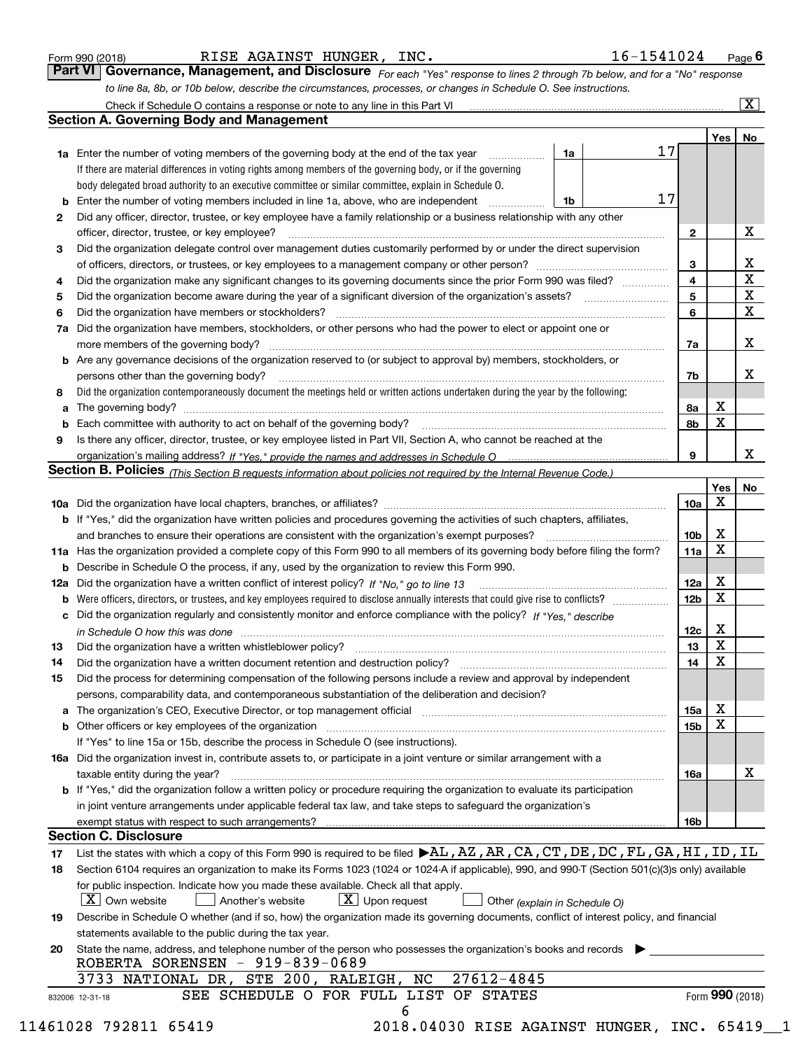Form 990 (2018) RISE AGAINST HUNGER, INC. 16-1541024 Page 6

**Part VI Governance, Management, and Disclosure** *For each "Yes" response to lines 2 through 7b below, and for a "No" response to line 8a, 8b, or 10b below, describe the circumstances, processes, or changes in Schedule O. See instructions.*

Check if Schedule O contains a response or note to any line in this Part VI [X]

## Section A. Governing Body and Management

| | | | | Yes | No |
|---|---|---|---|---|---|
| **1a** | Enter the number of voting members of the governing body at the end of the tax year. If there are material differences in voting rights among members of the governing body, or if the governing body delegated broad authority to an executive committee or similar committee, explain in Schedule O. | 1a | 17 | | |
| **b** | Enter the number of voting members included in line 1a, above, who are independent | 1b | 17 | | |
| **2** | Did any officer, director, trustee, or key employee have a family relationship or a business relationship with any other officer, director, trustee, or key employee? | | 2 | | X |
| **3** | Did the organization delegate control over management duties customarily performed by or under the direct supervision of officers, directors, or trustees, or key employees to a management company or other person? | | 3 | | X |
| **4** | Did the organization make any significant changes to its governing documents since the prior Form 990 was filed? | | 4 | | X |
| **5** | Did the organization become aware during the year of a significant diversion of the organization's assets? | | 5 | | X |
| **6** | Did the organization have members or stockholders? | | 6 | | X |
| **7a** | Did the organization have members, stockholders, or other persons who had the power to elect or appoint one or more members of the governing body? | | 7a | | X |
| **b** | Are any governance decisions of the organization reserved to (or subject to approval by) members, stockholders, or persons other than the governing body? | | 7b | | X |
| **8** | Did the organization contemporaneously document the meetings held or written actions undertaken during the year by the following: | | | | |
| **a** | The governing body? | | 8a | X | |
| **b** | Each committee with authority to act on behalf of the governing body? | | 8b | X | |
| **9** | Is there any officer, director, trustee, or key employee listed in Part VII, Section A, who cannot be reached at the organization's mailing address? *If "Yes," provide the names and addresses in Schedule O* | | 9 | | X |

## Section B. Policies *(This Section B requests information about policies not required by the Internal Revenue Code.)*

| | | | Yes | No |
|---|---|---|---|---|
| **10a** | Did the organization have local chapters, branches, or affiliates? | 10a | X | |
| **b** | If "Yes," did the organization have written policies and procedures governing the activities of such chapters, affiliates, and branches to ensure their operations are consistent with the organization's exempt purposes? | 10b | X | |
| **11a** | Has the organization provided a complete copy of this Form 990 to all members of its governing body before filing the form? | 11a | X | |
| **b** | Describe in Schedule O the process, if any, used by the organization to review this Form 990. | | | |
| **12a** | Did the organization have a written conflict of interest policy? *If "No," go to line 13* | 12a | X | |
| **b** | Were officers, directors, or trustees, and key employees required to disclose annually interests that could give rise to conflicts? | 12b | X | |
| **c** | Did the organization regularly and consistently monitor and enforce compliance with the policy? *If "Yes," describe in Schedule O how this was done* | 12c | X | |
| **13** | Did the organization have a written whistleblower policy? | 13 | X | |
| **14** | Did the organization have a written document retention and destruction policy? | 14 | X | |
| **15** | Did the process for determining compensation of the following persons include a review and approval by independent persons, comparability data, and contemporaneous substantiation of the deliberation and decision? | | | |
| **a** | The organization's CEO, Executive Director, or top management official | 15a | X | |
| **b** | Other officers or key employees of the organization | 15b | X | |
| | If "Yes" to line 15a or 15b, describe the process in Schedule O (see instructions). | | | |
| **16a** | Did the organization invest in, contribute assets to, or participate in a joint venture or similar arrangement with a taxable entity during the year? | 16a | | X |
| **b** | If "Yes," did the organization follow a written policy or procedure requiring the organization to evaluate its participation in joint venture arrangements under applicable federal tax law, and take steps to safeguard the organization's exempt status with respect to such arrangements? | 16b | | |

## Section C. Disclosure

**17** List the states with which a copy of this Form 990 is required to be filed ▶ AL,AZ,AR,CA,CT,DE,DC,FL,GA,HI,ID,IL

**18** Section 6104 requires an organization to make its Forms 1023 (1024 or 1024-A if applicable), 990, and 990-T (Section 501(c)(3)s only) available for public inspection. Indicate how you made these available. Check all that apply.

[X] Own website [ ] Another's website [X] Upon request [ ] Other *(explain in Schedule O)*

**19** Describe in Schedule O whether (and if so, how) the organization made its governing documents, conflict of interest policy, and financial statements available to the public during the tax year.

**20** State the name, address, and telephone number of the person who possesses the organization's books and records ▶

ROBERTA SORENSEN - 919-839-0689
3733 NATIONAL DR, STE 200, RALEIGH, NC 27612-4845

SEE SCHEDULE O FOR FULL LIST OF STATES

832006 12-31-18 Form **990** (2018)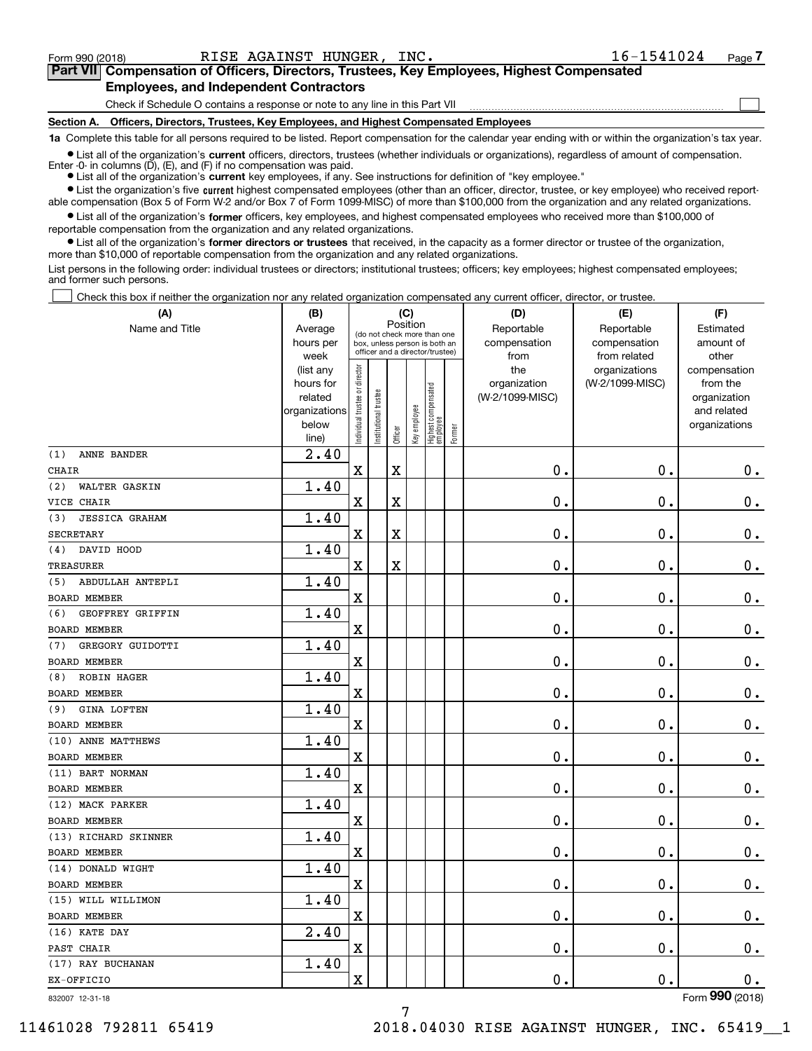Form 990 (2018) RISE AGAINST HUNGER, INC. 16-1541024

**Part VII Compensation of Officers, Directors, Trustees, Key Employees, Highest Compensated Employees, and Independent Contractors**

Check if Schedule O contains a response or note to any line in this Part VII ☐

**Section A. Officers, Directors, Trustees, Key Employees, and Highest Compensated Employees**

**1a** Complete this table for all persons required to be listed. Report compensation for the calendar year ending with or within the organization's tax year.

- List all of the organization's **current** officers, directors, trustees (whether individuals or organizations), regardless of amount of compensation. Enter -0- in columns (D), (E), and (F) if no compensation was paid.
- List all of the organization's **current** key employees, if any. See instructions for definition of "key employee."
- List the organization's five **current** highest compensated employees (other than an officer, director, trustee, or key employee) who received reportable compensation (Box 5 of Form W-2 and/or Box 7 of Form 1099-MISC) of more than $100,000 from the organization and any related organizations.
- List all of the organization's **former** officers, key employees, and highest compensated employees who received more than $100,000 of reportable compensation from the organization and any related organizations.
- List all of the organization's **former directors or trustees** that received, in the capacity as a former director or trustee of the organization, more than $10,000 of reportable compensation from the organization and any related organizations.

List persons in the following order: individual trustees or directors; institutional trustees; officers; key employees; highest compensated employees; and former such persons.

☐ Check this box if neither the organization nor any related organization compensated any current officer, director, or trustee.

| (A) Name and Title | (B) Average hours per week (list any hours for related organizations below line) | (C) Position: Individual trustee or director | Institutional trustee | Officer | Key employee | Highest compensated employee | Former | (D) Reportable compensation from the organization (W-2/1099-MISC) | (E) Reportable compensation from related organizations (W-2/1099-MISC) | (F) Estimated amount of other compensation from the organization and related organizations |
|---|---|---|---|---|---|---|---|---|---|---|
| (1) ANNE BANDER<br>CHAIR | 2.40 | X | | X | | | | 0. | 0. | 0. |
| (2) WALTER GASKIN<br>VICE CHAIR | 1.40 | X | | X | | | | 0. | 0. | 0. |
| (3) JESSICA GRAHAM<br>SECRETARY | 1.40 | X | | X | | | | 0. | 0. | 0. |
| (4) DAVID HOOD<br>TREASURER | 1.40 | X | | X | | | | 0. | 0. | 0. |
| (5) ABDULLAH ANTEPLI<br>BOARD MEMBER | 1.40 | X | | | | | | 0. | 0. | 0. |
| (6) GEOFFREY GRIFFIN<br>BOARD MEMBER | 1.40 | X | | | | | | 0. | 0. | 0. |
| (7) GREGORY GUIDOTTI<br>BOARD MEMBER | 1.40 | X | | | | | | 0. | 0. | 0. |
| (8) ROBIN HAGER<br>BOARD MEMBER | 1.40 | X | | | | | | 0. | 0. | 0. |
| (9) GINA LOFTEN<br>BOARD MEMBER | 1.40 | X | | | | | | 0. | 0. | 0. |
| (10) ANNE MATTHEWS<br>BOARD MEMBER | 1.40 | X | | | | | | 0. | 0. | 0. |
| (11) BART NORMAN<br>BOARD MEMBER | 1.40 | X | | | | | | 0. | 0. | 0. |
| (12) MACK PARKER<br>BOARD MEMBER | 1.40 | X | | | | | | 0. | 0. | 0. |
| (13) RICHARD SKINNER<br>BOARD MEMBER | 1.40 | X | | | | | | 0. | 0. | 0. |
| (14) DONALD WIGHT<br>BOARD MEMBER | 1.40 | X | | | | | | 0. | 0. | 0. |
| (15) WILL WILLIMON<br>BOARD MEMBER | 1.40 | X | | | | | | 0. | 0. | 0. |
| (16) KATE DAY<br>PAST CHAIR | 2.40 | X | | | | | | 0. | 0. | 0. |
| (17) RAY BUCHANAN<br>EX-OFFICIO | 1.40 | X | | | | | | 0. | 0. | 0. |

832007 12-31-18 Form **990** (2018)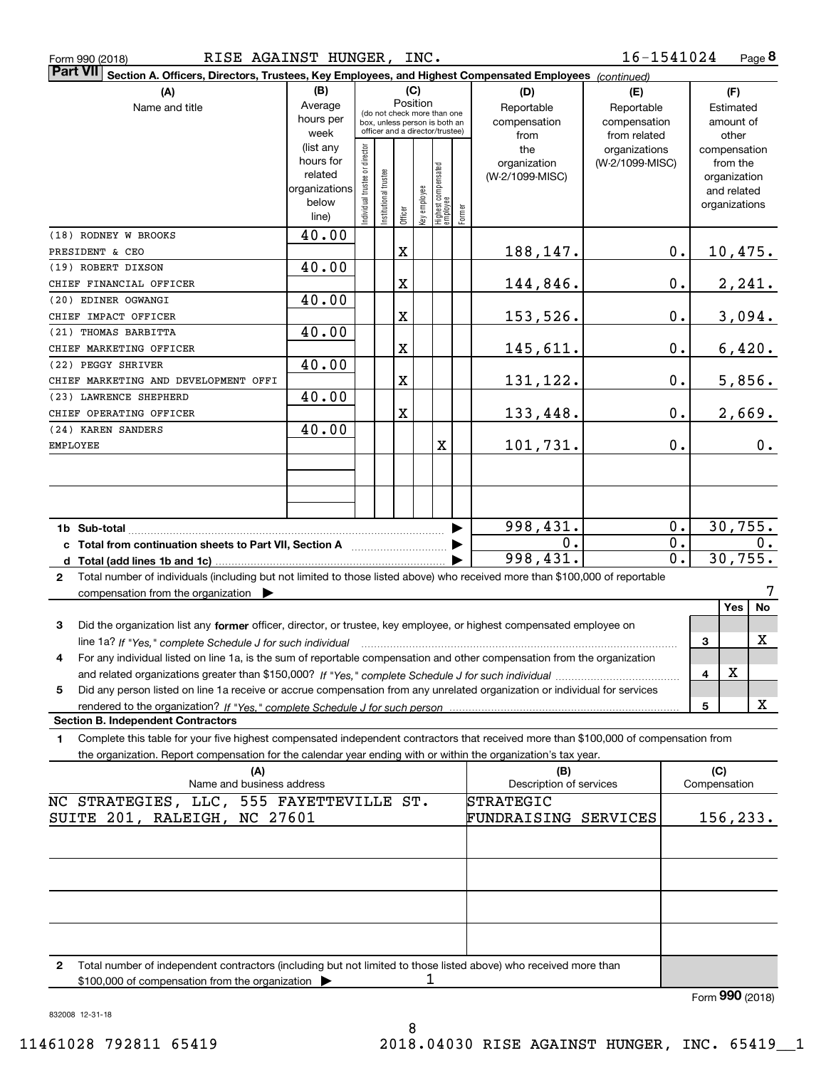Form 990 (2018) RISE AGAINST HUNGER, INC. 16-1541024 Page **8**

**Part VII** **Section A. Officers, Directors, Trustees, Key Employees, and Highest Compensated Employees** *(continued)*

| (A) Name and title | (B) Average hours per week (list any hours for related organizations below line) | (C) Position: Individual trustee or director | Institutional trustee | Officer | Key employee | Highest compensated employee | Former | (D) Reportable compensation from the organization (W-2/1099-MISC) | (E) Reportable compensation from related organizations (W-2/1099-MISC) | (F) Estimated amount of other compensation from the organization and related organizations |
|---|---|---|---|---|---|---|---|---|---|---|
| (18) RODNEY W BROOKS<br>PRESIDENT & CEO | 40.00 | | | X | | | | 188,147. | 0. | 10,475. |
| (19) ROBERT DIXSON<br>CHIEF FINANCIAL OFFICER | 40.00 | | | X | | | | 144,846. | 0. | 2,241. |
| (20) EDINER OGWANGI<br>CHIEF IMPACT OFFICER | 40.00 | | | X | | | | 153,526. | 0. | 3,094. |
| (21) THOMAS BARBITTA<br>CHIEF MARKETING OFFICER | 40.00 | | | X | | | | 145,611. | 0. | 6,420. |
| (22) PEGGY SHRIVER<br>CHIEF MARKETING AND DEVELOPMENT OFFI | 40.00 | | | X | | | | 131,122. | 0. | 5,856. |
| (23) LAWRENCE SHEPHERD<br>CHIEF OPERATING OFFICER | 40.00 | | | X | | | | 133,448. | 0. | 2,669. |
| (24) KAREN SANDERS<br>EMPLOYEE | 40.00 | | | | | X | | 101,731. | 0. | 0. |
| **1b Sub-total** | | | | | | | | 998,431. | 0. | 30,755. |
| **c Total from continuation sheets to Part VII, Section A** | | | | | | | | 0. | 0. | 0. |
| **d Total (add lines 1b and 1c)** | | | | | | | | 998,431. | 0. | 30,755. |

**2** Total number of individuals (including but not limited to those listed above) who received more than $100,000 of reportable compensation from the organization ▶ 7

| | | Yes | No |
|---|---|---|---|
| **3** Did the organization list any **former** officer, director, or trustee, key employee, or highest compensated employee on line 1a? *If "Yes," complete Schedule J for such individual* | 3 | | X |
| **4** For any individual listed on line 1a, is the sum of reportable compensation and other compensation from the organization and related organizations greater than $150,000? *If "Yes," complete Schedule J for such individual* | 4 | X | |
| **5** Did any person listed on line 1a receive or accrue compensation from any unrelated organization or individual for services rendered to the organization? *If "Yes," complete Schedule J for such person* | 5 | | X |

**Section B. Independent Contractors**

**1** Complete this table for your five highest compensated independent contractors that received more than $100,000 of compensation from the organization. Report compensation for the calendar year ending with or within the organization's tax year.

| (A) Name and business address | (B) Description of services | (C) Compensation |
|---|---|---|
| NC STRATEGIES, LLC, 555 FAYETTEVILLE ST. SUITE 201, RALEIGH, NC 27601 | STRATEGIC FUNDRAISING SERVICES | 156,233. |
| | | |
| | | |
| | | |
| | | |

**2** Total number of independent contractors (including but not limited to those listed above) who received more than $100,000 of compensation from the organization ▶ 1

Form **990** (2018)

832008 12-31-18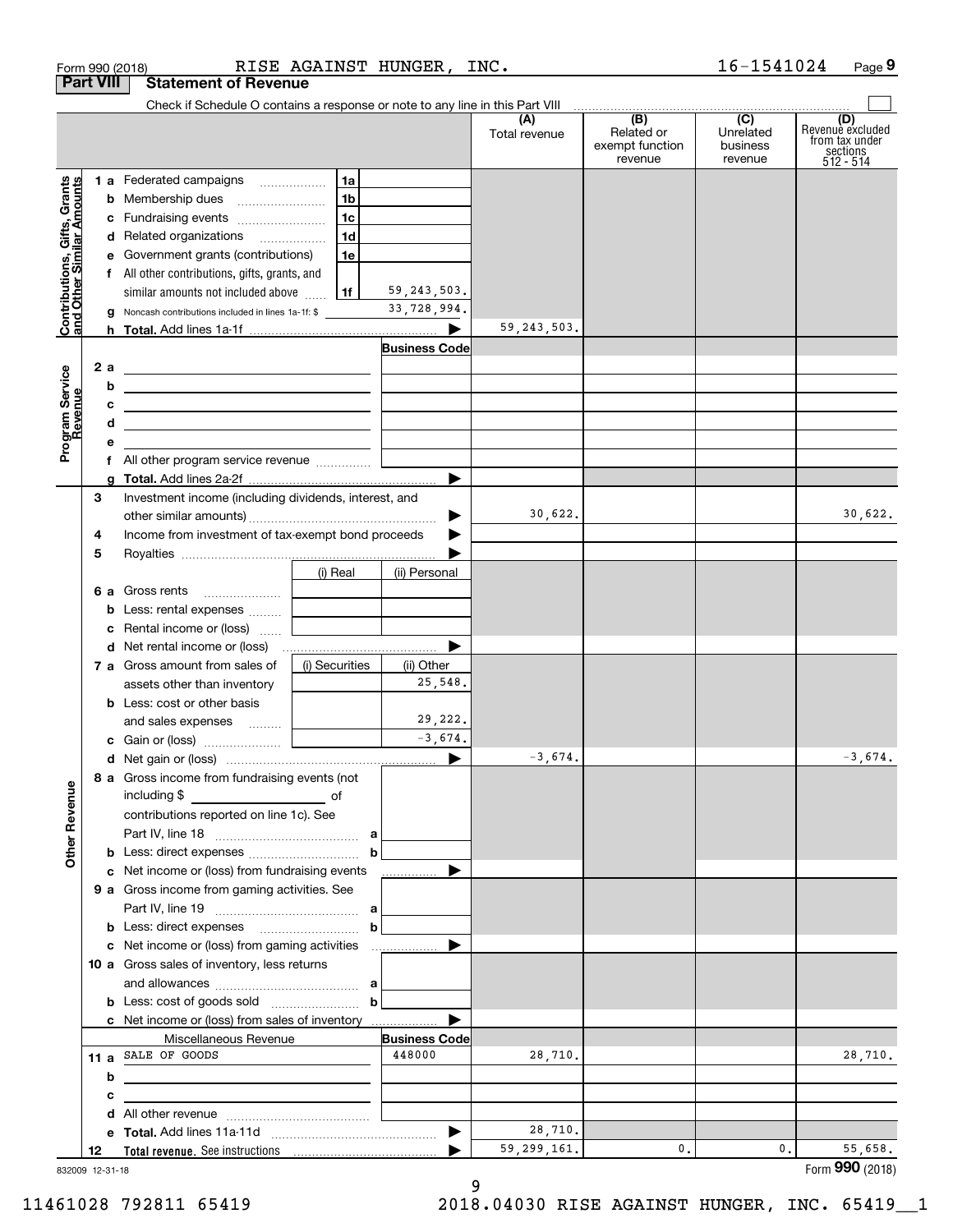Form 990 (2018) RISE AGAINST HUNGER, INC. 16-1541024 Page 9

**Part VIII Statement of Revenue**

Check if Schedule O contains a response or note to any line in this Part VIII

| | | | (A) Total revenue | (B) Related or exempt function revenue | (C) Unrelated business revenue | (D) Revenue excluded from tax under sections 512 - 514 |
|---|---|---|---|---|---|---|
| **Contributions, Gifts, Grants and Other Similar Amounts** | 1a Federated campaigns | 1a | | | | |
| | b Membership dues | 1b | | | | |
| | c Fundraising events | 1c | | | | |
| | d Related organizations | 1d | | | | |
| | e Government grants (contributions) | 1e | | | | |
| | f All other contributions, gifts, grants, and similar amounts not included above | 1f 59,243,503. | | | | |
| | g Noncash contributions included in lines 1a-1f: $ | 33,728,994. | | | | |
| | h **Total.** Add lines 1a-1f | ▶ | 59,243,503. | | | |
| **Program Service Revenue** | | **Business Code** | | | | |
| | 2a | | | | | |
| | b | | | | | |
| | c | | | | | |
| | d | | | | | |
| | e | | | | | |
| | f All other program service revenue | | | | | |
| | g **Total.** Add lines 2a-2f | ▶ | | | | |
| **Other Revenue** | 3 Investment income (including dividends, interest, and other similar amounts) | ▶ | 30,622. | | | 30,622. |
| | 4 Income from investment of tax-exempt bond proceeds | ▶ | | | | |
| | 5 Royalties | ▶ | | | | |
| | | (i) Real / (ii) Personal | | | | |
| | 6a Gross rents | | | | | |
| | b Less: rental expenses | | | | | |
| | c Rental income or (loss) | | | | | |
| | d Net rental income or (loss) | ▶ | | | | |
| | 7a Gross amount from sales of assets other than inventory | (i) Securities: / (ii) Other: 25,548. | | | | |
| | b Less: cost or other basis and sales expenses | (i) Securities: / (ii) Other: 29,222. | | | | |
| | c Gain or (loss) | (i) Securities: / (ii) Other: -3,674. | | | | |
| | d Net gain or (loss) | ▶ | -3,674. | | | -3,674. |
| | 8a Gross income from fundraising events (not including $ of contributions reported on line 1c). See Part IV, line 18 | a | | | | |
| | b Less: direct expenses | b | | | | |
| | c Net income or (loss) from fundraising events | ▶ | | | | |
| | 9a Gross income from gaming activities. See Part IV, line 19 | a | | | | |
| | b Less: direct expenses | b | | | | |
| | c Net income or (loss) from gaming activities | ▶ | | | | |
| | 10a Gross sales of inventory, less returns and allowances | a | | | | |
| | b Less: cost of goods sold | b | | | | |
| | c Net income or (loss) from sales of inventory | ▶ | | | | |
| | Miscellaneous Revenue | **Business Code** | | | | |
| | 11a SALE OF GOODS | 448000 | 28,710. | | | 28,710. |
| | b | | | | | |
| | c | | | | | |
| | d All other revenue | | | | | |
| | e **Total.** Add lines 11a-11d | ▶ | 28,710. | | | |
| | 12 **Total revenue.** See instructions | ▶ | 59,299,161. | 0. | 0. | 55,658. |

832009 12-31-18

Form **990** (2018)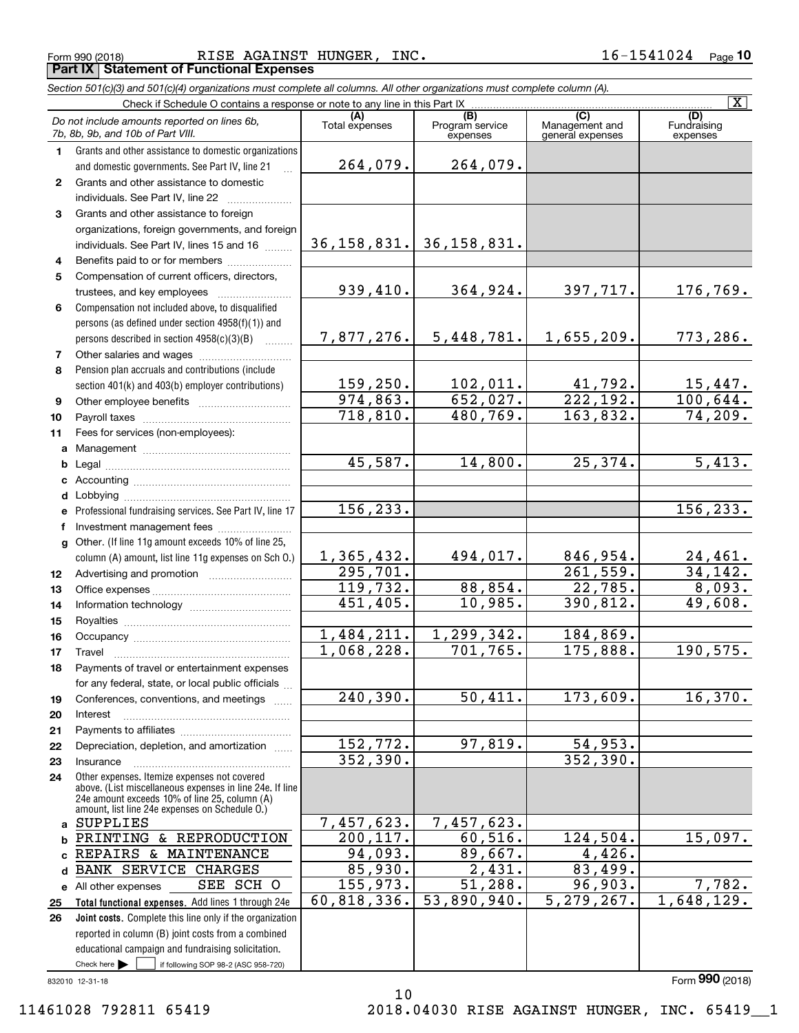Form 990 (2018) RISE AGAINST HUNGER, INC. 16-1541024 Page **10**

## Part IX Statement of Functional Expenses

*Section 501(c)(3) and 501(c)(4) organizations must complete all columns. All other organizations must complete column (A).*

Check if Schedule O contains a response or note to any line in this Part IX [X]

| | *Do not include amounts reported on lines 6b, 7b, 8b, 9b, and 10b of Part VIII.* | (A) Total expenses | (B) Program service expenses | (C) Management and general expenses | (D) Fundraising expenses |
|---|---|---|---|---|---|
| 1 | Grants and other assistance to domestic organizations and domestic governments. See Part IV, line 21 | 264,079. | 264,079. | | |
| 2 | Grants and other assistance to domestic individuals. See Part IV, line 22 | | | | |
| 3 | Grants and other assistance to foreign organizations, foreign governments, and foreign individuals. See Part IV, lines 15 and 16 | 36,158,831. | 36,158,831. | | |
| 4 | Benefits paid to or for members | | | | |
| 5 | Compensation of current officers, directors, trustees, and key employees | 939,410. | 364,924. | 397,717. | 176,769. |
| 6 | Compensation not included above, to disqualified persons (as defined under section 4958(f)(1)) and persons described in section 4958(c)(3)(B) | 7,877,276. | 5,448,781. | 1,655,209. | 773,286. |
| 7 | Other salaries and wages | | | | |
| 8 | Pension plan accruals and contributions (include section 401(k) and 403(b) employer contributions) | 159,250. | 102,011. | 41,792. | 15,447. |
| 9 | Other employee benefits | 974,863. | 652,027. | 222,192. | 100,644. |
| 10 | Payroll taxes | 718,810. | 480,769. | 163,832. | 74,209. |
| 11 | Fees for services (non-employees): | | | | |
| a | Management | | | | |
| b | Legal | 45,587. | 14,800. | 25,374. | 5,413. |
| c | Accounting | | | | |
| d | Lobbying | | | | |
| e | Professional fundraising services. See Part IV, line 17 | 156,233. | | | 156,233. |
| f | Investment management fees | | | | |
| g | Other. (If line 11g amount exceeds 10% of line 25, column (A) amount, list line 11g expenses on Sch O.) | 1,365,432. | 494,017. | 846,954. | 24,461. |
| 12 | Advertising and promotion | 295,701. | | 261,559. | 34,142. |
| 13 | Office expenses | 119,732. | 88,854. | 22,785. | 8,093. |
| 14 | Information technology | 451,405. | 10,985. | 390,812. | 49,608. |
| 15 | Royalties | | | | |
| 16 | Occupancy | 1,484,211. | 1,299,342. | 184,869. | |
| 17 | Travel | 1,068,228. | 701,765. | 175,888. | 190,575. |
| 18 | Payments of travel or entertainment expenses for any federal, state, or local public officials | | | | |
| 19 | Conferences, conventions, and meetings | 240,390. | 50,411. | 173,609. | 16,370. |
| 20 | Interest | | | | |
| 21 | Payments to affiliates | | | | |
| 22 | Depreciation, depletion, and amortization | 152,772. | 97,819. | 54,953. | |
| 23 | Insurance | 352,390. | | 352,390. | |
| 24 | Other expenses. Itemize expenses not covered above. (List miscellaneous expenses in line 24e. If line 24e amount exceeds 10% of line 25, column (A) amount, list line 24e expenses on Schedule O.) | | | | |
| a | SUPPLIES | 7,457,623. | 7,457,623. | | |
| b | PRINTING & REPRODUCTION | 200,117. | 60,516. | 124,504. | 15,097. |
| c | REPAIRS & MAINTENANCE | 94,093. | 89,667. | 4,426. | |
| d | BANK SERVICE CHARGES | 85,930. | 2,431. | 83,499. | |
| e | All other expenses SEE SCH O | 155,973. | 51,288. | 96,903. | 7,782. |
| 25 | **Total functional expenses.** Add lines 1 through 24e | 60,818,336. | 53,890,940. | 5,279,267. | 1,648,129. |
| 26 | **Joint costs.** Complete this line only if the organization reported in column (B) joint costs from a combined educational campaign and fundraising solicitation. Check here [ ] if following SOP 98-2 (ASC 958-720) | | | | |

832010 12-31-18

Form **990** (2018)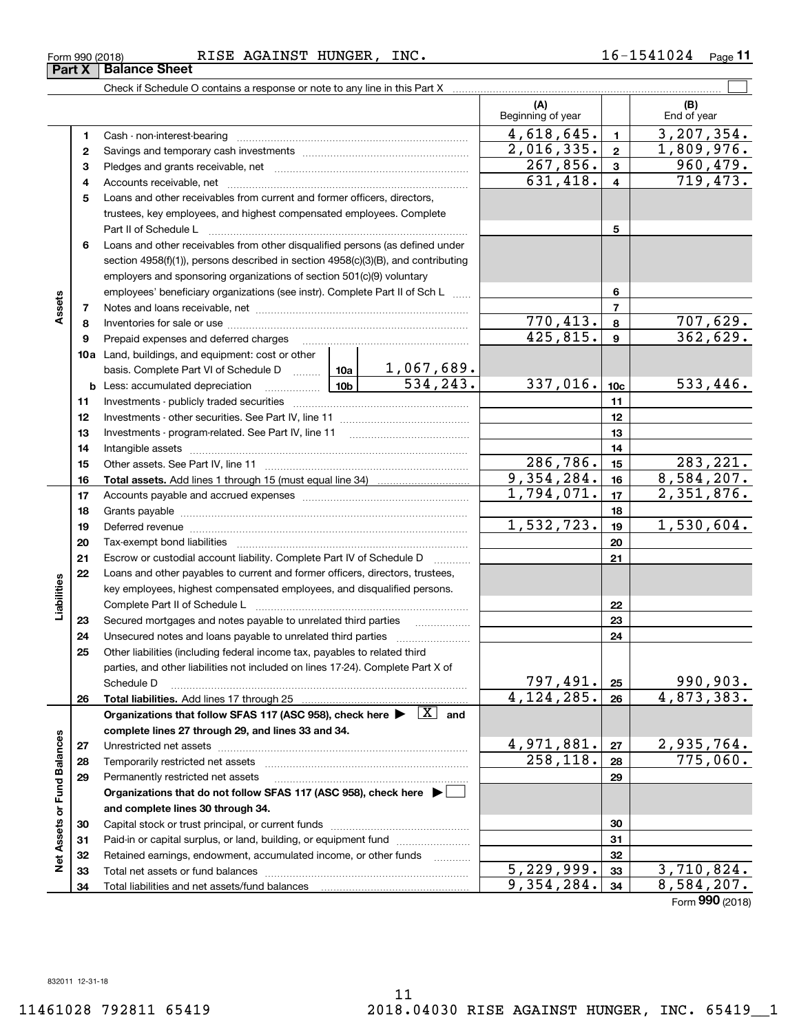Form 990 (2018) RISE AGAINST HUNGER, INC. 16-1541024 Page **11**

## Part X Balance Sheet

Check if Schedule O contains a response or note to any line in this Part X ☐

| | | | | | (A) Beginning of year | | (B) End of year |
|---|---|---|---|---|---|---|---|
| **Assets** | 1 | Cash - non-interest-bearing | | | 4,618,645. | 1 | 3,207,354. |
| | 2 | Savings and temporary cash investments | | | 2,016,335. | 2 | 1,809,976. |
| | 3 | Pledges and grants receivable, net | | | 267,856. | 3 | 960,479. |
| | 4 | Accounts receivable, net | | | 631,418. | 4 | 719,473. |
| | 5 | Loans and other receivables from current and former officers, directors, trustees, key employees, and highest compensated employees. Complete Part II of Schedule L | | | | 5 | |
| | 6 | Loans and other receivables from other disqualified persons (as defined under section 4958(f)(1)), persons described in section 4958(c)(3)(B), and contributing employers and sponsoring organizations of section 501(c)(9) voluntary employees' beneficiary organizations (see instr). Complete Part II of Sch L | | | | 6 | |
| | 7 | Notes and loans receivable, net | | | | 7 | |
| | 8 | Inventories for sale or use | | | 770,413. | 8 | 707,629. |
| | 9 | Prepaid expenses and deferred charges | | | 425,815. | 9 | 362,629. |
| | 10a | Land, buildings, and equipment: cost or other basis. Complete Part VI of Schedule D | 10a | 1,067,689. | | | |
| | b | Less: accumulated depreciation | 10b | 534,243. | 337,016. | 10c | 533,446. |
| | 11 | Investments - publicly traded securities | | | | 11 | |
| | 12 | Investments - other securities. See Part IV, line 11 | | | | 12 | |
| | 13 | Investments - program-related. See Part IV, line 11 | | | | 13 | |
| | 14 | Intangible assets | | | | 14 | |
| | 15 | Other assets. See Part IV, line 11 | | | 286,786. | 15 | 283,221. |
| | 16 | **Total assets.** Add lines 1 through 15 (must equal line 34) | | | 9,354,284. | 16 | 8,584,207. |
| **Liabilities** | 17 | Accounts payable and accrued expenses | | | 1,794,071. | 17 | 2,351,876. |
| | 18 | Grants payable | | | | 18 | |
| | 19 | Deferred revenue | | | 1,532,723. | 19 | 1,530,604. |
| | 20 | Tax-exempt bond liabilities | | | | 20 | |
| | 21 | Escrow or custodial account liability. Complete Part IV of Schedule D | | | | 21 | |
| | 22 | Loans and other payables to current and former officers, directors, trustees, key employees, highest compensated employees, and disqualified persons. Complete Part II of Schedule L | | | | 22 | |
| | 23 | Secured mortgages and notes payable to unrelated third parties | | | | 23 | |
| | 24 | Unsecured notes and loans payable to unrelated third parties | | | | 24 | |
| | 25 | Other liabilities (including federal income tax, payables to related third parties, and other liabilities not included on lines 17-24). Complete Part X of Schedule D | | | 797,491. | 25 | 990,903. |
| | 26 | **Total liabilities.** Add lines 17 through 25 | | | 4,124,285. | 26 | 4,873,383. |
| **Net Assets or Fund Balances** | | **Organizations that follow SFAS 117 (ASC 958), check here ▶ [X] and complete lines 27 through 29, and lines 33 and 34.** | | | | | |
| | 27 | Unrestricted net assets | | | 4,971,881. | 27 | 2,935,764. |
| | 28 | Temporarily restricted net assets | | | 258,118. | 28 | 775,060. |
| | 29 | Permanently restricted net assets | | | | 29 | |
| | | **Organizations that do not follow SFAS 117 (ASC 958), check here ▶ ☐ and complete lines 30 through 34.** | | | | | |
| | 30 | Capital stock or trust principal, or current funds | | | | 30 | |
| | 31 | Paid-in or capital surplus, or land, building, or equipment fund | | | | 31 | |
| | 32 | Retained earnings, endowment, accumulated income, or other funds | | | | 32 | |
| | 33 | Total net assets or fund balances | | | 5,229,999. | 33 | 3,710,824. |
| | 34 | Total liabilities and net assets/fund balances | | | 9,354,284. | 34 | 8,584,207. |

Form **990** (2018)

832011 12-31-18

11461028 792811 65419 2018.04030 RISE AGAINST HUNGER, INC. 65419__1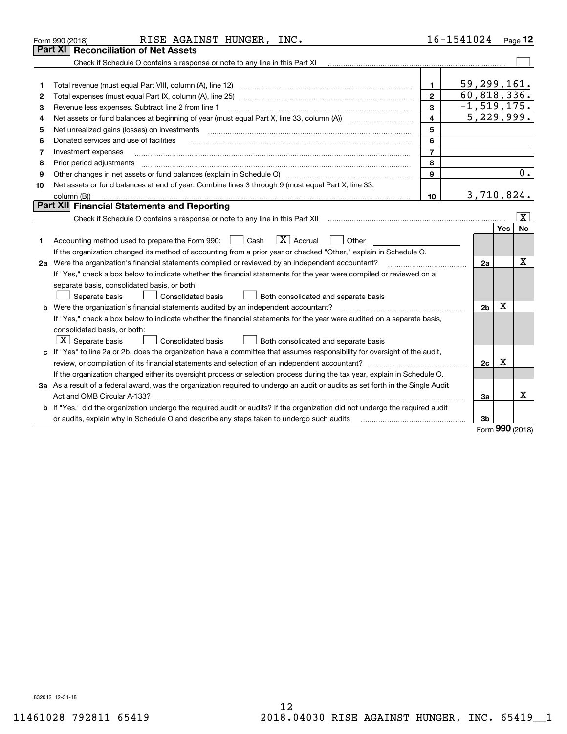Form 990 (2018) RISE AGAINST HUNGER, INC. 16-1541024 Page **12**

## Part XI Reconciliation of Net Assets

Check if Schedule O contains a response or note to any line in this Part XI ☐

| | | | |
|---|---|---|---|
| 1 | Total revenue (must equal Part VIII, column (A), line 12) | 1 | 59,299,161. |
| 2 | Total expenses (must equal Part IX, column (A), line 25) | 2 | 60,818,336. |
| 3 | Revenue less expenses. Subtract line 2 from line 1 | 3 | -1,519,175. |
| 4 | Net assets or fund balances at beginning of year (must equal Part X, line 33, column (A)) | 4 | 5,229,999. |
| 5 | Net unrealized gains (losses) on investments | 5 | |
| 6 | Donated services and use of facilities | 6 | |
| 7 | Investment expenses | 7 | |
| 8 | Prior period adjustments | 8 | |
| 9 | Other changes in net assets or fund balances (explain in Schedule O) | 9 | 0. |
| 10 | Net assets or fund balances at end of year. Combine lines 3 through 9 (must equal Part X, line 33, column (B)) | 10 | 3,710,824. |

## Part XII Financial Statements and Reporting

Check if Schedule O contains a response or note to any line in this Part XII ☒

| | | | Yes | No |
|---|---|---|---|---|
| 1 | Accounting method used to prepare the Form 990: ☐ Cash ☒ Accrual ☐ Other<br>If the organization changed its method of accounting from a prior year or checked "Other," explain in Schedule O. | | | |
| 2a | Were the organization's financial statements compiled or reviewed by an independent accountant?<br>If "Yes," check a box below to indicate whether the financial statements for the year were compiled or reviewed on a separate basis, consolidated basis, or both:<br>☐ Separate basis ☐ Consolidated basis ☐ Both consolidated and separate basis | 2a | | X |
| b | Were the organization's financial statements audited by an independent accountant?<br>If "Yes," check a box below to indicate whether the financial statements for the year were audited on a separate basis, consolidated basis, or both:<br>☒ Separate basis ☐ Consolidated basis ☐ Both consolidated and separate basis | 2b | X | |
| c | If "Yes" to line 2a or 2b, does the organization have a committee that assumes responsibility for oversight of the audit, review, or compilation of its financial statements and selection of an independent accountant?<br>If the organization changed either its oversight process or selection process during the tax year, explain in Schedule O. | 2c | X | |
| 3a | As a result of a federal award, was the organization required to undergo an audit or audits as set forth in the Single Audit Act and OMB Circular A-133? | 3a | | X |
| b | If "Yes," did the organization undergo the required audit or audits? If the organization did not undergo the required audit or audits, explain why in Schedule O and describe any steps taken to undergo such audits | 3b | | |

Form **990** (2018)

832012 12-31-18

11461028 792811 65419 2018.04030 RISE AGAINST HUNGER, INC. 65419__1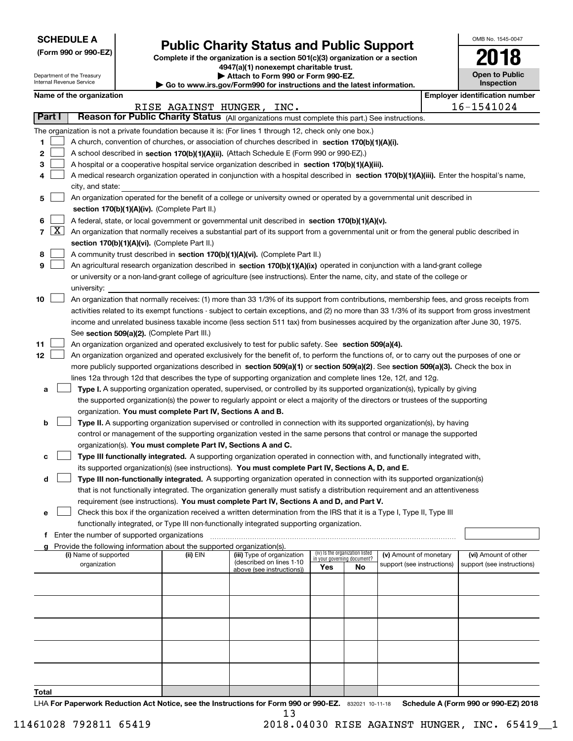**SCHEDULE A**
**(Form 990 or 990-EZ)**

Department of the Treasury
Internal Revenue Service

# Public Charity Status and Public Support

**Complete if the organization is a section 501(c)(3) organization or a section 4947(a)(1) nonexempt charitable trust.**
**▶ Attach to Form 990 or Form 990-EZ.**
**▶ Go to www.irs.gov/Form990 for instructions and the latest information.**

OMB No. 1545-0047
**2018**
**Open to Public Inspection**

**Name of the organization:** RISE AGAINST HUNGER, INC.
**Employer identification number:** 16-1541024

## Part I — Reason for Public Charity Status (All organizations must complete this part.) See instructions.

The organization is not a private foundation because it is: (For lines 1 through 12, check only one box.)

1. [ ] A church, convention of churches, or association of churches described in **section 170(b)(1)(A)(i).**
2. [ ] A school described in **section 170(b)(1)(A)(ii).** (Attach Schedule E (Form 990 or 990-EZ).)
3. [ ] A hospital or a cooperative hospital service organization described in **section 170(b)(1)(A)(iii).**
4. [ ] A medical research organization operated in conjunction with a hospital described in **section 170(b)(1)(A)(iii).** Enter the hospital's name, city, and state:
5. [ ] An organization operated for the benefit of a college or university owned or operated by a governmental unit described in **section 170(b)(1)(A)(iv).** (Complete Part II.)
6. [ ] A federal, state, or local government or governmental unit described in **section 170(b)(1)(A)(v).**
7. [X] An organization that normally receives a substantial part of its support from a governmental unit or from the general public described in **section 170(b)(1)(A)(vi).** (Complete Part II.)
8. [ ] A community trust described in **section 170(b)(1)(A)(vi).** (Complete Part II.)
9. [ ] An agricultural research organization described in **section 170(b)(1)(A)(ix)** operated in conjunction with a land-grant college or university or a non-land-grant college of agriculture (see instructions). Enter the name, city, and state of the college or university:
10. [ ] An organization that normally receives: (1) more than 33 1/3% of its support from contributions, membership fees, and gross receipts from activities related to its exempt functions - subject to certain exceptions, and (2) no more than 33 1/3% of its support from gross investment income and unrelated business taxable income (less section 511 tax) from businesses acquired by the organization after June 30, 1975. See **section 509(a)(2).** (Complete Part III.)
11. [ ] An organization organized and operated exclusively to test for public safety. See **section 509(a)(4).**
12. [ ] An organization organized and operated exclusively for the benefit of, to perform the functions of, or to carry out the purposes of one or more publicly supported organizations described in **section 509(a)(1)** or **section 509(a)(2)**. See **section 509(a)(3).** Check the box in lines 12a through 12d that describes the type of supporting organization and complete lines 12e, 12f, and 12g.
   - a [ ] **Type I.** A supporting organization operated, supervised, or controlled by its supported organization(s), typically by giving the supported organization(s) the power to regularly appoint or elect a majority of the directors or trustees of the supporting organization. **You must complete Part IV, Sections A and B.**
   - b [ ] **Type II.** A supporting organization supervised or controlled in connection with its supported organization(s), by having control or management of the supporting organization vested in the same persons that control or manage the supported organization(s). **You must complete Part IV, Sections A and C.**
   - c [ ] **Type III functionally integrated.** A supporting organization operated in connection with, and functionally integrated with, its supported organization(s) (see instructions). **You must complete Part IV, Sections A, D, and E.**
   - d [ ] **Type III non-functionally integrated.** A supporting organization operated in connection with its supported organization(s) that is not functionally integrated. The organization generally must satisfy a distribution requirement and an attentiveness requirement (see instructions). **You must complete Part IV, Sections A and D, and Part V.**
   - e [ ] Check this box if the organization received a written determination from the IRS that it is a Type I, Type II, Type III functionally integrated, or Type III non-functionally integrated supporting organization.
   - f Enter the number of supported organizations
   - g Provide the following information about the supported organization(s).

| (i) Name of supported organization | (ii) EIN | (iii) Type of organization (described on lines 1-10 above (see instructions)) | (iv) Is the organization listed in your governing document? Yes | No | (v) Amount of monetary support (see instructions) | (vi) Amount of other support (see instructions) |
|---|---|---|---|---|---|---|
| | | | | | | |
| | | | | | | |
| | | | | | | |
| | | | | | | |
| | | | | | | |
| **Total** | | | | | | |

LHA **For Paperwork Reduction Act Notice, see the Instructions for Form 990 or 990-EZ.** 832021 10-11-18 **Schedule A (Form 990 or 990-EZ) 2018**

11461028 792811 65419 2018.04030 RISE AGAINST HUNGER, INC. 65419__1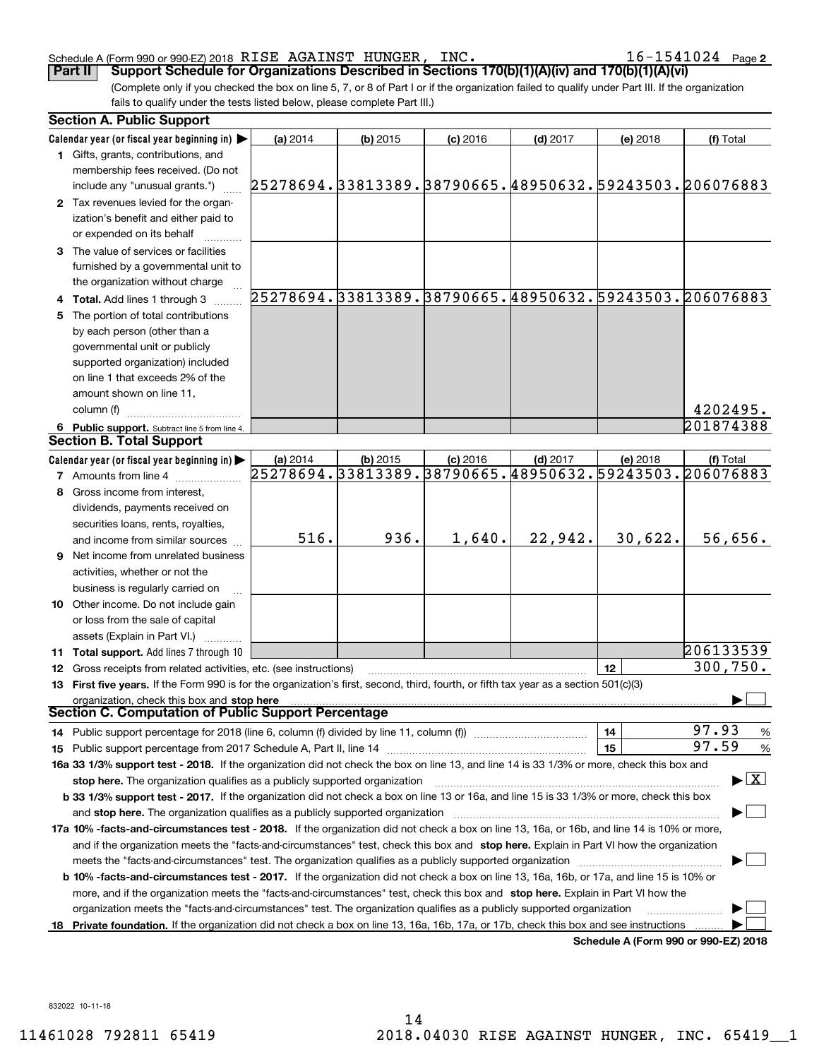Schedule A (Form 990 or 990-EZ) 2018 RISE AGAINST HUNGER, INC. 16-1541024 Page 2

**Part II Support Schedule for Organizations Described in Sections 170(b)(1)(A)(iv) and 170(b)(1)(A)(vi)**

(Complete only if you checked the box on line 5, 7, or 8 of Part I or if the organization failed to qualify under Part III. If the organization fails to qualify under the tests listed below, please complete Part III.)

### Section A. Public Support

| Calendar year (or fiscal year beginning in) ▶ | (a) 2014 | (b) 2015 | (c) 2016 | (d) 2017 | (e) 2018 | (f) Total |
|---|---|---|---|---|---|---|
| 1 Gifts, grants, contributions, and membership fees received. (Do not include any "unusual grants.") | 25278694. | 33813389. | 38790665. | 48950632. | 59243503. | 206076883 |
| 2 Tax revenues levied for the organization's benefit and either paid to or expended on its behalf | | | | | | |
| 3 The value of services or facilities furnished by a governmental unit to the organization without charge | | | | | | |
| 4 Total. Add lines 1 through 3 | 25278694. | 33813389. | 38790665. | 48950632. | 59243503. | 206076883 |
| 5 The portion of total contributions by each person (other than a governmental unit or publicly supported organization) included on line 1 that exceeds 2% of the amount shown on line 11, column (f) | | | | | | 4202495. |
| 6 Public support. Subtract line 5 from line 4. | | | | | | 201874388 |

### Section B. Total Support

| Calendar year (or fiscal year beginning in) ▶ | (a) 2014 | (b) 2015 | (c) 2016 | (d) 2017 | (e) 2018 | (f) Total |
|---|---|---|---|---|---|---|
| 7 Amounts from line 4 | 25278694. | 33813389. | 38790665. | 48950632. | 59243503. | 206076883 |
| 8 Gross income from interest, dividends, payments received on securities loans, rents, royalties, and income from similar sources | 516. | 936. | 1,640. | 22,942. | 30,622. | 56,656. |
| 9 Net income from unrelated business activities, whether or not the business is regularly carried on | | | | | | |
| 10 Other income. Do not include gain or loss from the sale of capital assets (Explain in Part VI.) | | | | | | |
| 11 Total support. Add lines 7 through 10 | | | | | | 206133539 |

12 Gross receipts from related activities, etc. (see instructions) — 12 — 300,750.

13 **First five years.** If the Form 990 is for the organization's first, second, third, fourth, or fifth tax year as a section 501(c)(3) organization, check this box and **stop here** ▶ ☐

### Section C. Computation of Public Support Percentage

14 Public support percentage for 2018 (line 6, column (f) divided by line 11, column (f)) — 14 — 97.93 %

15 Public support percentage from 2017 Schedule A, Part II, line 14 — 15 — 97.59 %

**16a 33 1/3% support test - 2018.** If the organization did not check the box on line 13, and line 14 is 33 1/3% or more, check this box and **stop here.** The organization qualifies as a publicly supported organization ▶ ☒

**b 33 1/3% support test - 2017.** If the organization did not check a box on line 13 or 16a, and line 15 is 33 1/3% or more, check this box and **stop here.** The organization qualifies as a publicly supported organization ▶ ☐

**17a 10% -facts-and-circumstances test - 2018.** If the organization did not check a box on line 13, 16a, or 16b, and line 14 is 10% or more, and if the organization meets the "facts-and-circumstances" test, check this box and **stop here.** Explain in Part VI how the organization meets the "facts-and-circumstances" test. The organization qualifies as a publicly supported organization ▶ ☐

**b 10% -facts-and-circumstances test - 2017.** If the organization did not check a box on line 13, 16a, 16b, or 17a, and line 15 is 10% or more, and if the organization meets the "facts-and-circumstances" test, check this box and **stop here.** Explain in Part VI how the organization meets the "facts-and-circumstances" test. The organization qualifies as a publicly supported organization ▶ ☐

**18 Private foundation.** If the organization did not check a box on line 13, 16a, 16b, 17a, or 17b, check this box and see instructions ▶ ☐

**Schedule A (Form 990 or 990-EZ) 2018**

832022 10-11-18

11461028 792811 65419 2018.04030 RISE AGAINST HUNGER, INC. 65419__1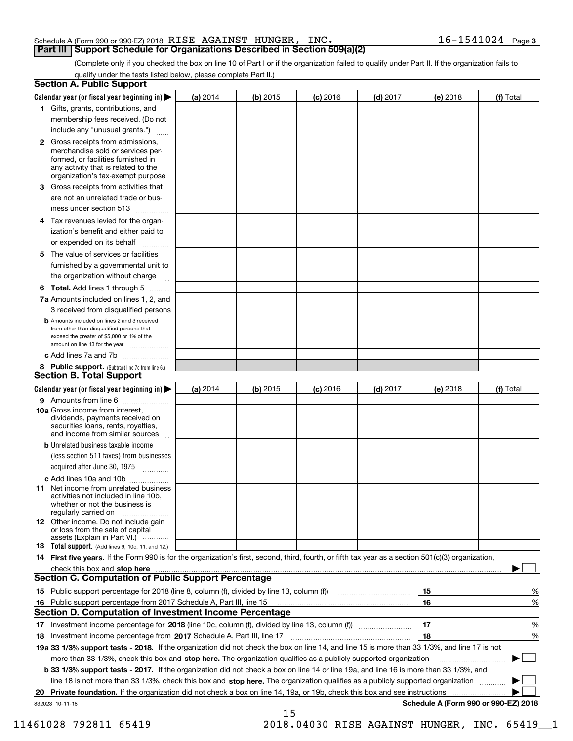Schedule A (Form 990 or 990-EZ) 2018 RISE AGAINST HUNGER, INC. 16-1541024 Page 3

## Part III Support Schedule for Organizations Described in Section 509(a)(2)

(Complete only if you checked the box on line 10 of Part I or if the organization failed to qualify under Part II. If the organization fails to qualify under the tests listed below, please complete Part II.)

### Section A. Public Support

| Calendar year (or fiscal year beginning in) ▶ | (a) 2014 | (b) 2015 | (c) 2016 | (d) 2017 | (e) 2018 | (f) Total |
|---|---|---|---|---|---|---|
| 1 Gifts, grants, contributions, and membership fees received. (Do not include any "unusual grants.") | | | | | | |
| 2 Gross receipts from admissions, merchandise sold or services performed, or facilities furnished in any activity that is related to the organization's tax-exempt purpose | | | | | | |
| 3 Gross receipts from activities that are not an unrelated trade or business under section 513 | | | | | | |
| 4 Tax revenues levied for the organization's benefit and either paid to or expended on its behalf | | | | | | |
| 5 The value of services or facilities furnished by a governmental unit to the organization without charge | | | | | | |
| 6 Total. Add lines 1 through 5 | | | | | | |
| 7a Amounts included on lines 1, 2, and 3 received from disqualified persons | | | | | | |
| b Amounts included on lines 2 and 3 received from other than disqualified persons that exceed the greater of $5,000 or 1% of the amount on line 13 for the year | | | | | | |
| c Add lines 7a and 7b | | | | | | |
| 8 Public support. (Subtract line 7c from line 6.) | | | | | | |

### Section B. Total Support

| Calendar year (or fiscal year beginning in) ▶ | (a) 2014 | (b) 2015 | (c) 2016 | (d) 2017 | (e) 2018 | (f) Total |
|---|---|---|---|---|---|---|
| 9 Amounts from line 6 | | | | | | |
| 10a Gross income from interest, dividends, payments received on securities loans, rents, royalties, and income from similar sources | | | | | | |
| b Unrelated business taxable income (less section 511 taxes) from businesses acquired after June 30, 1975 | | | | | | |
| c Add lines 10a and 10b | | | | | | |
| 11 Net income from unrelated business activities not included in line 10b, whether or not the business is regularly carried on | | | | | | |
| 12 Other income. Do not include gain or loss from the sale of capital assets (Explain in Part VI.) | | | | | | |
| 13 Total support. (Add lines 9, 10c, 11, and 12.) | | | | | | |

**14 First five years.** If the Form 990 is for the organization's first, second, third, fourth, or fifth tax year as a section 501(c)(3) organization, check this box and **stop here** ▶ ☐

### Section C. Computation of Public Support Percentage

| | | | |
|---|---|---|---|
| 15 | Public support percentage for 2018 (line 8, column (f), divided by line 13, column (f)) | 15 | % |
| 16 | Public support percentage from 2017 Schedule A, Part III, line 15 | 16 | % |

### Section D. Computation of Investment Income Percentage

| | | | |
|---|---|---|---|
| 17 | Investment income percentage for **2018** (line 10c, column (f), divided by line 13, column (f)) | 17 | % |
| 18 | Investment income percentage from **2017** Schedule A, Part III, line 17 | 18 | % |

**19a 33 1/3% support tests - 2018.** If the organization did not check the box on line 14, and line 15 is more than 33 1/3%, and line 17 is not more than 33 1/3%, check this box and **stop here.** The organization qualifies as a publicly supported organization ▶ ☐

**b 33 1/3% support tests - 2017.** If the organization did not check a box on line 14 or line 19a, and line 16 is more than 33 1/3%, and line 18 is not more than 33 1/3%, check this box and **stop here.** The organization qualifies as a publicly supported organization ▶ ☐

**20 Private foundation.** If the organization did not check a box on line 14, 19a, or 19b, check this box and see instructions ▶ ☐

832023 10-11-18

**Schedule A (Form 990 or 990-EZ) 2018**

11461028 792811 65419 2018.04030 RISE AGAINST HUNGER, INC. 65419__1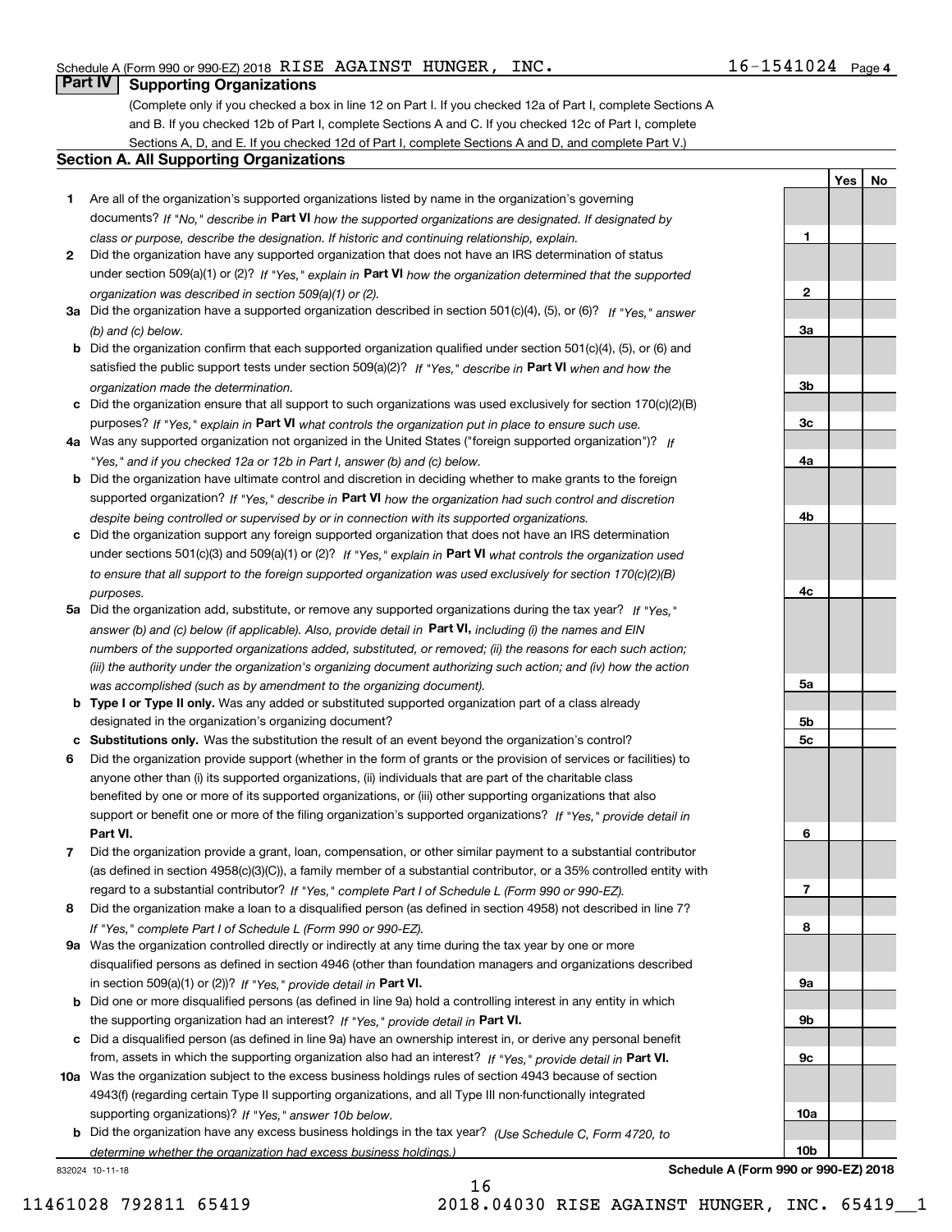Schedule A (Form 990 or 990-EZ) 2018 RISE AGAINST HUNGER, INC. 16-1541024 Page 4

## Part IV Supporting Organizations

(Complete only if you checked a box in line 12 on Part I. If you checked 12a of Part I, complete Sections A and B. If you checked 12b of Part I, complete Sections A and C. If you checked 12c of Part I, complete Sections A, D, and E. If you checked 12d of Part I, complete Sections A and D, and complete Part V.)

### Section A. All Supporting Organizations

| | | | Yes | No |
|---|---|---|---|---|
| 1 | Are all of the organization's supported organizations listed by name in the organization's governing documents? *If "No," describe in* **Part VI** *how the supported organizations are designated. If designated by class or purpose, describe the designation. If historic and continuing relationship, explain.* | 1 | | |
| 2 | Did the organization have any supported organization that does not have an IRS determination of status under section 509(a)(1) or (2)? *If "Yes," explain in* **Part VI** *how the organization determined that the supported organization was described in section 509(a)(1) or (2).* | 2 | | |
| 3a | Did the organization have a supported organization described in section 501(c)(4), (5), or (6)? *If "Yes," answer (b) and (c) below.* | 3a | | |
| b | Did the organization confirm that each supported organization qualified under section 501(c)(4), (5), or (6) and satisfied the public support tests under section 509(a)(2)? *If "Yes," describe in* **Part VI** *when and how the organization made the determination.* | 3b | | |
| c | Did the organization ensure that all support to such organizations was used exclusively for section 170(c)(2)(B) purposes? *If "Yes," explain in* **Part VI** *what controls the organization put in place to ensure such use.* | 3c | | |
| 4a | Was any supported organization not organized in the United States ("foreign supported organization")? *If "Yes," and if you checked 12a or 12b in Part I, answer (b) and (c) below.* | 4a | | |
| b | Did the organization have ultimate control and discretion in deciding whether to make grants to the foreign supported organization? *If "Yes," describe in* **Part VI** *how the organization had such control and discretion despite being controlled or supervised by or in connection with its supported organizations.* | 4b | | |
| c | Did the organization support any foreign supported organization that does not have an IRS determination under sections 501(c)(3) and 509(a)(1) or (2)? *If "Yes," explain in* **Part VI** *what controls the organization used to ensure that all support to the foreign supported organization was used exclusively for section 170(c)(2)(B) purposes.* | 4c | | |
| 5a | Did the organization add, substitute, or remove any supported organizations during the tax year? *If "Yes," answer (b) and (c) below (if applicable). Also, provide detail in* **Part VI,** *including (i) the names and EIN numbers of the supported organizations added, substituted, or removed; (ii) the reasons for each such action; (iii) the authority under the organization's organizing document authorizing such action; and (iv) how the action was accomplished (such as by amendment to the organizing document).* | 5a | | |
| b | **Type I or Type II only.** Was any added or substituted supported organization part of a class already designated in the organization's organizing document? | 5b | | |
| c | **Substitutions only.** Was the substitution the result of an event beyond the organization's control? | 5c | | |
| 6 | Did the organization provide support (whether in the form of grants or the provision of services or facilities) to anyone other than (i) its supported organizations, (ii) individuals that are part of the charitable class benefited by one or more of its supported organizations, or (iii) other supporting organizations that also support or benefit one or more of the filing organization's supported organizations? *If "Yes," provide detail in* **Part VI.** | 6 | | |
| 7 | Did the organization provide a grant, loan, compensation, or other similar payment to a substantial contributor (as defined in section 4958(c)(3)(C)), a family member of a substantial contributor, or a 35% controlled entity with regard to a substantial contributor? *If "Yes," complete Part I of Schedule L (Form 990 or 990-EZ).* | 7 | | |
| 8 | Did the organization make a loan to a disqualified person (as defined in section 4958) not described in line 7? *If "Yes," complete Part I of Schedule L (Form 990 or 990-EZ).* | 8 | | |
| 9a | Was the organization controlled directly or indirectly at any time during the tax year by one or more disqualified persons as defined in section 4946 (other than foundation managers and organizations described in section 509(a)(1) or (2))? *If "Yes," provide detail in* **Part VI.** | 9a | | |
| b | Did one or more disqualified persons (as defined in line 9a) hold a controlling interest in any entity in which the supporting organization had an interest? *If "Yes," provide detail in* **Part VI.** | 9b | | |
| c | Did a disqualified person (as defined in line 9a) have an ownership interest in, or derive any personal benefit from, assets in which the supporting organization also had an interest? *If "Yes," provide detail in* **Part VI.** | 9c | | |
| 10a | Was the organization subject to the excess business holdings rules of section 4943 because of section 4943(f) (regarding certain Type II supporting organizations, and all Type III non-functionally integrated supporting organizations)? *If "Yes," answer 10b below.* | 10a | | |
| b | Did the organization have any excess business holdings in the tax year? *(Use Schedule C, Form 4720, to determine whether the organization had excess business holdings.)* | 10b | | |

832024 10-11-18

**Schedule A (Form 990 or 990-EZ) 2018**

11461028 792811 65419 2018.04030 RISE AGAINST HUNGER, INC. 65419__1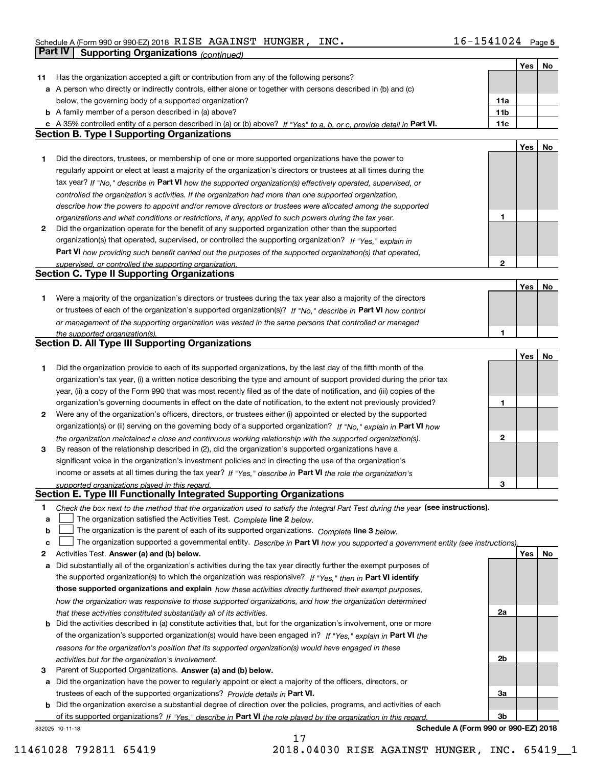Schedule A (Form 990 or 990-EZ) 2018 RISE AGAINST HUNGER, INC. 16-1541024 Page 5

## Part IV Supporting Organizations *(continued)*

| | | | Yes | No |
|---|---|---|---|---|
| **11** | Has the organization accepted a gift or contribution from any of the following persons? | | | |
| **a** | A person who directly or indirectly controls, either alone or together with persons described in (b) and (c) below, the governing body of a supported organization? | **11a** | | |
| **b** | A family member of a person described in (a) above? | **11b** | | |
| **c** | A 35% controlled entity of a person described in (a) or (b) above? *If "Yes" to a, b, or c, provide detail in* **Part VI.** | **11c** | | |

### Section B. Type I Supporting Organizations

| | | | Yes | No |
|---|---|---|---|---|
| **1** | Did the directors, trustees, or membership of one or more supported organizations have the power to regularly appoint or elect at least a majority of the organization's directors or trustees at all times during the tax year? *If "No," describe in* **Part VI** *how the supported organization(s) effectively operated, supervised, or controlled the organization's activities. If the organization had more than one supported organization, describe how the powers to appoint and/or remove directors or trustees were allocated among the supported organizations and what conditions or restrictions, if any, applied to such powers during the tax year.* | **1** | | |
| **2** | Did the organization operate for the benefit of any supported organization other than the supported organization(s) that operated, supervised, or controlled the supporting organization? *If "Yes," explain in* **Part VI** *how providing such benefit carried out the purposes of the supported organization(s) that operated, supervised, or controlled the supporting organization.* | **2** | | |

### Section C. Type II Supporting Organizations

| | | | Yes | No |
|---|---|---|---|---|
| **1** | Were a majority of the organization's directors or trustees during the tax year also a majority of the directors or trustees of each of the organization's supported organization(s)? *If "No," describe in* **Part VI** *how control or management of the supporting organization was vested in the same persons that controlled or managed the supported organization(s).* | **1** | | |

### Section D. All Type III Supporting Organizations

| | | | Yes | No |
|---|---|---|---|---|
| **1** | Did the organization provide to each of its supported organizations, by the last day of the fifth month of the organization's tax year, (i) a written notice describing the type and amount of support provided during the prior tax year, (ii) a copy of the Form 990 that was most recently filed as of the date of notification, and (iii) copies of the organization's governing documents in effect on the date of notification, to the extent not previously provided? | **1** | | |
| **2** | Were any of the organization's officers, directors, or trustees either (i) appointed or elected by the supported organization(s) or (ii) serving on the governing body of a supported organization? *If "No," explain in* **Part VI** *how the organization maintained a close and continuous working relationship with the supported organization(s).* | **2** | | |
| **3** | By reason of the relationship described in (2), did the organization's supported organizations have a significant voice in the organization's investment policies and in directing the use of the organization's income or assets at all times during the tax year? *If "Yes," describe in* **Part VI** *the role the organization's supported organizations played in this regard.* | **3** | | |

### Section E. Type III Functionally Integrated Supporting Organizations

**1** *Check the box next to the method that the organization used to satisfy the Integral Part Test during the year* **(see instructions).**

**a** ☐ The organization satisfied the Activities Test. *Complete* **line 2** *below.*

**b** ☐ The organization is the parent of each of its supported organizations. *Complete* **line 3** *below.*

**c** ☐ The organization supported a governmental entity. *Describe in* **Part VI** *how you supported a government entity (see instructions).*

| | | | Yes | No |
|---|---|---|---|---|
| **2** | Activities Test. **Answer (a) and (b) below.** | | | |
| **a** | Did substantially all of the organization's activities during the tax year directly further the exempt purposes of the supported organization(s) to which the organization was responsive? *If "Yes," then in* **Part VI identify those supported organizations and explain** *how these activities directly furthered their exempt purposes, how the organization was responsive to those supported organizations, and how the organization determined that these activities constituted substantially all of its activities.* | **2a** | | |
| **b** | Did the activities described in (a) constitute activities that, but for the organization's involvement, one or more of the organization's supported organization(s) would have been engaged in? *If "Yes," explain in* **Part VI** *the reasons for the organization's position that its supported organization(s) would have engaged in these activities but for the organization's involvement.* | **2b** | | |
| **3** | Parent of Supported Organizations. **Answer (a) and (b) below.** | | | |
| **a** | Did the organization have the power to regularly appoint or elect a majority of the officers, directors, or trustees of each of the supported organizations? *Provide details in* **Part VI.** | **3a** | | |
| **b** | Did the organization exercise a substantial degree of direction over the policies, programs, and activities of each of its supported organizations? *If "Yes," describe in* **Part VI** *the role played by the organization in this regard.* | **3b** | | |

832025 10-11-18 **Schedule A (Form 990 or 990-EZ) 2018**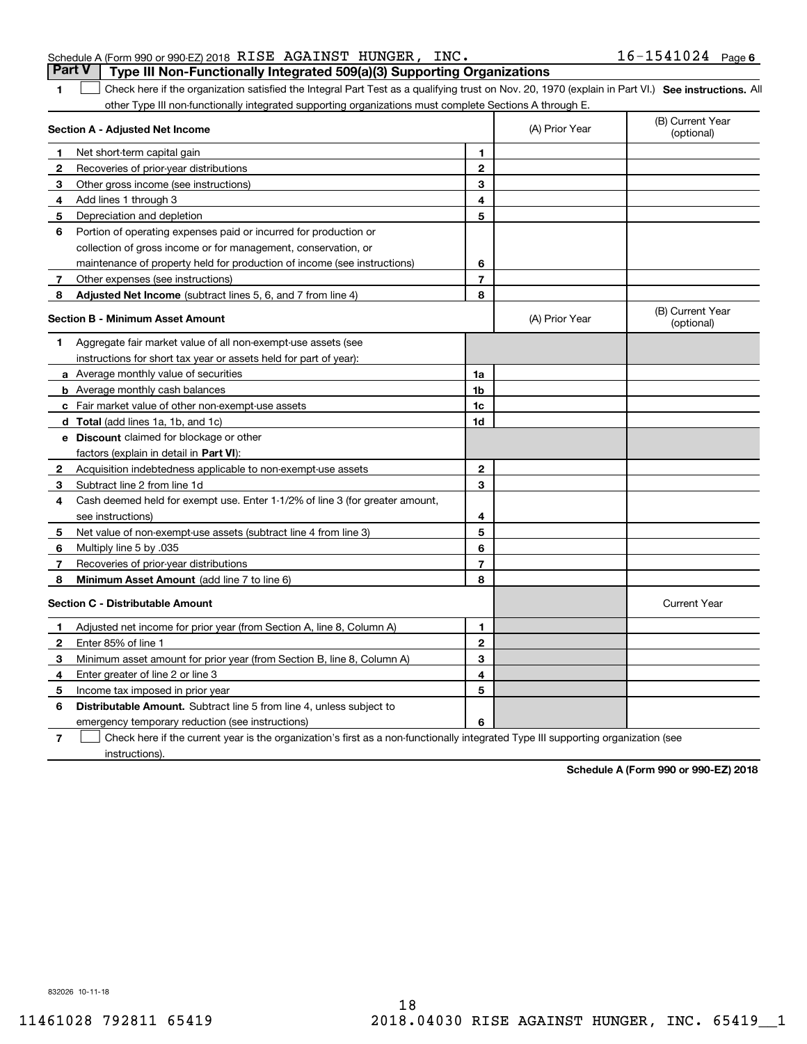Schedule A (Form 990 or 990-EZ) 2018 RISE AGAINST HUNGER, INC. 16-1541024 Page 6

## Part V Type III Non-Functionally Integrated 509(a)(3) Supporting Organizations

1 ☐ Check here if the organization satisfied the Integral Part Test as a qualifying trust on Nov. 20, 1970 (explain in Part VI.) **See instructions.** All other Type III non-functionally integrated supporting organizations must complete Sections A through E.

| **Section A - Adjusted Net Income** | | | (A) Prior Year | (B) Current Year (optional) |
|---|---|---|---|---|
| 1 | Net short-term capital gain | 1 | | |
| 2 | Recoveries of prior-year distributions | 2 | | |
| 3 | Other gross income (see instructions) | 3 | | |
| 4 | Add lines 1 through 3 | 4 | | |
| 5 | Depreciation and depletion | 5 | | |
| 6 | Portion of operating expenses paid or incurred for production or collection of gross income or for management, conservation, or maintenance of property held for production of income (see instructions) | 6 | | |
| 7 | Other expenses (see instructions) | 7 | | |
| 8 | **Adjusted Net Income** (subtract lines 5, 6, and 7 from line 4) | 8 | | |

| **Section B - Minimum Asset Amount** | | | (A) Prior Year | (B) Current Year (optional) |
|---|---|---|---|---|
| 1 | Aggregate fair market value of all non-exempt-use assets (see instructions for short tax year or assets held for part of year): | | | |
| a | Average monthly value of securities | 1a | | |
| b | Average monthly cash balances | 1b | | |
| c | Fair market value of other non-exempt-use assets | 1c | | |
| d | **Total** (add lines 1a, 1b, and 1c) | 1d | | |
| e | **Discount** claimed for blockage or other factors (explain in detail in **Part VI**): | | | |
| 2 | Acquisition indebtedness applicable to non-exempt-use assets | 2 | | |
| 3 | Subtract line 2 from line 1d | 3 | | |
| 4 | Cash deemed held for exempt use. Enter 1-1/2% of line 3 (for greater amount, see instructions) | 4 | | |
| 5 | Net value of non-exempt-use assets (subtract line 4 from line 3) | 5 | | |
| 6 | Multiply line 5 by .035 | 6 | | |
| 7 | Recoveries of prior-year distributions | 7 | | |
| 8 | **Minimum Asset Amount** (add line 7 to line 6) | 8 | | |

| **Section C - Distributable Amount** | | | | Current Year |
|---|---|---|---|---|
| 1 | Adjusted net income for prior year (from Section A, line 8, Column A) | 1 | | |
| 2 | Enter 85% of line 1 | 2 | | |
| 3 | Minimum asset amount for prior year (from Section B, line 8, Column A) | 3 | | |
| 4 | Enter greater of line 2 or line 3 | 4 | | |
| 5 | Income tax imposed in prior year | 5 | | |
| 6 | **Distributable Amount.** Subtract line 5 from line 4, unless subject to emergency temporary reduction (see instructions) | 6 | | |

7 ☐ Check here if the current year is the organization's first as a non-functionally integrated Type III supporting organization (see instructions).

**Schedule A (Form 990 or 990-EZ) 2018**

832026 10-11-18

11461028 792811 65419 2018.04030 RISE AGAINST HUNGER, INC. 65419__1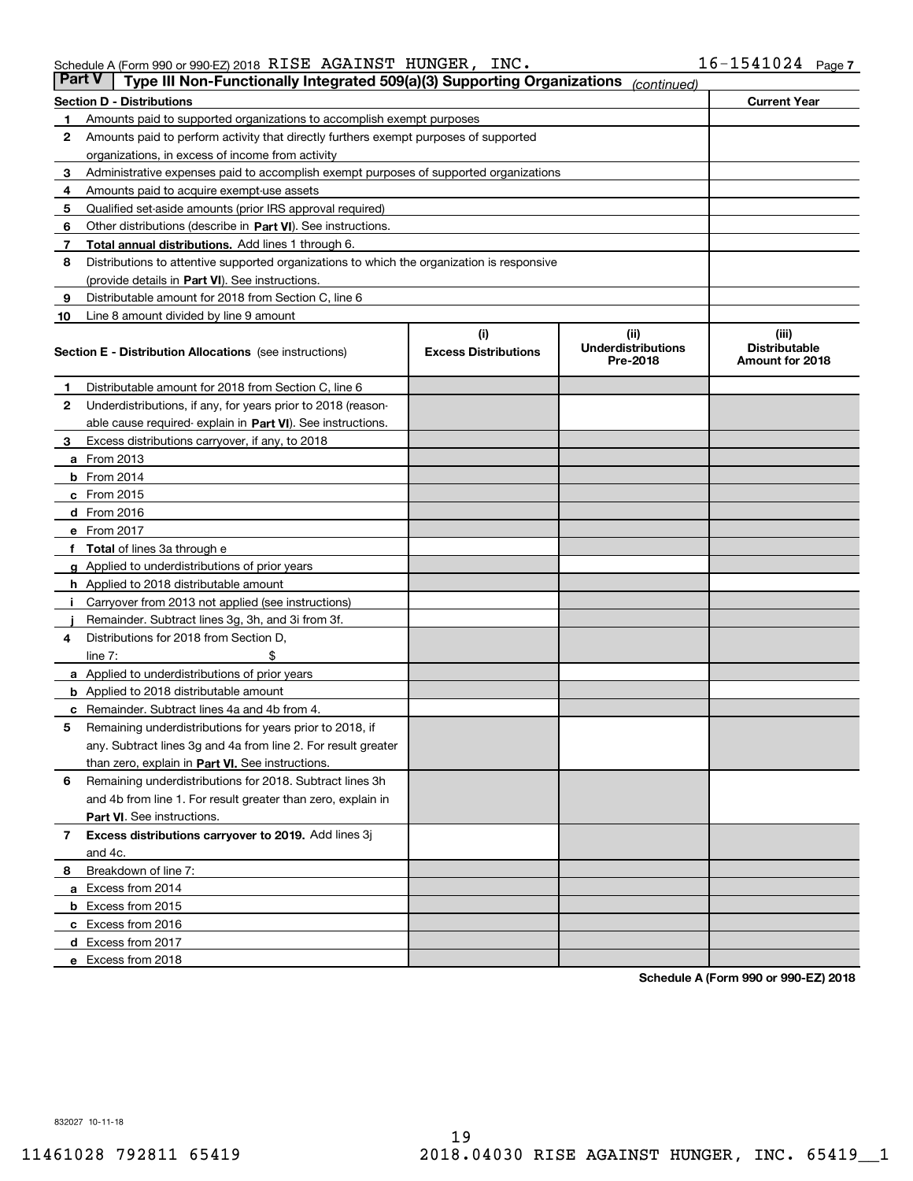Schedule A (Form 990 or 990-EZ) 2018 RISE AGAINST HUNGER, INC. 16-1541024 Page 7

## Part V Type III Non-Functionally Integrated 509(a)(3) Supporting Organizations *(continued)*

| Section D - Distributions | | Current Year |
|---|---|---|
| 1 | Amounts paid to supported organizations to accomplish exempt purposes | |
| 2 | Amounts paid to perform activity that directly furthers exempt purposes of supported organizations, in excess of income from activity | |
| 3 | Administrative expenses paid to accomplish exempt purposes of supported organizations | |
| 4 | Amounts paid to acquire exempt-use assets | |
| 5 | Qualified set-aside amounts (prior IRS approval required) | |
| 6 | Other distributions (describe in **Part VI**). See instructions. | |
| 7 | **Total annual distributions.** Add lines 1 through 6. | |
| 8 | Distributions to attentive supported organizations to which the organization is responsive (provide details in **Part VI**). See instructions. | |
| 9 | Distributable amount for 2018 from Section C, line 6 | |
| 10 | Line 8 amount divided by line 9 amount | |

| Section E - Distribution Allocations (see instructions) | (i) Excess Distributions | (ii) Underdistributions Pre-2018 | (iii) Distributable Amount for 2018 |
|---|---|---|---|
| 1 Distributable amount for 2018 from Section C, line 6 | | | |
| 2 Underdistributions, if any, for years prior to 2018 (reasonable cause required- explain in **Part VI**). See instructions. | | | |
| 3 Excess distributions carryover, if any, to 2018 | | | |
| a From 2013 | | | |
| b From 2014 | | | |
| c From 2015 | | | |
| d From 2016 | | | |
| e From 2017 | | | |
| f **Total** of lines 3a through e | | | |
| g Applied to underdistributions of prior years | | | |
| h Applied to 2018 distributable amount | | | |
| i Carryover from 2013 not applied (see instructions) | | | |
| j Remainder. Subtract lines 3g, 3h, and 3i from 3f. | | | |
| 4 Distributions for 2018 from Section D, line 7: $ | | | |
| a Applied to underdistributions of prior years | | | |
| b Applied to 2018 distributable amount | | | |
| c Remainder. Subtract lines 4a and 4b from 4. | | | |
| 5 Remaining underdistributions for years prior to 2018, if any. Subtract lines 3g and 4a from line 2. For result greater than zero, explain in **Part VI.** See instructions. | | | |
| 6 Remaining underdistributions for 2018. Subtract lines 3h and 4b from line 1. For result greater than zero, explain in **Part VI**. See instructions. | | | |
| 7 **Excess distributions carryover to 2019.** Add lines 3j and 4c. | | | |
| 8 Breakdown of line 7: | | | |
| a Excess from 2014 | | | |
| b Excess from 2015 | | | |
| c Excess from 2016 | | | |
| d Excess from 2017 | | | |
| e Excess from 2018 | | | |

**Schedule A (Form 990 or 990-EZ) 2018**

832027 10-11-18

11461028 792811 65419 2018.04030 RISE AGAINST HUNGER, INC. 65419__1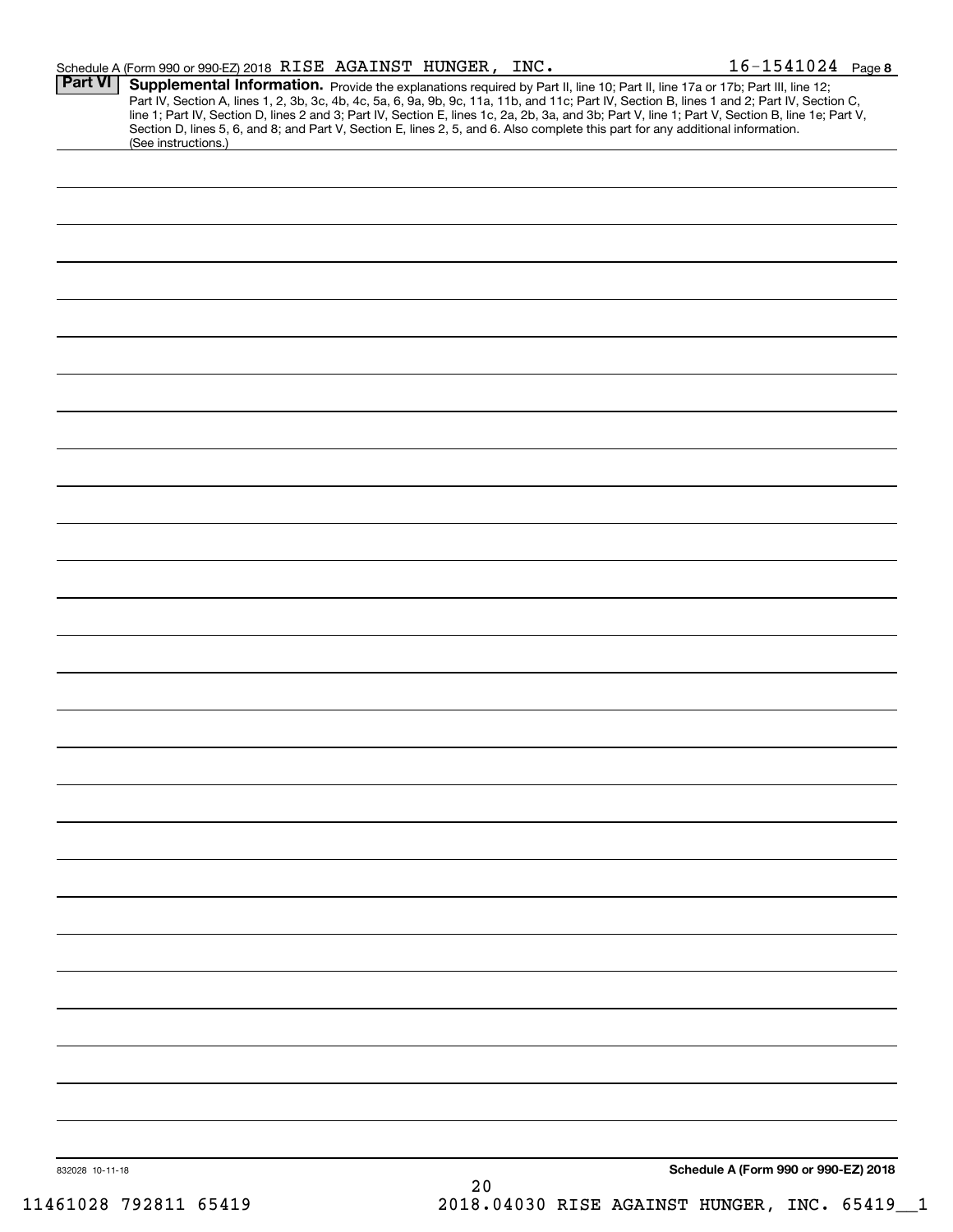Schedule A (Form 990 or 990-EZ) 2018 RISE AGAINST HUNGER, INC. 16-1541024 Page 8

**Part VI** **Supplemental Information.** Provide the explanations required by Part II, line 10; Part II, line 17a or 17b; Part III, line 12; Part IV, Section A, lines 1, 2, 3b, 3c, 4b, 4c, 5a, 6, 9a, 9b, 9c, 11a, 11b, and 11c; Part IV, Section B, lines 1 and 2; Part IV, Section C, line 1; Part IV, Section D, lines 2 and 3; Part IV, Section E, lines 1c, 2a, 2b, 3a, and 3b; Part V, line 1; Part V, Section B, line 1e; Part V, Section D, lines 5, 6, and 8; and Part V, Section E, lines 2, 5, and 6. Also complete this part for any additional information. (See instructions.)

832028 10-11-18 **Schedule A (Form 990 or 990-EZ) 2018**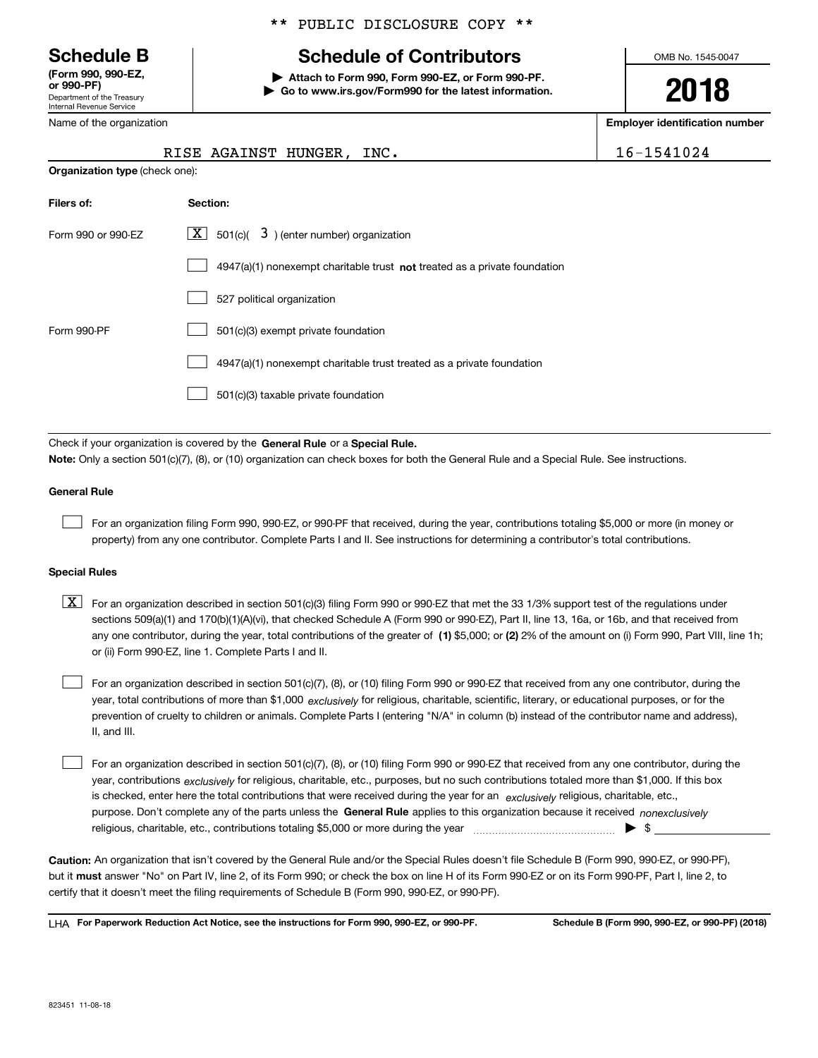** PUBLIC DISCLOSURE COPY **

# Schedule B
**(Form 990, 990-EZ, or 990-PF)**
Department of the Treasury
Internal Revenue Service

## Schedule of Contributors

▶ **Attach to Form 990, Form 990-EZ, or Form 990-PF.**
▶ **Go to www.irs.gov/Form990 for the latest information.**

OMB No. 1545-0047

**2018**

Name of the organization: RISE AGAINST HUNGER, INC.

**Employer identification number**: 16-1541024

**Organization type** (check one):

| **Filers of:** | **Section:** |
|---|---|
| Form 990 or 990-EZ | [X] 501(c)( 3 ) (enter number) organization |
| | [ ] 4947(a)(1) nonexempt charitable trust **not** treated as a private foundation |
| | [ ] 527 political organization |
| Form 990-PF | [ ] 501(c)(3) exempt private foundation |
| | [ ] 4947(a)(1) nonexempt charitable trust treated as a private foundation |
| | [ ] 501(c)(3) taxable private foundation |

Check if your organization is covered by the **General Rule** or a **Special Rule.**

**Note:** Only a section 501(c)(7), (8), or (10) organization can check boxes for both the General Rule and a Special Rule. See instructions.

### General Rule

[ ] For an organization filing Form 990, 990-EZ, or 990-PF that received, during the year, contributions totaling $5,000 or more (in money or property) from any one contributor. Complete Parts I and II. See instructions for determining a contributor's total contributions.

### Special Rules

[X] For an organization described in section 501(c)(3) filing Form 990 or 990-EZ that met the 33 1/3% support test of the regulations under sections 509(a)(1) and 170(b)(1)(A)(vi), that checked Schedule A (Form 990 or 990-EZ), Part II, line 13, 16a, or 16b, and that received from any one contributor, during the year, total contributions of the greater of **(1)** $5,000; or **(2)** 2% of the amount on (i) Form 990, Part VIII, line 1h; or (ii) Form 990-EZ, line 1. Complete Parts I and II.

[ ] For an organization described in section 501(c)(7), (8), or (10) filing Form 990 or 990-EZ that received from any one contributor, during the year, total contributions of more than $1,000 *exclusively* for religious, charitable, scientific, literary, or educational purposes, or for the prevention of cruelty to children or animals. Complete Parts I (entering "N/A" in column (b) instead of the contributor name and address), II, and III.

[ ] For an organization described in section 501(c)(7), (8), or (10) filing Form 990 or 990-EZ that received from any one contributor, during the year, contributions *exclusively* for religious, charitable, etc., purposes, but no such contributions totaled more than $1,000. If this box is checked, enter here the total contributions that were received during the year for an *exclusively* religious, charitable, etc., purpose. Don't complete any of the parts unless the **General Rule** applies to this organization because it received *nonexclusively* religious, charitable, etc., contributions totaling $5,000 or more during the year ▶ $

**Caution:** An organization that isn't covered by the General Rule and/or the Special Rules doesn't file Schedule B (Form 990, 990-EZ, or 990-PF), but it **must** answer "No" on Part IV, line 2, of its Form 990; or check the box on line H of its Form 990-EZ or on its Form 990-PF, Part I, line 2, to certify that it doesn't meet the filing requirements of Schedule B (Form 990, 990-EZ, or 990-PF).

LHA **For Paperwork Reduction Act Notice, see the instructions for Form 990, 990-EZ, or 990-PF.** **Schedule B (Form 990, 990-EZ, or 990-PF) (2018)**

823451 11-08-18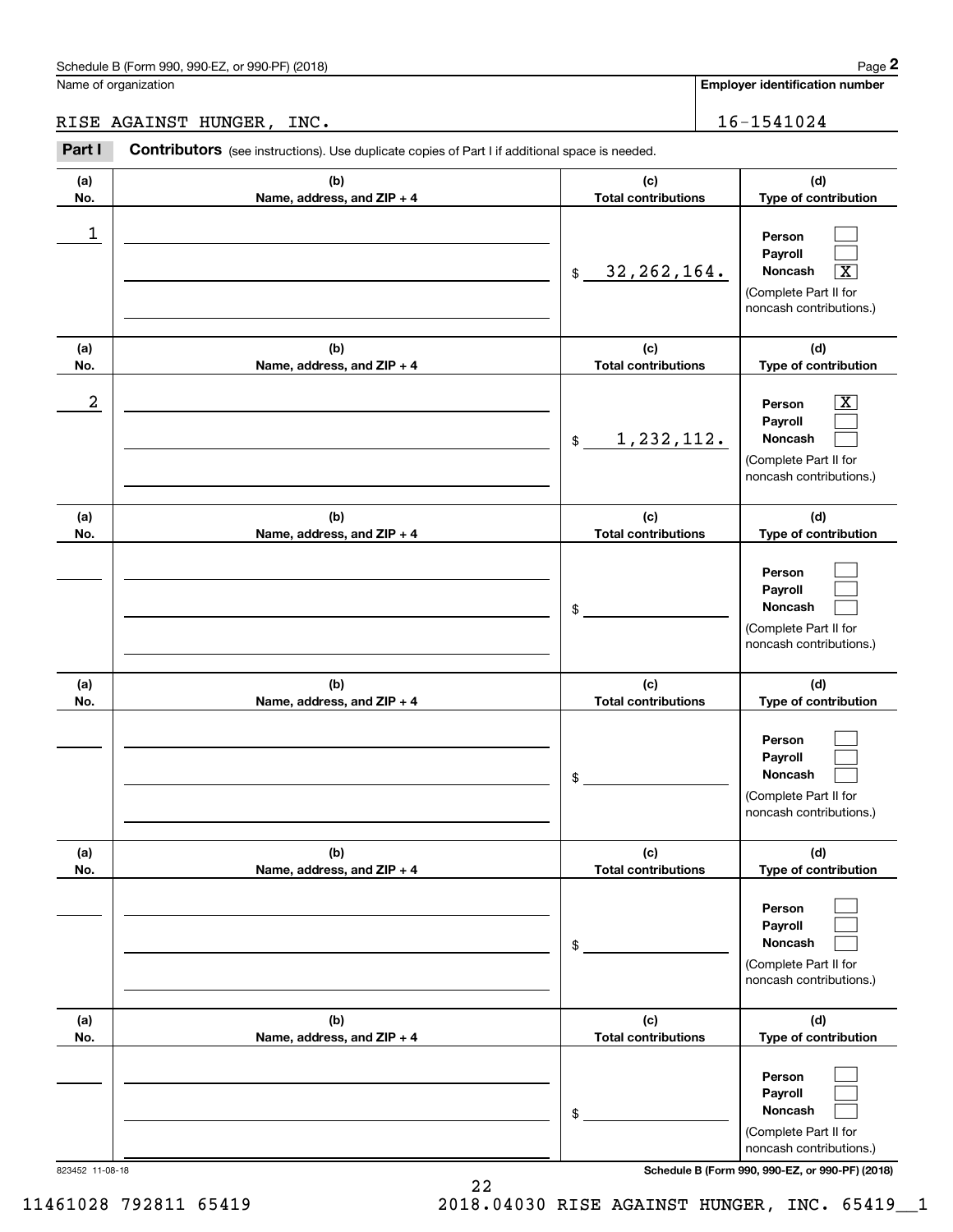Name of organization

RISE AGAINST HUNGER, INC.

Employer identification number

16-1541024

**Part I** **Contributors** (see instructions). Use duplicate copies of Part I if additional space is needed.

| (a) No. | (b) Name, address, and ZIP + 4 | (c) Total contributions | (d) Type of contribution |
|---|---|---|---|
| 1 | | $ 32,262,164. | Person [ ] Payroll [ ] Noncash [X] (Complete Part II for noncash contributions.) |
| 2 | | $ 1,232,112. | Person [X] Payroll [ ] Noncash [ ] (Complete Part II for noncash contributions.) |
| | | $ | Person [ ] Payroll [ ] Noncash [ ] (Complete Part II for noncash contributions.) |
| | | $ | Person [ ] Payroll [ ] Noncash [ ] (Complete Part II for noncash contributions.) |
| | | $ | Person [ ] Payroll [ ] Noncash [ ] (Complete Part II for noncash contributions.) |
| | | $ | Person [ ] Payroll [ ] Noncash [ ] (Complete Part II for noncash contributions.) |

823452 11-08-18

11461028 792811 65419 2018.04030 RISE AGAINST HUNGER, INC. 65419__1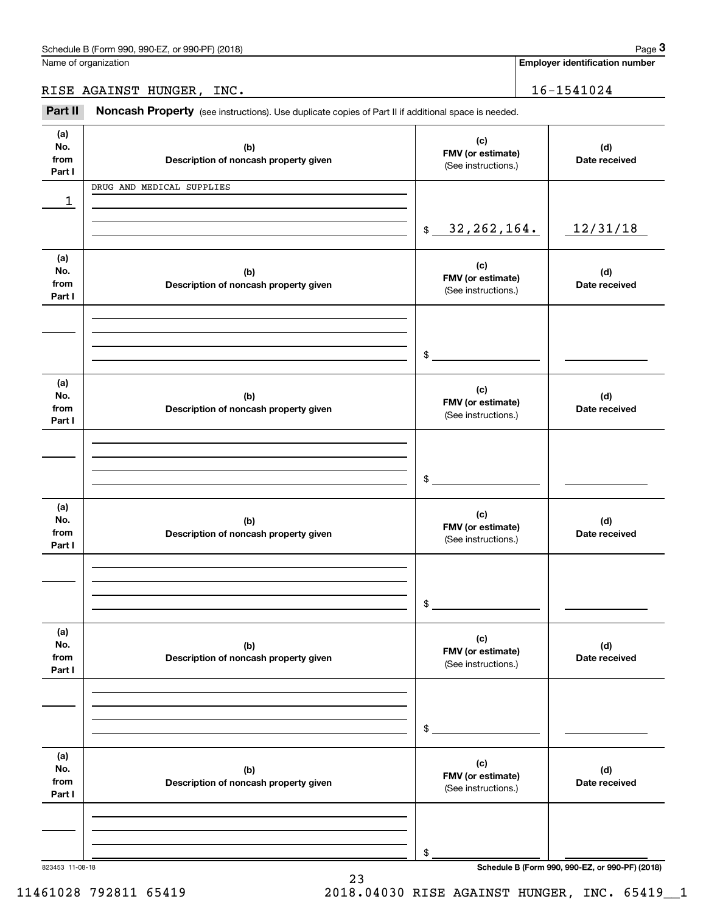Schedule B (Form 990, 990-EZ, or 990-PF) (2018)

Name of organization: RISE AGAINST HUNGER, INC.

Employer identification number: 16-1541024

## Part II Noncash Property

(see instructions). Use duplicate copies of Part II if additional space is needed.

| (a) No. from Part I | (b) Description of noncash property given | (c) FMV (or estimate) (See instructions.) | (d) Date received |
|---|---|---|---|
| 1 | DRUG AND MEDICAL SUPPLIES | $ 32,262,164. | 12/31/18 |
| | | $ | |
| | | $ | |
| | | $ | |
| | | $ | |
| | | $ | |

823453 11-08-18

Schedule B (Form 990, 990-EZ, or 990-PF) (2018)

11461028 792811 65419 2018.04030 RISE AGAINST HUNGER, INC. 65419__1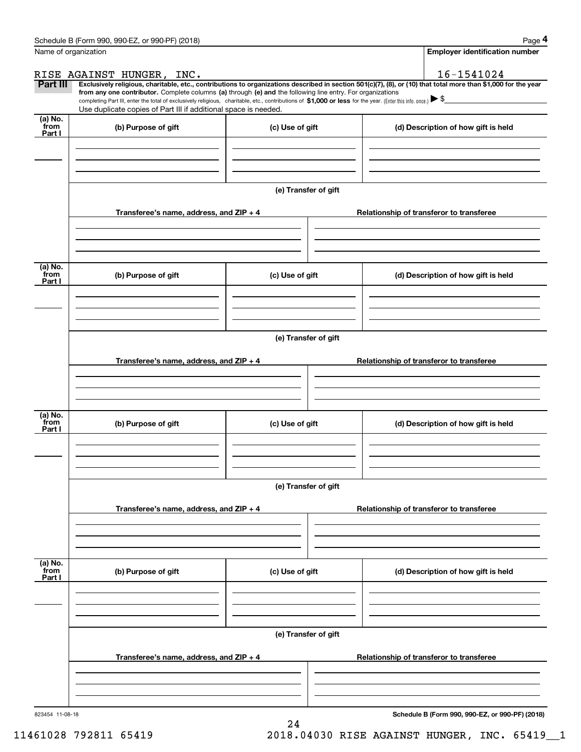Name of organization

RISE AGAINST HUNGER, INC.

**Employer identification number**

16-1541024

**Part III** **Exclusively religious, charitable, etc., contributions to organizations described in section 501(c)(7), (8), or (10) that total more than $1,000 for the year from any one contributor.** Complete columns **(a)** through **(e) and** the following line entry. For organizations completing Part III, enter the total of exclusively religious, charitable, etc., contributions of **$1,000 or less** for the year. (Enter this info. once.) ▶ $

Use duplicate copies of Part III if additional space is needed.

| (a) No. from Part I | (b) Purpose of gift | (c) Use of gift | (d) Description of how gift is held |
|---|---|---|---|
| | | | |

**(e) Transfer of gift**

| Transferee's name, address, and ZIP + 4 | Relationship of transferor to transferee |
|---|---|
| | |

| (a) No. from Part I | (b) Purpose of gift | (c) Use of gift | (d) Description of how gift is held |
|---|---|---|---|
| | | | |

**(e) Transfer of gift**

| Transferee's name, address, and ZIP + 4 | Relationship of transferor to transferee |
|---|---|
| | |

| (a) No. from Part I | (b) Purpose of gift | (c) Use of gift | (d) Description of how gift is held |
|---|---|---|---|
| | | | |

**(e) Transfer of gift**

| Transferee's name, address, and ZIP + 4 | Relationship of transferor to transferee |
|---|---|
| | |

| (a) No. from Part I | (b) Purpose of gift | (c) Use of gift | (d) Description of how gift is held |
|---|---|---|---|
| | | | |

**(e) Transfer of gift**

| Transferee's name, address, and ZIP + 4 | Relationship of transferor to transferee |
|---|---|
| | |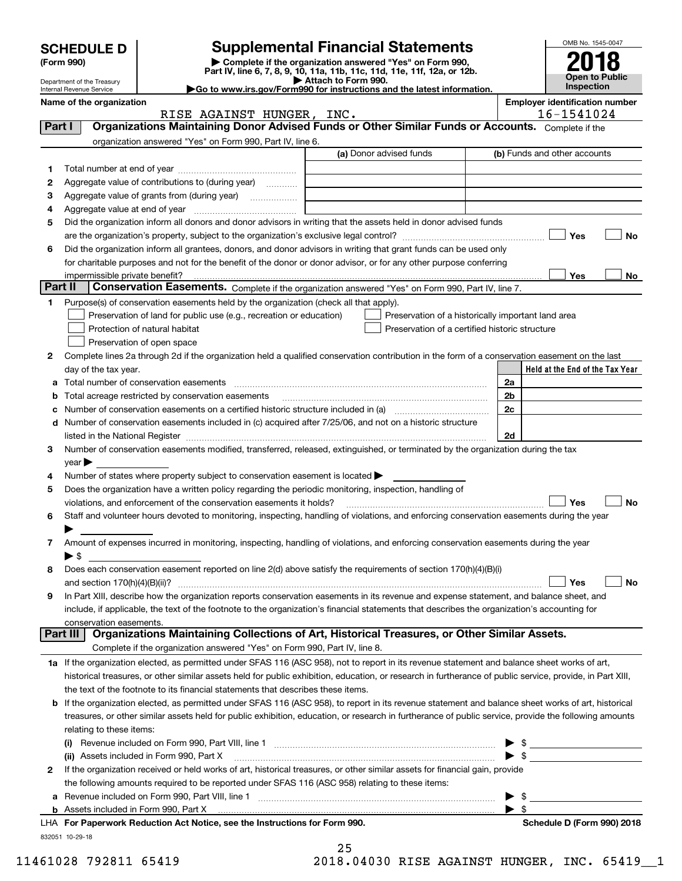# SCHEDULE D (Form 990)

Department of the Treasury
Internal Revenue Service

## Supplemental Financial Statements

▶ Complete if the organization answered "Yes" on Form 990, Part IV, line 6, 7, 8, 9, 10, 11a, 11b, 11c, 11d, 11e, 11f, 12a, or 12b.
▶ Attach to Form 990.
▶Go to www.irs.gov/Form990 for instructions and the latest information.

OMB No. 1545-0047

**2018**

**Open to Public Inspection**

**Name of the organization:** RISE AGAINST HUNGER, INC.

**Employer identification number:** 16-1541024

### Part I — Organizations Maintaining Donor Advised Funds or Other Similar Funds or Accounts.
Complete if the organization answered "Yes" on Form 990, Part IV, line 6.

| | | (a) Donor advised funds | (b) Funds and other accounts |
|---|---|---|---|
| 1 | Total number at end of year | | |
| 2 | Aggregate value of contributions to (during year) | | |
| 3 | Aggregate value of grants from (during year) | | |
| 4 | Aggregate value at end of year | | |

5. Did the organization inform all donors and donor advisors in writing that the assets held in donor advised funds are the organization's property, subject to the organization's exclusive legal control? ☐ Yes ☐ No

6. Did the organization inform all grantees, donors, and donor advisors in writing that grant funds can be used only for charitable purposes and not for the benefit of the donor or donor advisor, or for any other purpose conferring impermissible private benefit? ☐ Yes ☐ No

### Part II — Conservation Easements.
Complete if the organization answered "Yes" on Form 990, Part IV, line 7.

1. Purpose(s) of conservation easements held by the organization (check all that apply).
   - ☐ Preservation of land for public use (e.g., recreation or education)
   - ☐ Preservation of a historically important land area
   - ☐ Protection of natural habitat
   - ☐ Preservation of a certified historic structure
   - ☐ Preservation of open space

2. Complete lines 2a through 2d if the organization held a qualified conservation contribution in the form of a conservation easement on the last day of the tax year.

| | | | Held at the End of the Tax Year |
|---|---|---|---|
| a | Total number of conservation easements | 2a | |
| b | Total acreage restricted by conservation easements | 2b | |
| c | Number of conservation easements on a certified historic structure included in (a) | 2c | |
| d | Number of conservation easements included in (c) acquired after 7/25/06, and not on a historic structure listed in the National Register | 2d | |

3. Number of conservation easements modified, transferred, released, extinguished, or terminated by the organization during the tax year ▶
4. Number of states where property subject to conservation easement is located ▶
5. Does the organization have a written policy regarding the periodic monitoring, inspection, handling of violations, and enforcement of the conservation easements it holds? ☐ Yes ☐ No
6. Staff and volunteer hours devoted to monitoring, inspecting, handling of violations, and enforcing conservation easements during the year ▶
7. Amount of expenses incurred in monitoring, inspecting, handling of violations, and enforcing conservation easements during the year ▶ $
8. Does each conservation easement reported on line 2(d) above satisfy the requirements of section 170(h)(4)(B)(i) and section 170(h)(4)(B)(ii)? ☐ Yes ☐ No
9. In Part XIII, describe how the organization reports conservation easements in its revenue and expense statement, and balance sheet, and include, if applicable, the text of the footnote to the organization's financial statements that describes the organization's accounting for conservation easements.

### Part III — Organizations Maintaining Collections of Art, Historical Treasures, or Other Similar Assets.
Complete if the organization answered "Yes" on Form 990, Part IV, line 8.

1a. If the organization elected, as permitted under SFAS 116 (ASC 958), not to report in its revenue statement and balance sheet works of art, historical treasures, or other similar assets held for public exhibition, education, or research in furtherance of public service, provide, in Part XIII, the text of the footnote to its financial statements that describes these items.

b. If the organization elected, as permitted under SFAS 116 (ASC 958), to report in its revenue statement and balance sheet works of art, historical treasures, or other similar assets held for public exhibition, education, or research in furtherance of public service, provide the following amounts relating to these items:
   - (i) Revenue included on Form 990, Part VIII, line 1 ▶ $
   - (ii) Assets included in Form 990, Part X ▶ $

2. If the organization received or held works of art, historical treasures, or other similar assets for financial gain, provide the following amounts required to be reported under SFAS 116 (ASC 958) relating to these items:
   - a. Revenue included on Form 990, Part VIII, line 1 ▶ $
   - b. Assets included in Form 990, Part X ▶ $

LHA For Paperwork Reduction Act Notice, see the Instructions for Form 990. Schedule D (Form 990) 2018

832051 10-29-18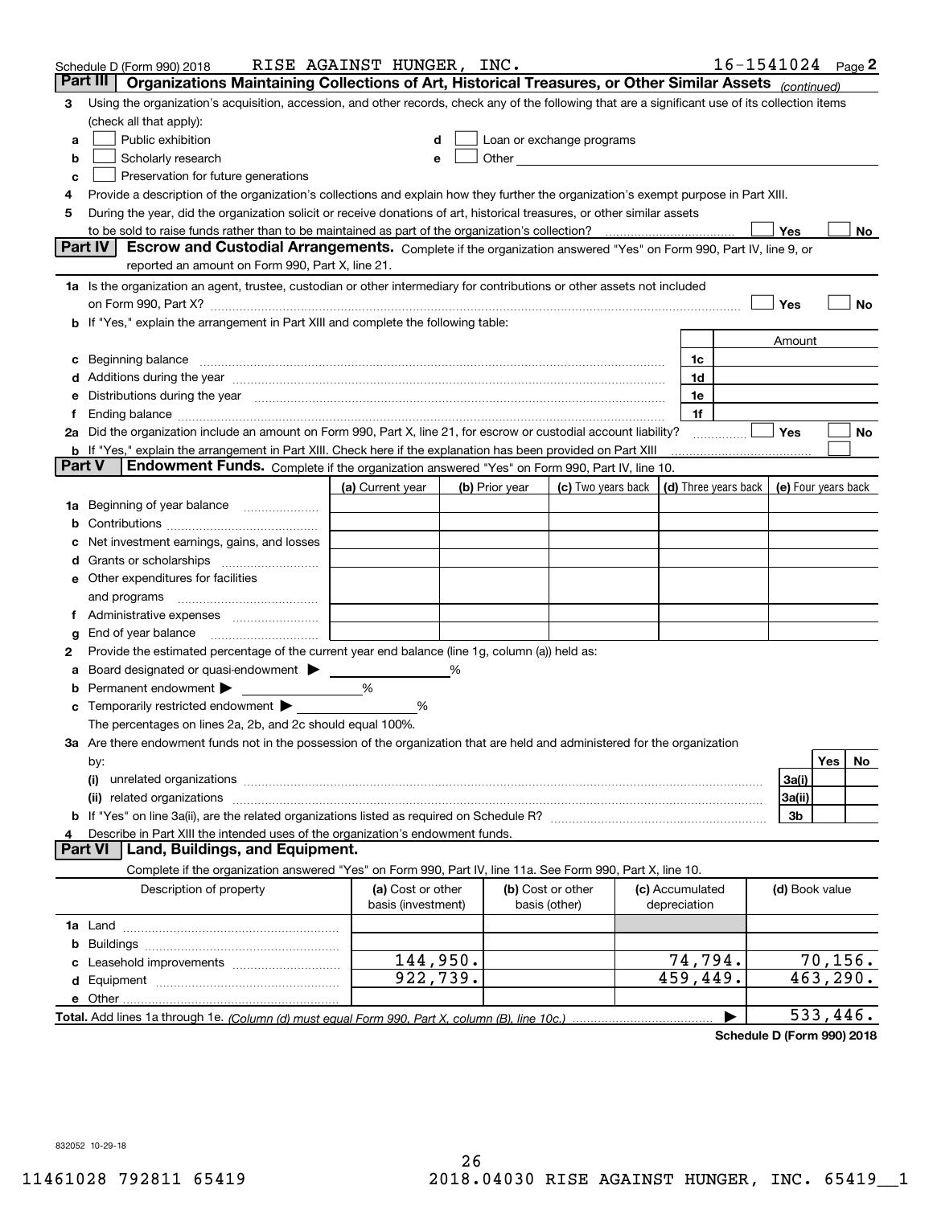Schedule D (Form 990) 2018 RISE AGAINST HUNGER, INC. 16-1541024 Page 2

## Part III Organizations Maintaining Collections of Art, Historical Treasures, or Other Similar Assets *(continued)*

**3** Using the organization's acquisition, accession, and other records, check any of the following that are a significant use of its collection items (check all that apply):

- **a** ☐ Public exhibition
- **b** ☐ Scholarly research
- **c** ☐ Preservation for future generations
- **d** ☐ Loan or exchange programs
- **e** ☐ Other

**4** Provide a description of the organization's collections and explain how they further the organization's exempt purpose in Part XIII.

**5** During the year, did the organization solicit or receive donations of art, historical treasures, or other similar assets to be sold to raise funds rather than to be maintained as part of the organization's collection? ☐ Yes ☐ No

## Part IV Escrow and Custodial Arrangements.

Complete if the organization answered "Yes" on Form 990, Part IV, line 9, or reported an amount on Form 990, Part X, line 21.

**1a** Is the organization an agent, trustee, custodian or other intermediary for contributions or other assets not included on Form 990, Part X? ☐ Yes ☐ No

**b** If "Yes," explain the arrangement in Part XIII and complete the following table:

| | | Amount |
|---|---|---|
| **c** Beginning balance | 1c | |
| **d** Additions during the year | 1d | |
| **e** Distributions during the year | 1e | |
| **f** Ending balance | 1f | |

**2a** Did the organization include an amount on Form 990, Part X, line 21, for escrow or custodial account liability? ☐ Yes ☐ No

**b** If "Yes," explain the arrangement in Part XIII. Check here if the explanation has been provided on Part XIII ☐

## Part V Endowment Funds.

Complete if the organization answered "Yes" on Form 990, Part IV, line 10.

| | (a) Current year | (b) Prior year | (c) Two years back | (d) Three years back | (e) Four years back |
|---|---|---|---|---|---|
| **1a** Beginning of year balance | | | | | |
| **b** Contributions | | | | | |
| **c** Net investment earnings, gains, and losses | | | | | |
| **d** Grants or scholarships | | | | | |
| **e** Other expenditures for facilities and programs | | | | | |
| **f** Administrative expenses | | | | | |
| **g** End of year balance | | | | | |

**2** Provide the estimated percentage of the current year end balance (line 1g, column (a)) held as:

- **a** Board designated or quasi-endowment ▶ ______ %
- **b** Permanent endowment ▶ ______ %
- **c** Temporarily restricted endowment ▶ ______ %

The percentages on lines 2a, 2b, and 2c should equal 100%.

**3a** Are there endowment funds not in the possession of the organization that are held and administered for the organization by:

| | | Yes | No |
|---|---|---|---|
| **(i)** unrelated organizations | 3a(i) | | |
| **(ii)** related organizations | 3a(ii) | | |
| **b** If "Yes" on line 3a(ii), are the related organizations listed as required on Schedule R? | 3b | | |

**4** Describe in Part XIII the intended uses of the organization's endowment funds.

## Part VI Land, Buildings, and Equipment.

Complete if the organization answered "Yes" on Form 990, Part IV, line 11a. See Form 990, Part X, line 10.

| Description of property | (a) Cost or other basis (investment) | (b) Cost or other basis (other) | (c) Accumulated depreciation | (d) Book value |
|---|---|---|---|---|
| **1a** Land | | | | |
| **b** Buildings | | | | |
| **c** Leasehold improvements | 144,950. | | 74,794. | 70,156. |
| **d** Equipment | 922,739. | | 459,449. | 463,290. |
| **e** Other | | | | |
| **Total.** Add lines 1a through 1e. *(Column (d) must equal Form 990, Part X, column (B), line 10c.)* | | | ▶ | 533,446. |

Schedule D (Form 990) 2018

832052 10-29-18

11461028 792811 65419 2018.04030 RISE AGAINST HUNGER, INC. 65419__1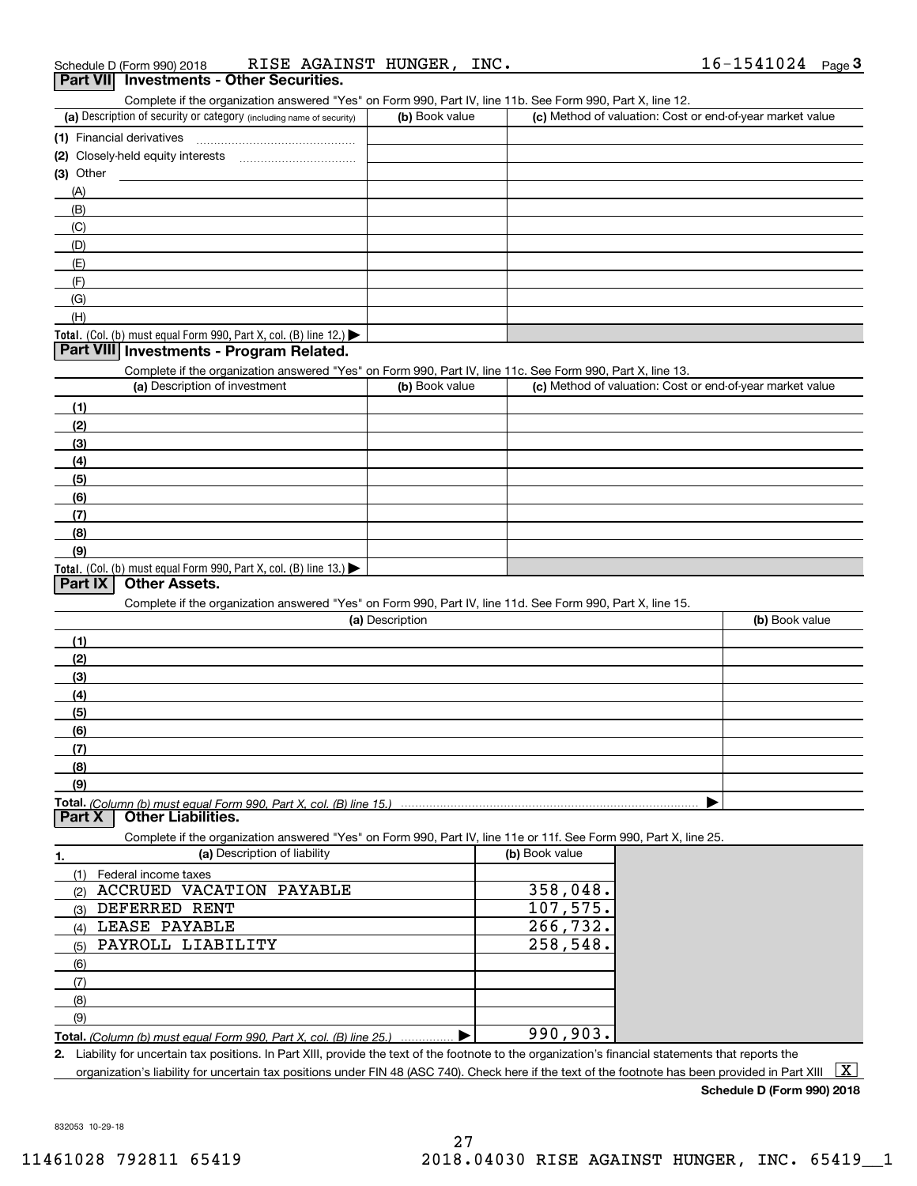Schedule D (Form 990) 2018 RISE AGAINST HUNGER, INC. 16-1541024 Page 3

## Part VII Investments - Other Securities.

Complete if the organization answered "Yes" on Form 990, Part IV, line 11b. See Form 990, Part X, line 12.

| (a) Description of security or category (including name of security) | (b) Book value | (c) Method of valuation: Cost or end-of-year market value |
|---|---|---|
| (1) Financial derivatives | | |
| (2) Closely-held equity interests | | |
| (3) Other | | |
| (A) | | |
| (B) | | |
| (C) | | |
| (D) | | |
| (E) | | |
| (F) | | |
| (G) | | |
| (H) | | |
| **Total.** (Col. (b) must equal Form 990, Part X, col. (B) line 12.) ▶ | | |

## Part VIII Investments - Program Related.

Complete if the organization answered "Yes" on Form 990, Part IV, line 11c. See Form 990, Part X, line 13.

| (a) Description of investment | (b) Book value | (c) Method of valuation: Cost or end-of-year market value |
|---|---|---|
| (1) | | |
| (2) | | |
| (3) | | |
| (4) | | |
| (5) | | |
| (6) | | |
| (7) | | |
| (8) | | |
| (9) | | |
| **Total.** (Col. (b) must equal Form 990, Part X, col. (B) line 13.) ▶ | | |

## Part IX Other Assets.

Complete if the organization answered "Yes" on Form 990, Part IV, line 11d. See Form 990, Part X, line 15.

| (a) Description | (b) Book value |
|---|---|
| (1) | |
| (2) | |
| (3) | |
| (4) | |
| (5) | |
| (6) | |
| (7) | |
| (8) | |
| (9) | |
| **Total.** *(Column (b) must equal Form 990, Part X, col. (B) line 15.)* ▶ | |

## Part X Other Liabilities.

Complete if the organization answered "Yes" on Form 990, Part IV, line 11e or 11f. See Form 990, Part X, line 25.

| 1. (a) Description of liability | (b) Book value |
|---|---|
| (1) Federal income taxes | |
| (2) ACCRUED VACATION PAYABLE | 358,048. |
| (3) DEFERRED RENT | 107,575. |
| (4) LEASE PAYABLE | 266,732. |
| (5) PAYROLL LIABILITY | 258,548. |
| (6) | |
| (7) | |
| (8) | |
| (9) | |
| **Total.** *(Column (b) must equal Form 990, Part X, col. (B) line 25.)* ▶ | 990,903. |

2. Liability for uncertain tax positions. In Part XIII, provide the text of the footnote to the organization's financial statements that reports the organization's liability for uncertain tax positions under FIN 48 (ASC 740). Check here if the text of the footnote has been provided in Part XIII [X]

**Schedule D (Form 990) 2018**

832053 10-29-18

11461028 792811 65419 2018.04030 RISE AGAINST HUNGER, INC. 65419__1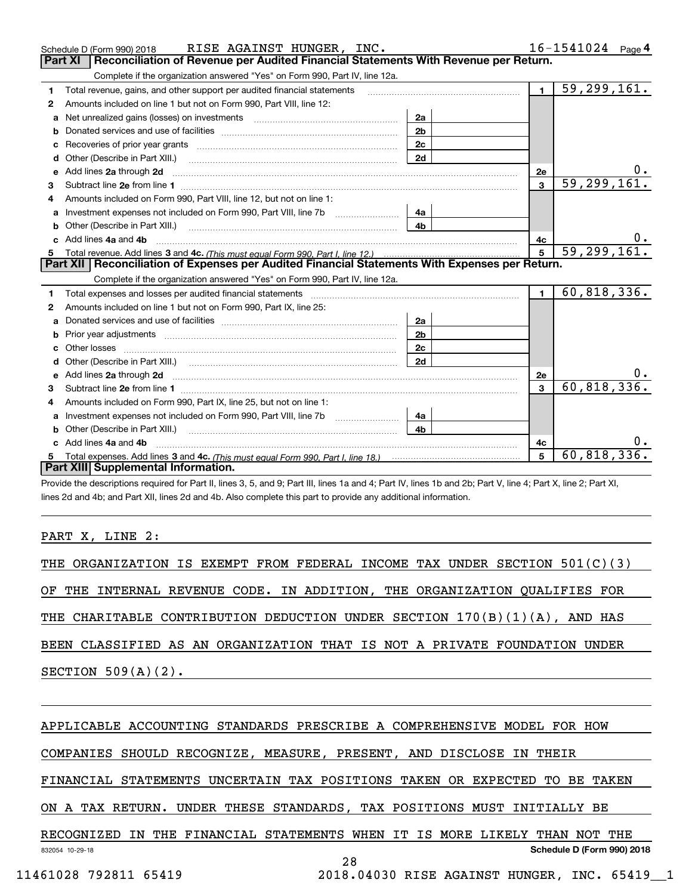Schedule D (Form 990) 2018 RISE AGAINST HUNGER, INC. 16-1541024 Page 4

## Part XI Reconciliation of Revenue per Audited Financial Statements With Revenue per Return.

Complete if the organization answered "Yes" on Form 990, Part IV, line 12a.

| | | | | | |
|---|---|---|---|---|---|
| 1 | Total revenue, gains, and other support per audited financial statements | | | 1 | 59,299,161. |
| 2 | Amounts included on line 1 but not on Form 990, Part VIII, line 12: | | | | |
| a | Net unrealized gains (losses) on investments | 2a | | | |
| b | Donated services and use of facilities | 2b | | | |
| c | Recoveries of prior year grants | 2c | | | |
| d | Other (Describe in Part XIII.) | 2d | | | |
| e | Add lines 2a through 2d | | | 2e | 0. |
| 3 | Subtract line 2e from line 1 | | | 3 | 59,299,161. |
| 4 | Amounts included on Form 990, Part VIII, line 12, but not on line 1: | | | | |
| a | Investment expenses not included on Form 990, Part VIII, line 7b | 4a | | | |
| b | Other (Describe in Part XIII.) | 4b | | | |
| c | Add lines 4a and 4b | | | 4c | 0. |
| 5 | Total revenue. Add lines 3 and 4c. *(This must equal Form 990, Part I, line 12.)* | | | 5 | 59,299,161. |

## Part XII Reconciliation of Expenses per Audited Financial Statements With Expenses per Return.

Complete if the organization answered "Yes" on Form 990, Part IV, line 12a.

| | | | | | |
|---|---|---|---|---|---|
| 1 | Total expenses and losses per audited financial statements | | | 1 | 60,818,336. |
| 2 | Amounts included on line 1 but not on Form 990, Part IX, line 25: | | | | |
| a | Donated services and use of facilities | 2a | | | |
| b | Prior year adjustments | 2b | | | |
| c | Other losses | 2c | | | |
| d | Other (Describe in Part XIII.) | 2d | | | |
| e | Add lines 2a through 2d | | | 2e | 0. |
| 3 | Subtract line 2e from line 1 | | | 3 | 60,818,336. |
| 4 | Amounts included on Form 990, Part IX, line 25, but not on line 1: | | | | |
| a | Investment expenses not included on Form 990, Part VIII, line 7b | 4a | | | |
| b | Other (Describe in Part XIII.) | 4b | | | |
| c | Add lines 4a and 4b | | | 4c | 0. |
| 5 | Total expenses. Add lines 3 and 4c. *(This must equal Form 990, Part I, line 18.)* | | | 5 | 60,818,336. |

## Part XIII Supplemental Information.

Provide the descriptions required for Part II, lines 3, 5, and 9; Part III, lines 1a and 4; Part IV, lines 1b and 2b; Part V, line 4; Part X, line 2; Part XI, lines 2d and 4b; and Part XII, lines 2d and 4b. Also complete this part to provide any additional information.

PART X, LINE 2:

THE ORGANIZATION IS EXEMPT FROM FEDERAL INCOME TAX UNDER SECTION 501(C)(3) OF THE INTERNAL REVENUE CODE. IN ADDITION, THE ORGANIZATION QUALIFIES FOR THE CHARITABLE CONTRIBUTION DEDUCTION UNDER SECTION 170(B)(1)(A), AND HAS BEEN CLASSIFIED AS AN ORGANIZATION THAT IS NOT A PRIVATE FOUNDATION UNDER SECTION 509(A)(2).

APPLICABLE ACCOUNTING STANDARDS PRESCRIBE A COMPREHENSIVE MODEL FOR HOW COMPANIES SHOULD RECOGNIZE, MEASURE, PRESENT, AND DISCLOSE IN THEIR FINANCIAL STATEMENTS UNCERTAIN TAX POSITIONS TAKEN OR EXPECTED TO BE TAKEN ON A TAX RETURN. UNDER THESE STANDARDS, TAX POSITIONS MUST INITIALLY BE RECOGNIZED IN THE FINANCIAL STATEMENTS WHEN IT IS MORE LIKELY THAN NOT THE

832054 10-29-18 Schedule D (Form 990) 2018

11461028 792811 65419 2018.04030 RISE AGAINST HUNGER, INC. 65419__1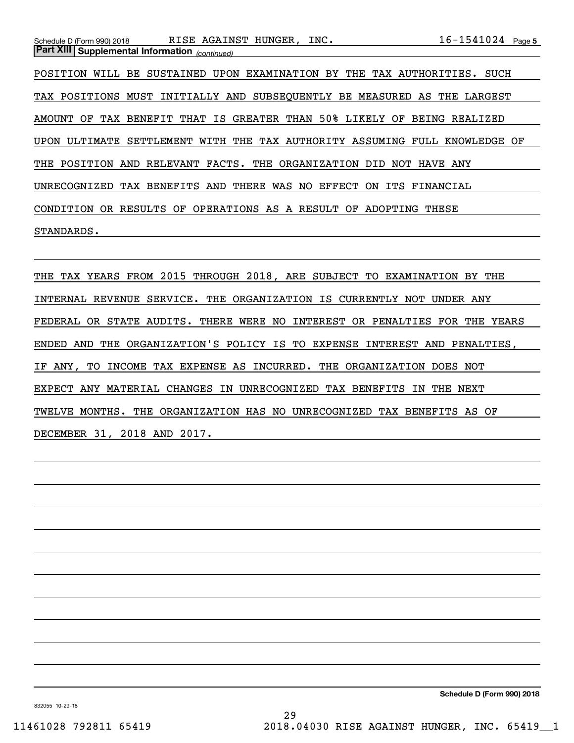## Part XIII Supplemental Information *(continued)*

POSITION WILL BE SUSTAINED UPON EXAMINATION BY THE TAX AUTHORITIES. SUCH TAX POSITIONS MUST INITIALLY AND SUBSEQUENTLY BE MEASURED AS THE LARGEST AMOUNT OF TAX BENEFIT THAT IS GREATER THAN 50% LIKELY OF BEING REALIZED UPON ULTIMATE SETTLEMENT WITH THE TAX AUTHORITY ASSUMING FULL KNOWLEDGE OF THE POSITION AND RELEVANT FACTS. THE ORGANIZATION DID NOT HAVE ANY UNRECOGNIZED TAX BENEFITS AND THERE WAS NO EFFECT ON ITS FINANCIAL CONDITION OR RESULTS OF OPERATIONS AS A RESULT OF ADOPTING THESE STANDARDS.

THE TAX YEARS FROM 2015 THROUGH 2018, ARE SUBJECT TO EXAMINATION BY THE INTERNAL REVENUE SERVICE. THE ORGANIZATION IS CURRENTLY NOT UNDER ANY FEDERAL OR STATE AUDITS. THERE WERE NO INTEREST OR PENALTIES FOR THE YEARS ENDED AND THE ORGANIZATION'S POLICY IS TO EXPENSE INTEREST AND PENALTIES, IF ANY, TO INCOME TAX EXPENSE AS INCURRED. THE ORGANIZATION DOES NOT EXPECT ANY MATERIAL CHANGES IN UNRECOGNIZED TAX BENEFITS IN THE NEXT TWELVE MONTHS. THE ORGANIZATION HAS NO UNRECOGNIZED TAX BENEFITS AS OF DECEMBER 31, 2018 AND 2017.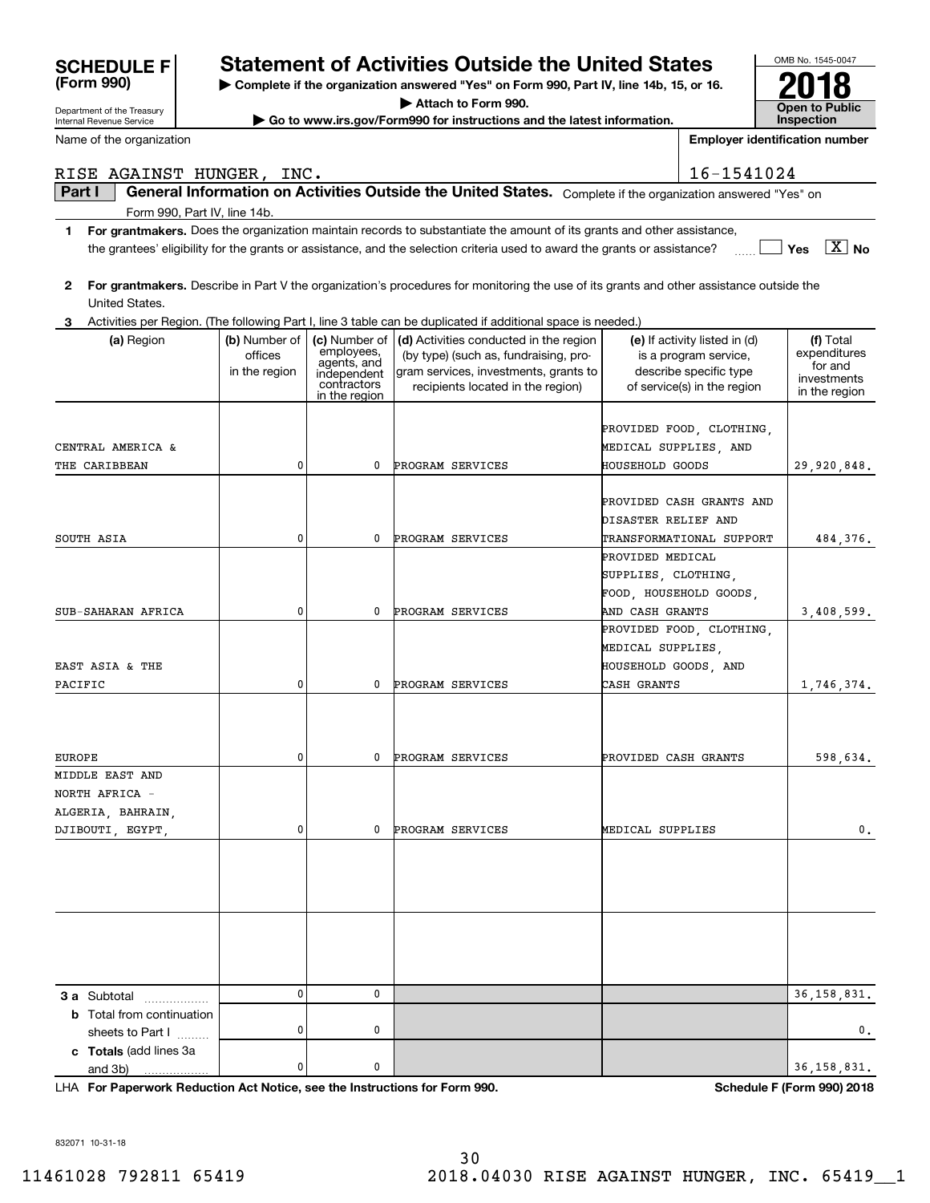**SCHEDULE F (Form 990)**

Department of the Treasury
Internal Revenue Service

# Statement of Activities Outside the United States

▶ Complete if the organization answered "Yes" on Form 990, Part IV, line 14b, 15, or 16.
▶ Attach to Form 990.
▶ Go to www.irs.gov/Form990 for instructions and the latest information.

OMB No. 1545-0047

**2018**

**Open to Public Inspection**

Name of the organization: RISE AGAINST HUNGER, INC.

Employer identification number: 16-1541024

## Part I General Information on Activities Outside the United States. Complete if the organization answered "Yes" on Form 990, Part IV, line 14b.

**1** **For grantmakers.** Does the organization maintain records to substantiate the amount of its grants and other assistance, the grantees' eligibility for the grants or assistance, and the selection criteria used to award the grants or assistance? ☐ Yes ☒ No

**2** **For grantmakers.** Describe in Part V the organization's procedures for monitoring the use of its grants and other assistance outside the United States.

**3** Activities per Region. (The following Part I, line 3 table can be duplicated if additional space is needed.)

| (a) Region | (b) Number of offices in the region | (c) Number of employees, agents, and independent contractors in the region | (d) Activities conducted in the region (by type) (such as, fundraising, program services, investments, grants to recipients located in the region) | (e) If activity listed in (d) is a program service, describe specific type of service(s) in the region | (f) Total expenditures for and investments in the region |
|---|---|---|---|---|---|
| CENTRAL AMERICA & THE CARIBBEAN | 0 | 0 | PROGRAM SERVICES | PROVIDED FOOD, CLOTHING, MEDICAL SUPPLIES, AND HOUSEHOLD GOODS | 29,920,848. |
| SOUTH ASIA | 0 | 0 | PROGRAM SERVICES | PROVIDED CASH GRANTS AND DISASTER RELIEF AND TRANSFORMATIONAL SUPPORT | 484,376. |
| SUB-SAHARAN AFRICA | 0 | 0 | PROGRAM SERVICES | PROVIDED MEDICAL SUPPLIES, CLOTHING, FOOD, HOUSEHOLD GOODS, AND CASH GRANTS | 3,408,599. |
| EAST ASIA & THE PACIFIC | 0 | 0 | PROGRAM SERVICES | PROVIDED FOOD, CLOTHING, MEDICAL SUPPLIES, HOUSEHOLD GOODS, AND CASH GRANTS | 1,746,374. |
| EUROPE | 0 | 0 | PROGRAM SERVICES | PROVIDED CASH GRANTS | 598,634. |
| MIDDLE EAST AND NORTH AFRICA - ALGERIA, BAHRAIN, DJIBOUTI, EGYPT, | 0 | 0 | PROGRAM SERVICES | MEDICAL SUPPLIES | 0. |
| | | | | | |
| | | | | | |
| **3 a** Subtotal | 0 | 0 | | | 36,158,831. |
| **b** Total from continuation sheets to Part I | 0 | 0 | | | 0. |
| **c Totals** (add lines 3a and 3b) | 0 | 0 | | | 36,158,831. |

LHA **For Paperwork Reduction Act Notice, see the Instructions for Form 990.** **Schedule F (Form 990) 2018**

832071 10-31-18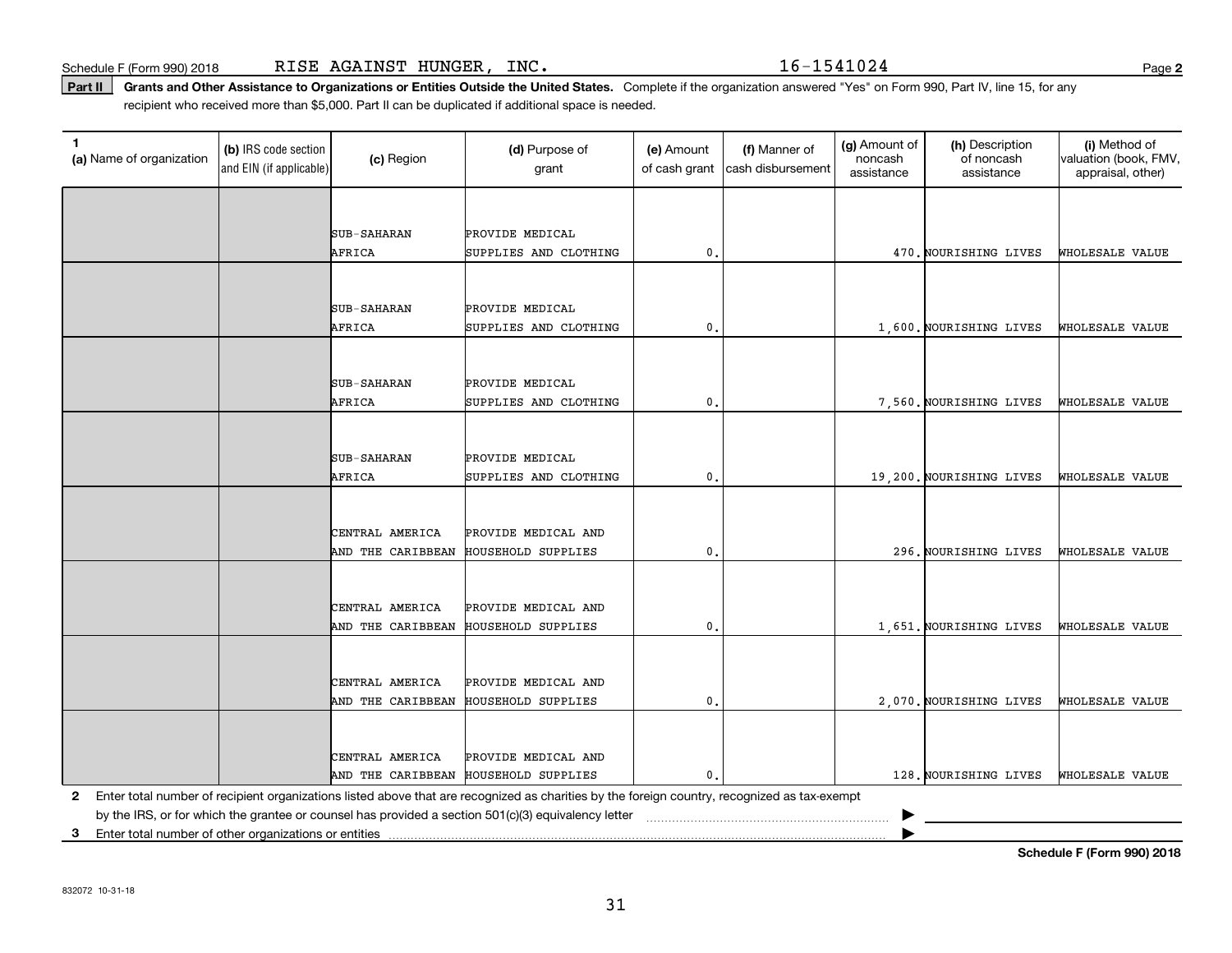Schedule F (Form 990) 2018 RISE AGAINST HUNGER, INC. 16-1541024

**Part II** **Grants and Other Assistance to Organizations or Entities Outside the United States.** Complete if the organization answered "Yes" on Form 990, Part IV, line 15, for any recipient who received more than $5,000. Part II can be duplicated if additional space is needed.

| 1 (a) Name of organization | (b) IRS code section and EIN (if applicable) | (c) Region | (d) Purpose of grant | (e) Amount of cash grant | (f) Manner of cash disbursement | (g) Amount of noncash assistance | (h) Description of noncash assistance | (i) Method of valuation (book, FMV, appraisal, other) |
|---|---|---|---|---|---|---|---|---|
| | | SUB-SAHARAN AFRICA | PROVIDE MEDICAL SUPPLIES AND CLOTHING | 0. | | 470. | NOURISHING LIVES | WHOLESALE VALUE |
| | | SUB-SAHARAN AFRICA | PROVIDE MEDICAL SUPPLIES AND CLOTHING | 0. | | 1,600. | NOURISHING LIVES | WHOLESALE VALUE |
| | | SUB-SAHARAN AFRICA | PROVIDE MEDICAL SUPPLIES AND CLOTHING | 0. | | 7,560. | NOURISHING LIVES | WHOLESALE VALUE |
| | | SUB-SAHARAN AFRICA | PROVIDE MEDICAL SUPPLIES AND CLOTHING | 0. | | 19,200. | NOURISHING LIVES | WHOLESALE VALUE |
| | | CENTRAL AMERICA AND THE CARIBBEAN | PROVIDE MEDICAL AND HOUSEHOLD SUPPLIES | 0. | | 296. | NOURISHING LIVES | WHOLESALE VALUE |
| | | CENTRAL AMERICA AND THE CARIBBEAN | PROVIDE MEDICAL AND HOUSEHOLD SUPPLIES | 0. | | 1,651. | NOURISHING LIVES | WHOLESALE VALUE |
| | | CENTRAL AMERICA AND THE CARIBBEAN | PROVIDE MEDICAL AND HOUSEHOLD SUPPLIES | 0. | | 2,070. | NOURISHING LIVES | WHOLESALE VALUE |
| | | CENTRAL AMERICA AND THE CARIBBEAN | PROVIDE MEDICAL AND HOUSEHOLD SUPPLIES | 0. | | 128. | NOURISHING LIVES | WHOLESALE VALUE |

**2** Enter total number of recipient organizations listed above that are recognized as charities by the foreign country, recognized as tax-exempt by the IRS, or for which the grantee or counsel has provided a section 501(c)(3) equivalency letter ▶

**3** Enter total number of other organizations or entities ▶

**Schedule F (Form 990) 2018**

832072 10-31-18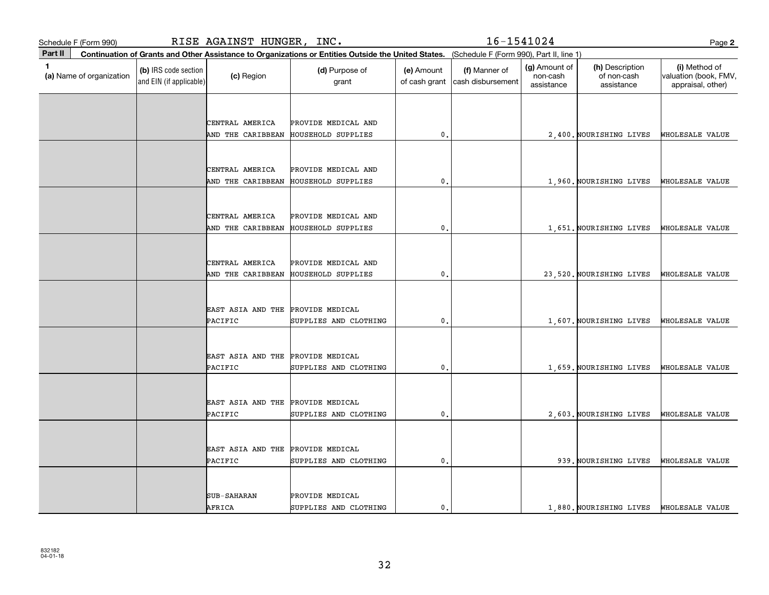Schedule F (Form 990) RISE AGAINST HUNGER, INC. 16-1541024

**Part II** **Continuation of Grants and Other Assistance to Organizations or Entities Outside the United States.** (Schedule F (Form 990), Part II, line 1)

| 1 (a) Name of organization | (b) IRS code section and EIN (if applicable) | (c) Region | (d) Purpose of grant | (e) Amount of cash grant | (f) Manner of cash disbursement | (g) Amount of non-cash assistance | (h) Description of non-cash assistance | (i) Method of valuation (book, FMV, appraisal, other) |
|---|---|---|---|---|---|---|---|---|
| | | CENTRAL AMERICA AND THE CARIBBEAN | PROVIDE MEDICAL AND HOUSEHOLD SUPPLIES | 0. | | 2,400. | NOURISHING LIVES | WHOLESALE VALUE |
| | | CENTRAL AMERICA AND THE CARIBBEAN | PROVIDE MEDICAL AND HOUSEHOLD SUPPLIES | 0. | | 1,960. | NOURISHING LIVES | WHOLESALE VALUE |
| | | CENTRAL AMERICA AND THE CARIBBEAN | PROVIDE MEDICAL AND HOUSEHOLD SUPPLIES | 0. | | 1,651. | NOURISHING LIVES | WHOLESALE VALUE |
| | | CENTRAL AMERICA AND THE CARIBBEAN | PROVIDE MEDICAL AND HOUSEHOLD SUPPLIES | 0. | | 23,520. | NOURISHING LIVES | WHOLESALE VALUE |
| | | EAST ASIA AND THE PACIFIC | PROVIDE MEDICAL SUPPLIES AND CLOTHING | 0. | | 1,607. | NOURISHING LIVES | WHOLESALE VALUE |
| | | EAST ASIA AND THE PACIFIC | PROVIDE MEDICAL SUPPLIES AND CLOTHING | 0. | | 1,659. | NOURISHING LIVES | WHOLESALE VALUE |
| | | EAST ASIA AND THE PACIFIC | PROVIDE MEDICAL SUPPLIES AND CLOTHING | 0. | | 2,603. | NOURISHING LIVES | WHOLESALE VALUE |
| | | EAST ASIA AND THE PACIFIC | PROVIDE MEDICAL SUPPLIES AND CLOTHING | 0. | | 939. | NOURISHING LIVES | WHOLESALE VALUE |
| | | SUB-SAHARAN AFRICA | PROVIDE MEDICAL SUPPLIES AND CLOTHING | 0. | | 1,880. | NOURISHING LIVES | WHOLESALE VALUE |

832182 04-01-18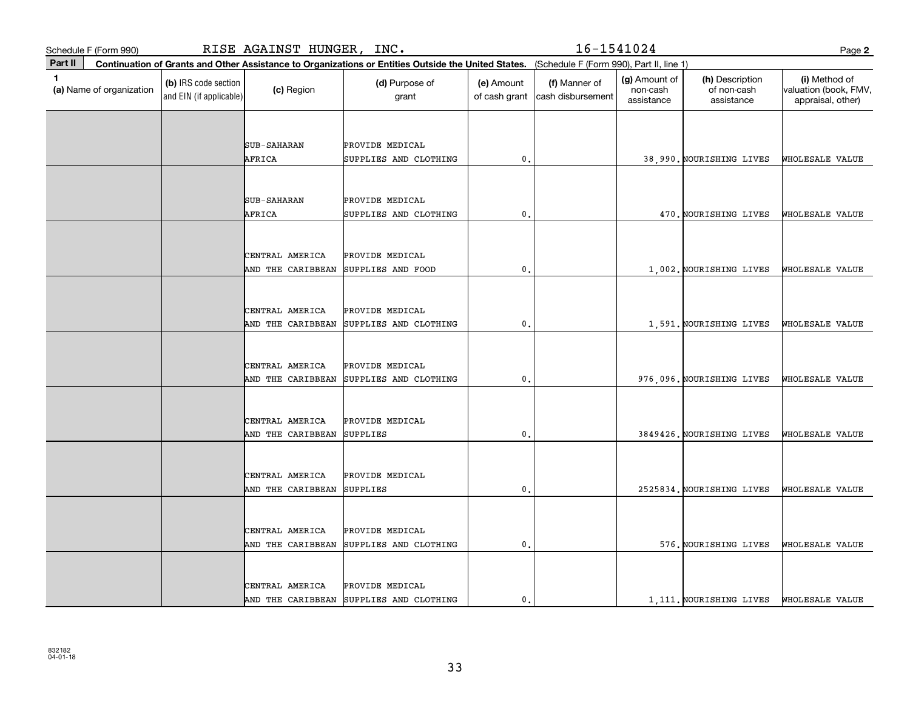Schedule F (Form 990) RISE AGAINST HUNGER, INC. 16-1541024

**Part II** **Continuation of Grants and Other Assistance to Organizations or Entities Outside the United States.** (Schedule F (Form 990), Part II, line 1)

| 1 (a) Name of organization | (b) IRS code section and EIN (if applicable) | (c) Region | (d) Purpose of grant | (e) Amount of cash grant | (f) Manner of cash disbursement | (g) Amount of non-cash assistance | (h) Description of non-cash assistance | (i) Method of valuation (book, FMV, appraisal, other) |
|---|---|---|---|---|---|---|---|---|
| | | SUB-SAHARAN AFRICA | PROVIDE MEDICAL SUPPLIES AND CLOTHING | 0. | | 38,990. | NOURISHING LIVES | WHOLESALE VALUE |
| | | SUB-SAHARAN AFRICA | PROVIDE MEDICAL SUPPLIES AND CLOTHING | 0. | | 470. | NOURISHING LIVES | WHOLESALE VALUE |
| | | CENTRAL AMERICA AND THE CARIBBEAN | PROVIDE MEDICAL SUPPLIES AND FOOD | 0. | | 1,002. | NOURISHING LIVES | WHOLESALE VALUE |
| | | CENTRAL AMERICA AND THE CARIBBEAN | PROVIDE MEDICAL SUPPLIES AND CLOTHING | 0. | | 1,591. | NOURISHING LIVES | WHOLESALE VALUE |
| | | CENTRAL AMERICA AND THE CARIBBEAN | PROVIDE MEDICAL SUPPLIES AND CLOTHING | 0. | | 976,096. | NOURISHING LIVES | WHOLESALE VALUE |
| | | CENTRAL AMERICA AND THE CARIBBEAN | PROVIDE MEDICAL SUPPLIES | 0. | | 3849426. | NOURISHING LIVES | WHOLESALE VALUE |
| | | CENTRAL AMERICA AND THE CARIBBEAN | PROVIDE MEDICAL SUPPLIES | 0. | | 2525834. | NOURISHING LIVES | WHOLESALE VALUE |
| | | CENTRAL AMERICA AND THE CARIBBEAN | PROVIDE MEDICAL SUPPLIES AND CLOTHING | 0. | | 576. | NOURISHING LIVES | WHOLESALE VALUE |
| | | CENTRAL AMERICA AND THE CARIBBEAN | PROVIDE MEDICAL SUPPLIES AND CLOTHING | 0. | | 1,111. | NOURISHING LIVES | WHOLESALE VALUE |

832182 04-01-18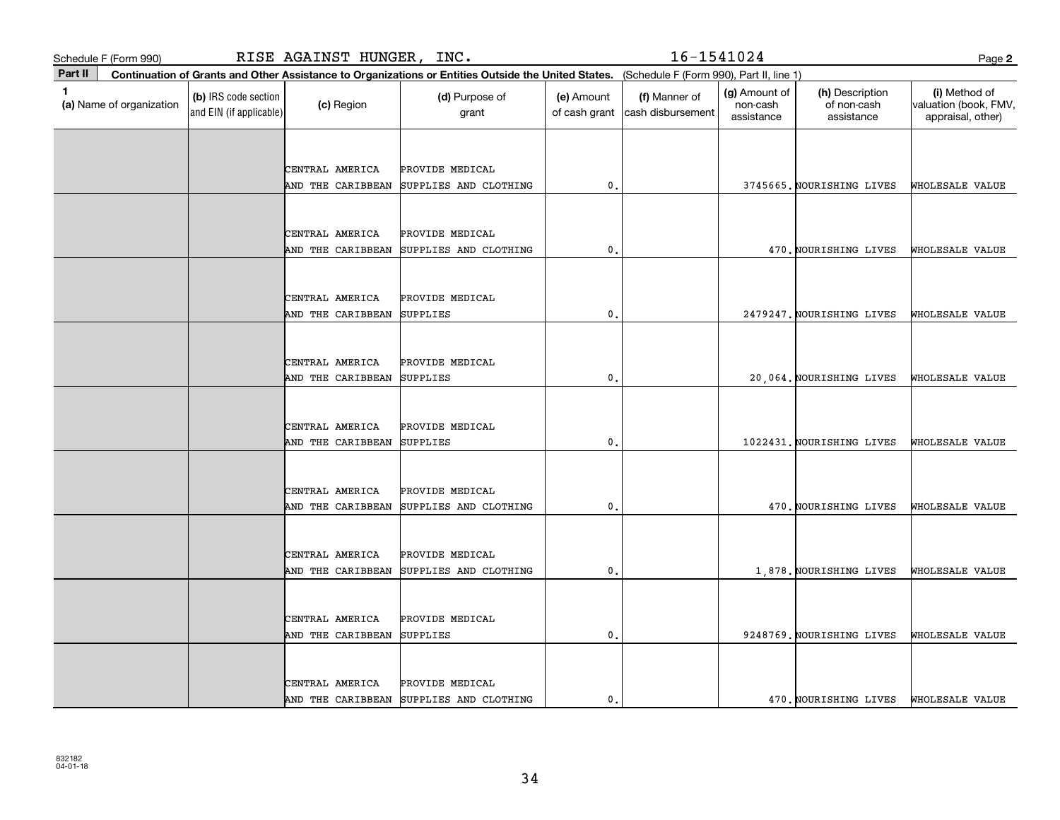Schedule F (Form 990) RISE AGAINST HUNGER, INC. 16-1541024

**Part II Continuation of Grants and Other Assistance to Organizations or Entities Outside the United States.** (Schedule F (Form 990), Part II, line 1)

| 1 (a) Name of organization | (b) IRS code section and EIN (if applicable) | (c) Region | (d) Purpose of grant | (e) Amount of cash grant | (f) Manner of cash disbursement | (g) Amount of non-cash assistance | (h) Description of non-cash assistance | (i) Method of valuation (book, FMV, appraisal, other) |
|---|---|---|---|---|---|---|---|---|
| | | CENTRAL AMERICA AND THE CARIBBEAN | PROVIDE MEDICAL SUPPLIES AND CLOTHING | 0. | | 3745665. | NOURISHING LIVES | WHOLESALE VALUE |
| | | CENTRAL AMERICA AND THE CARIBBEAN | PROVIDE MEDICAL SUPPLIES AND CLOTHING | 0. | | 470. | NOURISHING LIVES | WHOLESALE VALUE |
| | | CENTRAL AMERICA AND THE CARIBBEAN | PROVIDE MEDICAL SUPPLIES | 0. | | 2479247. | NOURISHING LIVES | WHOLESALE VALUE |
| | | CENTRAL AMERICA AND THE CARIBBEAN | PROVIDE MEDICAL SUPPLIES | 0. | | 20,064. | NOURISHING LIVES | WHOLESALE VALUE |
| | | CENTRAL AMERICA AND THE CARIBBEAN | PROVIDE MEDICAL SUPPLIES | 0. | | 1022431. | NOURISHING LIVES | WHOLESALE VALUE |
| | | CENTRAL AMERICA AND THE CARIBBEAN | PROVIDE MEDICAL SUPPLIES AND CLOTHING | 0. | | 470. | NOURISHING LIVES | WHOLESALE VALUE |
| | | CENTRAL AMERICA AND THE CARIBBEAN | PROVIDE MEDICAL SUPPLIES AND CLOTHING | 0. | | 1,878. | NOURISHING LIVES | WHOLESALE VALUE |
| | | CENTRAL AMERICA AND THE CARIBBEAN | PROVIDE MEDICAL SUPPLIES | 0. | | 9248769. | NOURISHING LIVES | WHOLESALE VALUE |
| | | CENTRAL AMERICA AND THE CARIBBEAN | PROVIDE MEDICAL SUPPLIES AND CLOTHING | 0. | | 470. | NOURISHING LIVES | WHOLESALE VALUE |

832182 04-01-18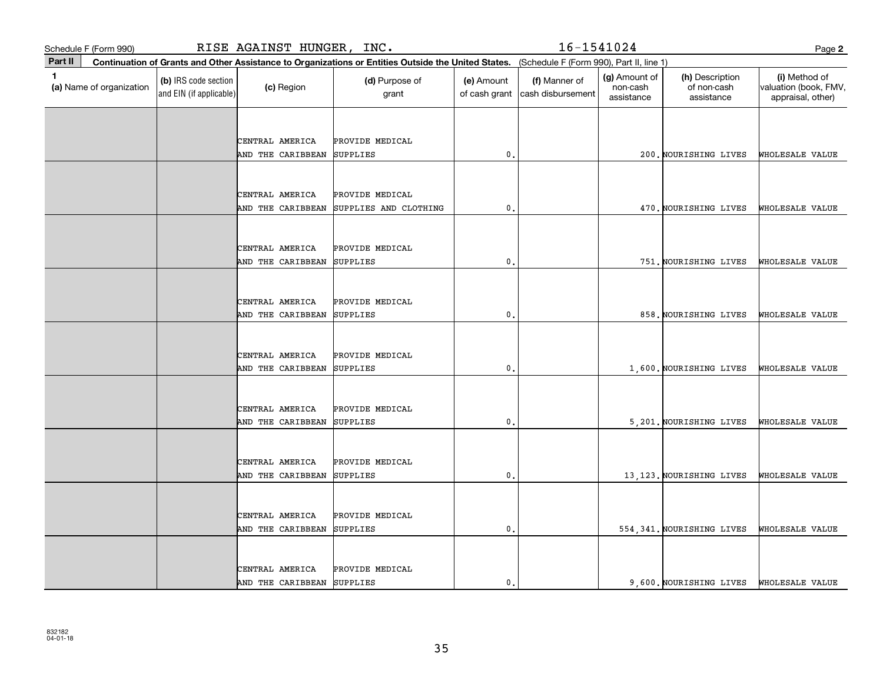Schedule F (Form 990) RISE AGAINST HUNGER, INC. 16-1541024

**Part II** **Continuation of Grants and Other Assistance to Organizations or Entities Outside the United States.** (Schedule F (Form 990), Part II, line 1)

| 1 (a) Name of organization | (b) IRS code section and EIN (if applicable) | (c) Region | (d) Purpose of grant | (e) Amount of cash grant | (f) Manner of cash disbursement | (g) Amount of non-cash assistance | (h) Description of non-cash assistance | (i) Method of valuation (book, FMV, appraisal, other) |
|---|---|---|---|---|---|---|---|---|
| | | CENTRAL AMERICA AND THE CARIBBEAN | PROVIDE MEDICAL SUPPLIES | 0. | | 200. | NOURISHING LIVES | WHOLESALE VALUE |
| | | CENTRAL AMERICA AND THE CARIBBEAN | PROVIDE MEDICAL SUPPLIES AND CLOTHING | 0. | | 470. | NOURISHING LIVES | WHOLESALE VALUE |
| | | CENTRAL AMERICA AND THE CARIBBEAN | PROVIDE MEDICAL SUPPLIES | 0. | | 751. | NOURISHING LIVES | WHOLESALE VALUE |
| | | CENTRAL AMERICA AND THE CARIBBEAN | PROVIDE MEDICAL SUPPLIES | 0. | | 858. | NOURISHING LIVES | WHOLESALE VALUE |
| | | CENTRAL AMERICA AND THE CARIBBEAN | PROVIDE MEDICAL SUPPLIES | 0. | | 1,600. | NOURISHING LIVES | WHOLESALE VALUE |
| | | CENTRAL AMERICA AND THE CARIBBEAN | PROVIDE MEDICAL SUPPLIES | 0. | | 5,201. | NOURISHING LIVES | WHOLESALE VALUE |
| | | CENTRAL AMERICA AND THE CARIBBEAN | PROVIDE MEDICAL SUPPLIES | 0. | | 13,123. | NOURISHING LIVES | WHOLESALE VALUE |
| | | CENTRAL AMERICA AND THE CARIBBEAN | PROVIDE MEDICAL SUPPLIES | 0. | | 554,341. | NOURISHING LIVES | WHOLESALE VALUE |
| | | CENTRAL AMERICA AND THE CARIBBEAN | PROVIDE MEDICAL SUPPLIES | 0. | | 9,600. | NOURISHING LIVES | WHOLESALE VALUE |

832182
04-01-18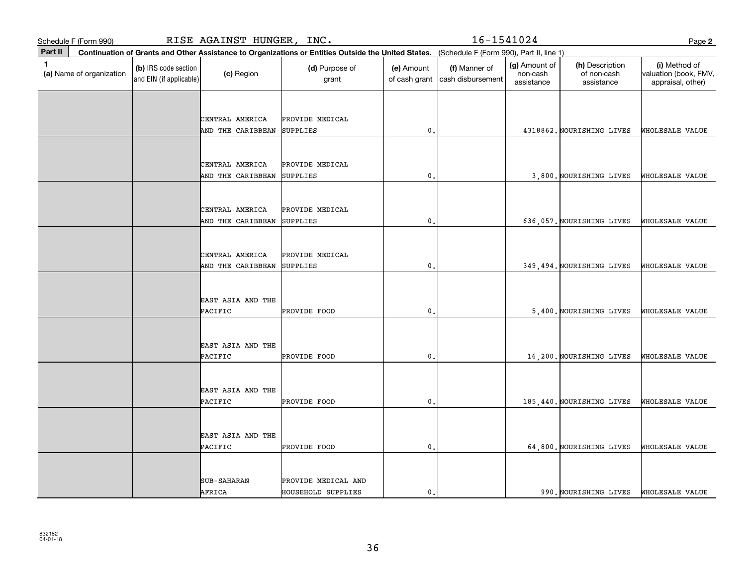Schedule F (Form 990) RISE AGAINST HUNGER, INC. 16-1541024

**Part II** **Continuation of Grants and Other Assistance to Organizations or Entities Outside the United States.** (Schedule F (Form 990), Part II, line 1)

| 1 (a) Name of organization | (b) IRS code section and EIN (if applicable) | (c) Region | (d) Purpose of grant | (e) Amount of cash grant | (f) Manner of cash disbursement | (g) Amount of non-cash assistance | (h) Description of non-cash assistance | (i) Method of valuation (book, FMV, appraisal, other) |
|---|---|---|---|---|---|---|---|---|
| | | CENTRAL AMERICA AND THE CARIBBEAN | PROVIDE MEDICAL SUPPLIES | 0. | | 4318862. | NOURISHING LIVES | WHOLESALE VALUE |
| | | CENTRAL AMERICA AND THE CARIBBEAN | PROVIDE MEDICAL SUPPLIES | 0. | | 3,800. | NOURISHING LIVES | WHOLESALE VALUE |
| | | CENTRAL AMERICA AND THE CARIBBEAN | PROVIDE MEDICAL SUPPLIES | 0. | | 636,057. | NOURISHING LIVES | WHOLESALE VALUE |
| | | CENTRAL AMERICA AND THE CARIBBEAN | PROVIDE MEDICAL SUPPLIES | 0. | | 349,494. | NOURISHING LIVES | WHOLESALE VALUE |
| | | EAST ASIA AND THE PACIFIC | PROVIDE FOOD | 0. | | 5,400. | NOURISHING LIVES | WHOLESALE VALUE |
| | | EAST ASIA AND THE PACIFIC | PROVIDE FOOD | 0. | | 16,200. | NOURISHING LIVES | WHOLESALE VALUE |
| | | EAST ASIA AND THE PACIFIC | PROVIDE FOOD | 0. | | 185,440. | NOURISHING LIVES | WHOLESALE VALUE |
| | | EAST ASIA AND THE PACIFIC | PROVIDE FOOD | 0. | | 64,800. | NOURISHING LIVES | WHOLESALE VALUE |
| | | SUB-SAHARAN AFRICA | PROVIDE MEDICAL AND HOUSEHOLD SUPPLIES | 0. | | 990. | NOURISHING LIVES | WHOLESALE VALUE |

832182
04-01-18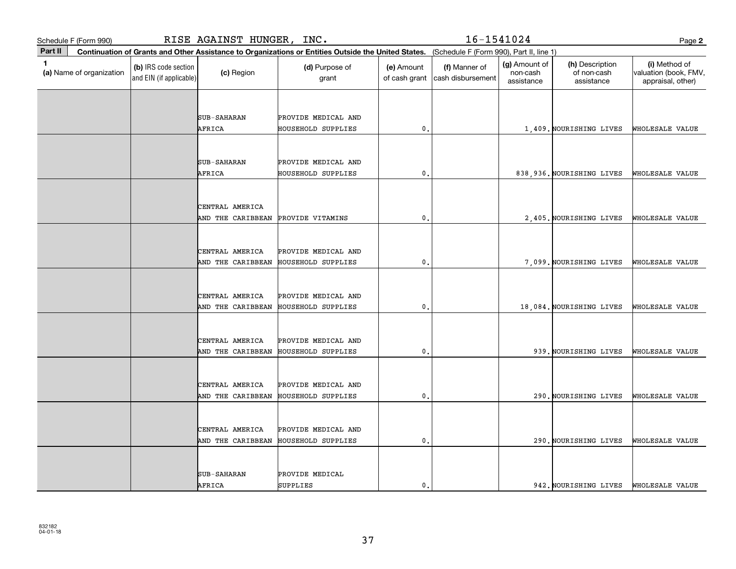Schedule F (Form 990) RISE AGAINST HUNGER, INC. 16-1541024

**Part II** **Continuation of Grants and Other Assistance to Organizations or Entities Outside the United States.** (Schedule F (Form 990), Part II, line 1)

| 1 (a) Name of organization | (b) IRS code section and EIN (if applicable) | (c) Region | (d) Purpose of grant | (e) Amount of cash grant | (f) Manner of cash disbursement | (g) Amount of non-cash assistance | (h) Description of non-cash assistance | (i) Method of valuation (book, FMV, appraisal, other) |
|---|---|---|---|---|---|---|---|---|
| | | SUB-SAHARAN AFRICA | PROVIDE MEDICAL AND HOUSEHOLD SUPPLIES | 0. | | 1,409. | NOURISHING LIVES | WHOLESALE VALUE |
| | | SUB-SAHARAN AFRICA | PROVIDE MEDICAL AND HOUSEHOLD SUPPLIES | 0. | | 838,936. | NOURISHING LIVES | WHOLESALE VALUE |
| | | CENTRAL AMERICA AND THE CARIBBEAN | PROVIDE VITAMINS | 0. | | 2,405. | NOURISHING LIVES | WHOLESALE VALUE |
| | | CENTRAL AMERICA AND THE CARIBBEAN | PROVIDE MEDICAL AND HOUSEHOLD SUPPLIES | 0. | | 7,099. | NOURISHING LIVES | WHOLESALE VALUE |
| | | CENTRAL AMERICA AND THE CARIBBEAN | PROVIDE MEDICAL AND HOUSEHOLD SUPPLIES | 0. | | 18,084. | NOURISHING LIVES | WHOLESALE VALUE |
| | | CENTRAL AMERICA AND THE CARIBBEAN | PROVIDE MEDICAL AND HOUSEHOLD SUPPLIES | 0. | | 939. | NOURISHING LIVES | WHOLESALE VALUE |
| | | CENTRAL AMERICA AND THE CARIBBEAN | PROVIDE MEDICAL AND HOUSEHOLD SUPPLIES | 0. | | 290. | NOURISHING LIVES | WHOLESALE VALUE |
| | | CENTRAL AMERICA AND THE CARIBBEAN | PROVIDE MEDICAL AND HOUSEHOLD SUPPLIES | 0. | | 290. | NOURISHING LIVES | WHOLESALE VALUE |
| | | SUB-SAHARAN AFRICA | PROVIDE MEDICAL SUPPLIES | 0. | | 942. | NOURISHING LIVES | WHOLESALE VALUE |

832182
04-01-18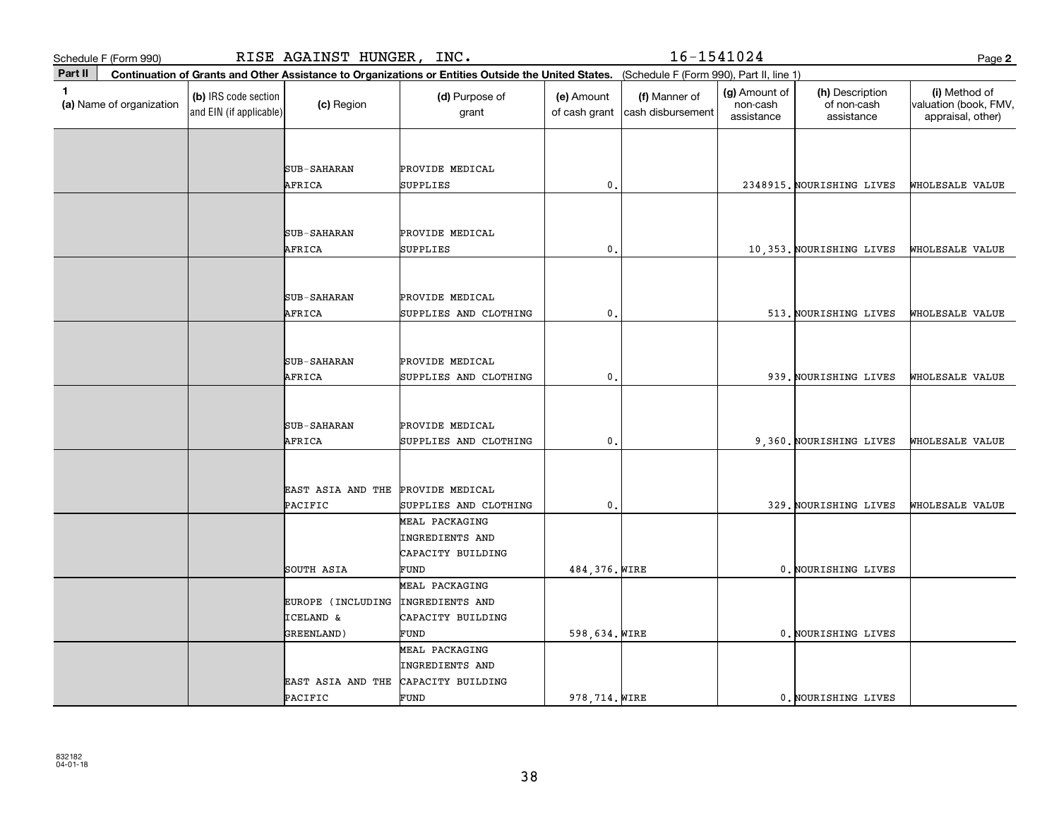Schedule F (Form 990) RISE AGAINST HUNGER, INC. 16-1541024

**Part II** **Continuation of Grants and Other Assistance to Organizations or Entities Outside the United States.** (Schedule F (Form 990), Part II, line 1)

| 1 (a) Name of organization | (b) IRS code section and EIN (if applicable) | (c) Region | (d) Purpose of grant | (e) Amount of cash grant | (f) Manner of cash disbursement | (g) Amount of non-cash assistance | (h) Description of non-cash assistance | (i) Method of valuation (book, FMV, appraisal, other) |
|---|---|---|---|---|---|---|---|---|
| | | SUB-SAHARAN AFRICA | PROVIDE MEDICAL SUPPLIES | 0. | | 2348915. | NOURISHING LIVES | WHOLESALE VALUE |
| | | SUB-SAHARAN AFRICA | PROVIDE MEDICAL SUPPLIES | 0. | | 10,353. | NOURISHING LIVES | WHOLESALE VALUE |
| | | SUB-SAHARAN AFRICA | PROVIDE MEDICAL SUPPLIES AND CLOTHING | 0. | | 513. | NOURISHING LIVES | WHOLESALE VALUE |
| | | SUB-SAHARAN AFRICA | PROVIDE MEDICAL SUPPLIES AND CLOTHING | 0. | | 939. | NOURISHING LIVES | WHOLESALE VALUE |
| | | SUB-SAHARAN AFRICA | PROVIDE MEDICAL SUPPLIES AND CLOTHING | 0. | | 9,360. | NOURISHING LIVES | WHOLESALE VALUE |
| | | EAST ASIA AND THE PACIFIC | PROVIDE MEDICAL SUPPLIES AND CLOTHING | 0. | | 329. | NOURISHING LIVES | WHOLESALE VALUE |
| | | SOUTH ASIA | MEAL PACKAGING INGREDIENTS AND CAPACITY BUILDING FUND | 484,376. | WIRE | 0. | NOURISHING LIVES | |
| | | EUROPE (INCLUDING ICELAND & GREENLAND) | MEAL PACKAGING INGREDIENTS AND CAPACITY BUILDING FUND | 598,634. | WIRE | 0. | NOURISHING LIVES | |
| | | EAST ASIA AND THE PACIFIC | MEAL PACKAGING INGREDIENTS AND CAPACITY BUILDING FUND | 978,714. | WIRE | 0. | NOURISHING LIVES | |

832182 04-01-18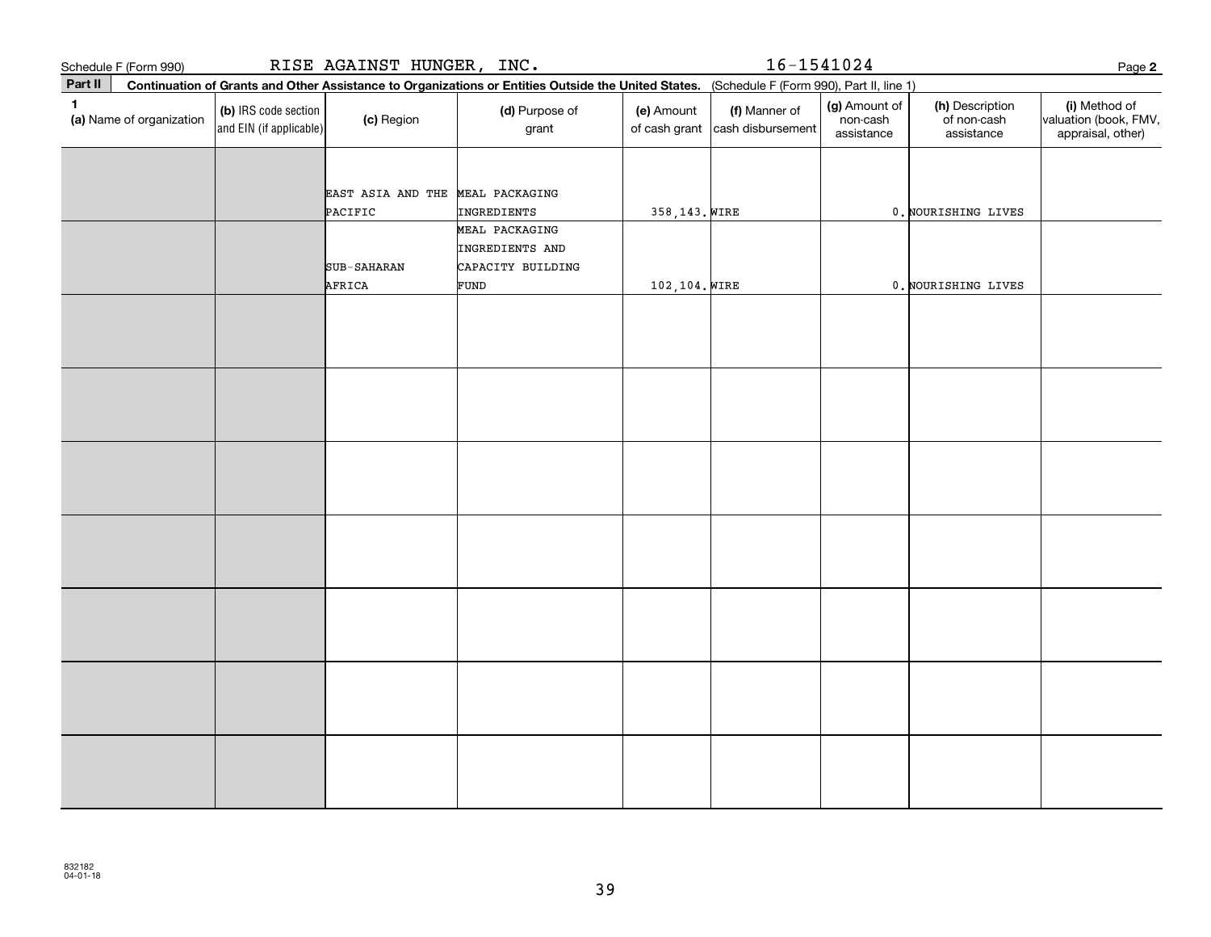Schedule F (Form 990) RISE AGAINST HUNGER, INC. 16-1541024

**Part II** **Continuation of Grants and Other Assistance to Organizations or Entities Outside the United States.** (Schedule F (Form 990), Part II, line 1)

| 1 (a) Name of organization | (b) IRS code section and EIN (if applicable) | (c) Region | (d) Purpose of grant | (e) Amount of cash grant | (f) Manner of cash disbursement | (g) Amount of non-cash assistance | (h) Description of non-cash assistance | (i) Method of valuation (book, FMV, appraisal, other) |
|---|---|---|---|---|---|---|---|---|
| | | EAST ASIA AND THE PACIFIC | MEAL PACKAGING INGREDIENTS | 358,143. | WIRE | 0. | NOURISHING LIVES | |
| | | SUB-SAHARAN AFRICA | MEAL PACKAGING INGREDIENTS AND CAPACITY BUILDING FUND | 102,104. | WIRE | 0. | NOURISHING LIVES | |
| | | | | | | | | |
| | | | | | | | | |
| | | | | | | | | |
| | | | | | | | | |
| | | | | | | | | |
| | | | | | | | | |
| | | | | | | | | |

832182
04-01-18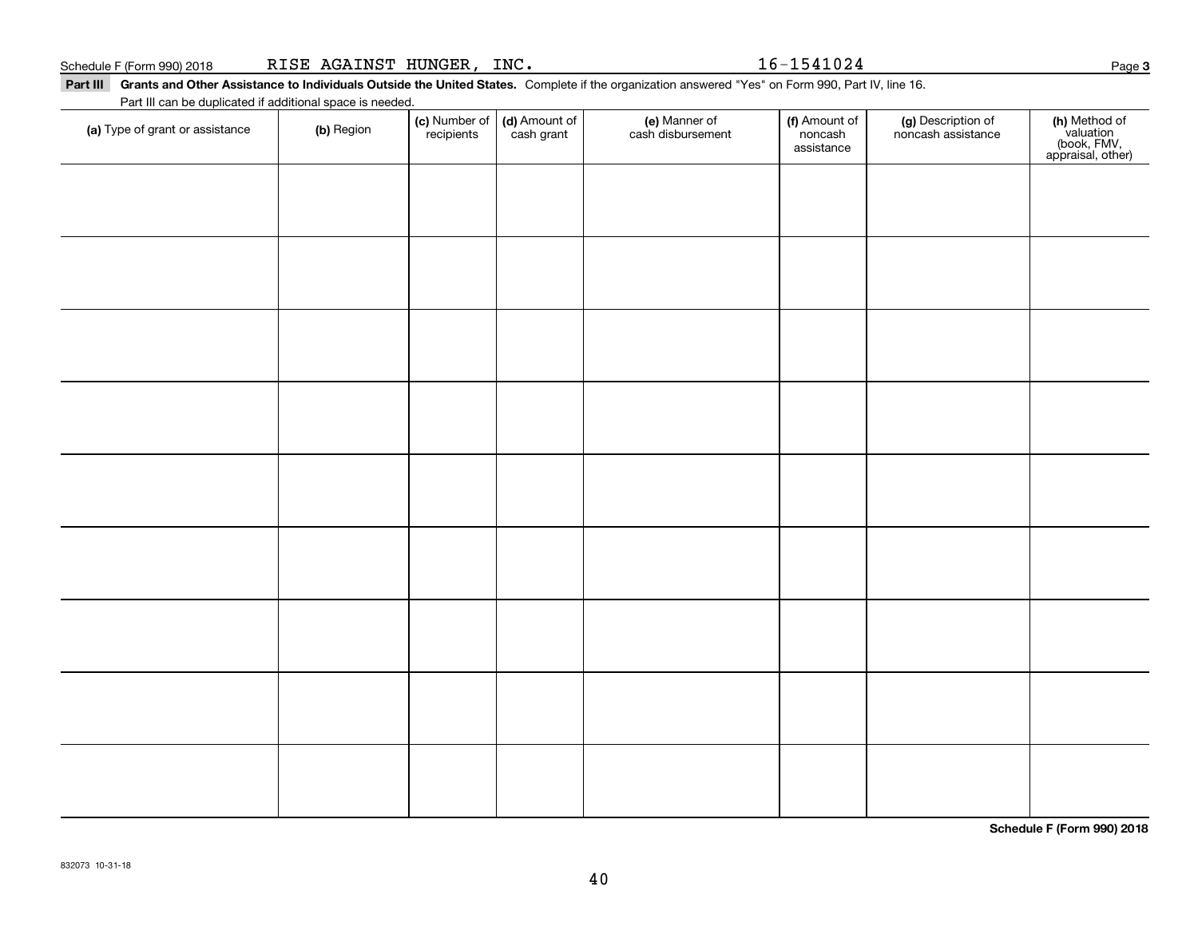Schedule F (Form 990) 2018 RISE AGAINST HUNGER, INC. 16-1541024

**Part III Grants and Other Assistance to Individuals Outside the United States.** Complete if the organization answered "Yes" on Form 990, Part IV, line 16.

Part III can be duplicated if additional space is needed.

| (a) Type of grant or assistance | (b) Region | (c) Number of recipients | (d) Amount of cash grant | (e) Manner of cash disbursement | (f) Amount of noncash assistance | (g) Description of noncash assistance | (h) Method of valuation (book, FMV, appraisal, other) |
|---|---|---|---|---|---|---|---|
| | | | | | | | |
| | | | | | | | |
| | | | | | | | |
| | | | | | | | |
| | | | | | | | |
| | | | | | | | |
| | | | | | | | |
| | | | | | | | |
| | | | | | | | |

**Schedule F (Form 990) 2018**

832073 10-31-18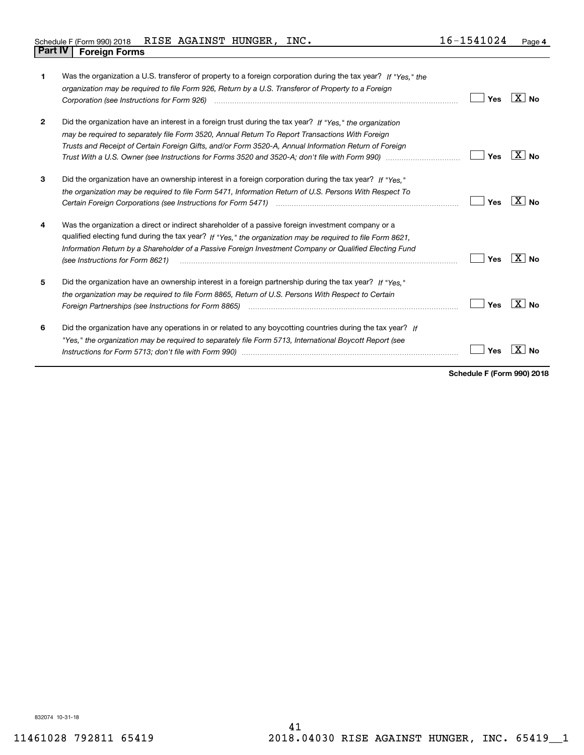Schedule F (Form 990) 2018 RISE AGAINST HUNGER, INC. 16-1541024 Page **4**

## Part IV Foreign Forms

| | | |
|---|---|---|
| **1** | Was the organization a U.S. transferor of property to a foreign corporation during the tax year? *If "Yes," the organization may be required to file Form 926, Return by a U.S. Transferor of Property to a Foreign Corporation (see Instructions for Form 926)* | Yes [ ] No [X] |
| **2** | Did the organization have an interest in a foreign trust during the tax year? *If "Yes," the organization may be required to separately file Form 3520, Annual Return To Report Transactions With Foreign Trusts and Receipt of Certain Foreign Gifts, and/or Form 3520-A, Annual Information Return of Foreign Trust With a U.S. Owner (see Instructions for Forms 3520 and 3520-A; don't file with Form 990)* | Yes [ ] No [X] |
| **3** | Did the organization have an ownership interest in a foreign corporation during the tax year? *If "Yes," the organization may be required to file Form 5471, Information Return of U.S. Persons With Respect To Certain Foreign Corporations (see Instructions for Form 5471)* | Yes [ ] No [X] |
| **4** | Was the organization a direct or indirect shareholder of a passive foreign investment company or a qualified electing fund during the tax year? *If "Yes," the organization may be required to file Form 8621, Information Return by a Shareholder of a Passive Foreign Investment Company or Qualified Electing Fund (see Instructions for Form 8621)* | Yes [ ] No [X] |
| **5** | Did the organization have an ownership interest in a foreign partnership during the tax year? *If "Yes," the organization may be required to file Form 8865, Return of U.S. Persons With Respect to Certain Foreign Partnerships (see Instructions for Form 8865)* | Yes [ ] No [X] |
| **6** | Did the organization have any operations in or related to any boycotting countries during the tax year? *If "Yes," the organization may be required to separately file Form 5713, International Boycott Report (see Instructions for Form 5713; don't file with Form 990)* | Yes [ ] No [X] |

**Schedule F (Form 990) 2018**

832074 10-31-18

11461028 792811 65419 2018.04030 RISE AGAINST HUNGER, INC. 65419__1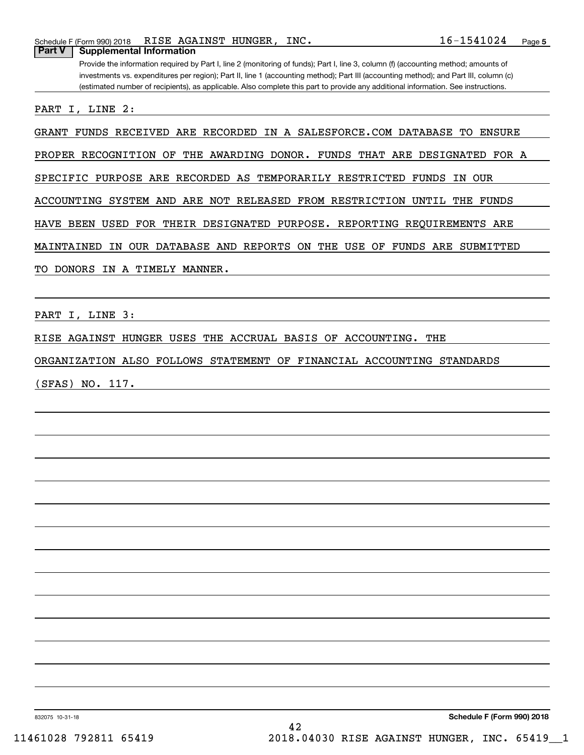## Part V Supplemental Information

Provide the information required by Part I, line 2 (monitoring of funds); Part I, line 3, column (f) (accounting method; amounts of investments vs. expenditures per region); Part II, line 1 (accounting method); Part III (accounting method); and Part III, column (c) (estimated number of recipients), as applicable. Also complete this part to provide any additional information. See instructions.

PART I, LINE 2:

GRANT FUNDS RECEIVED ARE RECORDED IN A SALESFORCE.COM DATABASE TO ENSURE PROPER RECOGNITION OF THE AWARDING DONOR. FUNDS THAT ARE DESIGNATED FOR A SPECIFIC PURPOSE ARE RECORDED AS TEMPORARILY RESTRICTED FUNDS IN OUR ACCOUNTING SYSTEM AND ARE NOT RELEASED FROM RESTRICTION UNTIL THE FUNDS HAVE BEEN USED FOR THEIR DESIGNATED PURPOSE. REPORTING REQUIREMENTS ARE MAINTAINED IN OUR DATABASE AND REPORTS ON THE USE OF FUNDS ARE SUBMITTED TO DONORS IN A TIMELY MANNER.

PART I, LINE 3:

RISE AGAINST HUNGER USES THE ACCRUAL BASIS OF ACCOUNTING. THE ORGANIZATION ALSO FOLLOWS STATEMENT OF FINANCIAL ACCOUNTING STANDARDS (SFAS) NO. 117.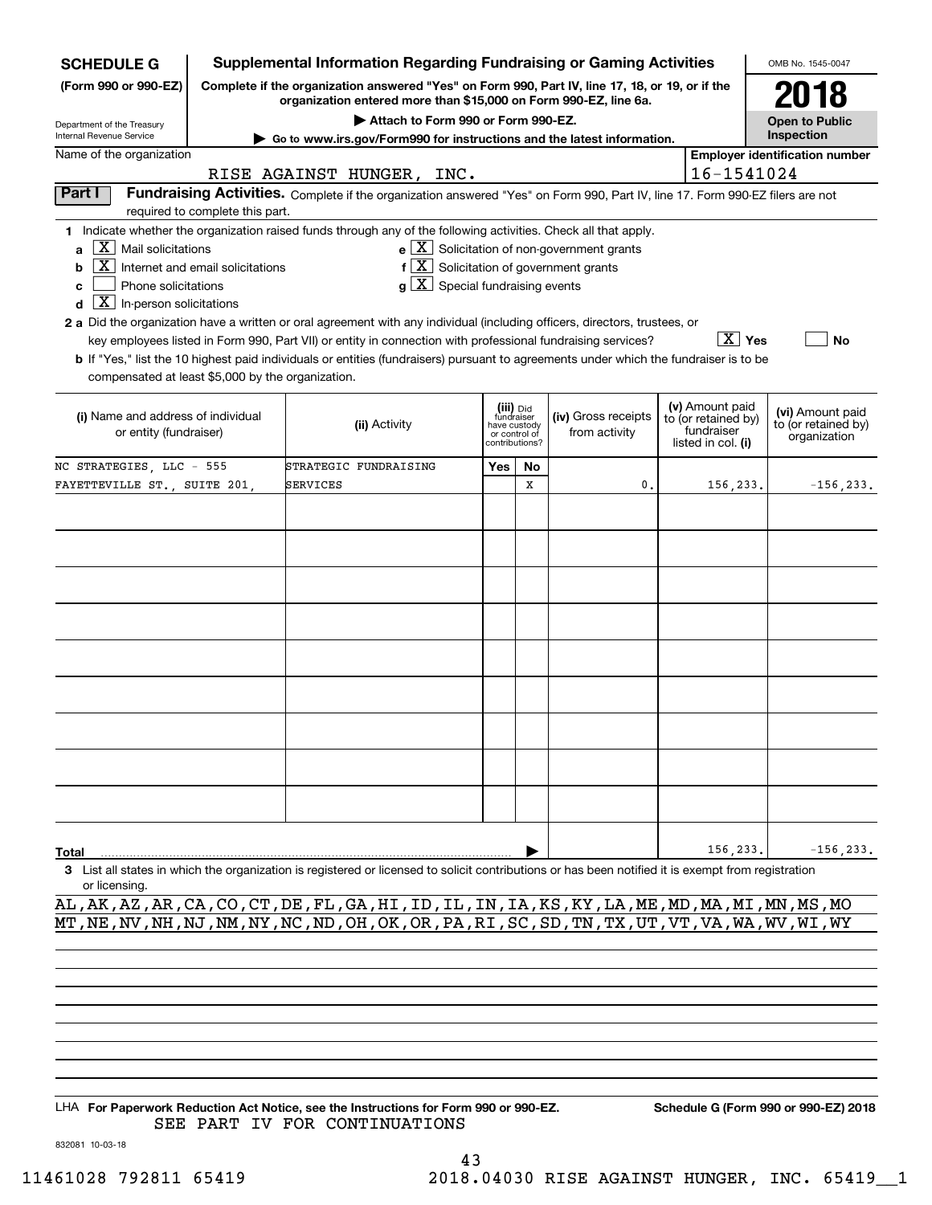**SCHEDULE G (Form 990 or 990-EZ)**

Department of the Treasury
Internal Revenue Service

# Supplemental Information Regarding Fundraising or Gaming Activities

**Complete if the organization answered "Yes" on Form 990, Part IV, line 17, 18, or 19, or if the organization entered more than $15,000 on Form 990-EZ, line 6a.**

**▶ Attach to Form 990 or Form 990-EZ.**

**▶ Go to www.irs.gov/Form990 for instructions and the latest information.**

OMB No. 1545-0047

**2018**

**Open to Public Inspection**

Name of the organization: RISE AGAINST HUNGER, INC.

**Employer identification number** 16-1541024

**Part I Fundraising Activities.** Complete if the organization answered "Yes" on Form 990, Part IV, line 17. Form 990-EZ filers are not required to complete this part.

**1** Indicate whether the organization raised funds through any of the following activities. Check all that apply.

- **a** [X] Mail solicitations
- **b** [X] Internet and email solicitations
- **c** [ ] Phone solicitations
- **d** [X] In-person solicitations
- **e** [X] Solicitation of non-government grants
- **f** [X] Solicitation of government grants
- **g** [X] Special fundraising events

**2 a** Did the organization have a written or oral agreement with any individual (including officers, directors, trustees, or key employees listed in Form 990, Part VII) or entity in connection with professional fundraising services? [X] **Yes** [ ] **No**

**b** If "Yes," list the 10 highest paid individuals or entities (fundraisers) pursuant to agreements under which the fundraiser is to be compensated at least $5,000 by the organization.

| (i) Name and address of individual or entity (fundraiser) | (ii) Activity | (iii) Did fundraiser have custody or control of contributions? Yes | No | (iv) Gross receipts from activity | (v) Amount paid to (or retained by) fundraiser listed in col. (i) | (vi) Amount paid to (or retained by) organization |
|---|---|---|---|---|---|---|
| NC STRATEGIES, LLC - 555 FAYETTEVILLE ST., SUITE 201, | STRATEGIC FUNDRAISING SERVICES | | X | 0. | 156,233. | -156,233. |
| | | | | | | |
| | | | | | | |
| | | | | | | |
| | | | | | | |
| | | | | | | |
| | | | | | | |
| | | | | | | |
| | | | | | | |
| | | | | | | |
| **Total** ▶ | | | | | 156,233. | -156,233. |

**3** List all states in which the organization is registered or licensed to solicit contributions or has been notified it is exempt from registration or licensing.

AL,AK,AZ,AR,CA,CO,CT,DE,FL,GA,HI,ID,IL,IN,IA,KS,KY,LA,ME,MD,MA,MI,MN,MS,MO
MT,NE,NV,NH,NJ,NM,NY,NC,ND,OH,OK,OR,PA,RI,SC,SD,TN,TX,UT,VT,VA,WA,WV,WI,WY

LHA **For Paperwork Reduction Act Notice, see the Instructions for Form 990 or 990-EZ.** **Schedule G (Form 990 or 990-EZ) 2018**

SEE PART IV FOR CONTINUATIONS

832081 10-03-18

11461028 792811 65419 2018.04030 RISE AGAINST HUNGER, INC. 65419__1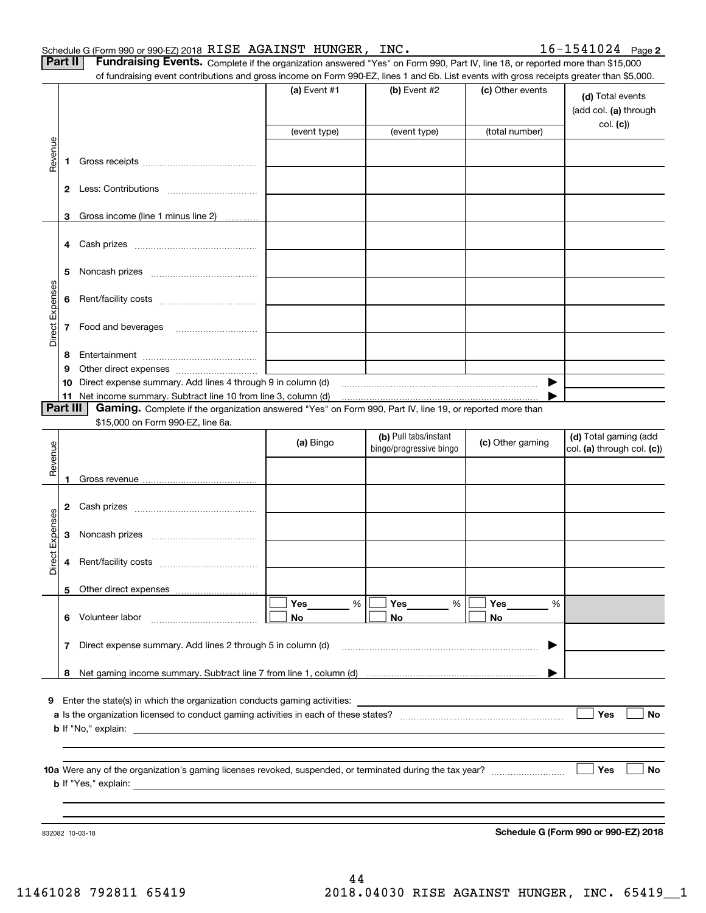Schedule G (Form 990 or 990-EZ) 2018 RISE AGAINST HUNGER, INC. 16-1541024 Page 2

**Part II** **Fundraising Events.** Complete if the organization answered "Yes" on Form 990, Part IV, line 18, or reported more than $15,000 of fundraising event contributions and gross income on Form 990-EZ, lines 1 and 6b. List events with gross receipts greater than $5,000.

| | | (a) Event #1 | (b) Event #2 | (c) Other events | (d) Total events (add col. (a) through col. (c)) |
|---|---|---|---|---|---|
| | | (event type) | (event type) | (total number) | |
| Revenue | 1 Gross receipts | | | | |
| | 2 Less: Contributions | | | | |
| | 3 Gross income (line 1 minus line 2) | | | | |
| Direct Expenses | 4 Cash prizes | | | | |
| | 5 Noncash prizes | | | | |
| | 6 Rent/facility costs | | | | |
| | 7 Food and beverages | | | | |
| | 8 Entertainment | | | | |
| | 9 Other direct expenses | | | | |
| | 10 Direct expense summary. Add lines 4 through 9 in column (d) | | | ▶ | |
| | 11 Net income summary. Subtract line 10 from line 3, column (d) | | | ▶ | |

**Part III** **Gaming.** Complete if the organization answered "Yes" on Form 990, Part IV, line 19, or reported more than $15,000 on Form 990-EZ, line 6a.

| | | (a) Bingo | (b) Pull tabs/instant bingo/progressive bingo | (c) Other gaming | (d) Total gaming (add col. (a) through col. (c)) |
|---|---|---|---|---|---|
| Revenue | 1 Gross revenue | | | | |
| Direct Expenses | 2 Cash prizes | | | | |
| | 3 Noncash prizes | | | | |
| | 4 Rent/facility costs | | | | |
| | 5 Other direct expenses | | | | |
| | 6 Volunteer labor | ☐ Yes ____ % ☐ No | ☐ Yes ____ % ☐ No | ☐ Yes ____ % ☐ No | |
| | 7 Direct expense summary. Add lines 2 through 5 in column (d) | | | ▶ | |
| | 8 Net gaming income summary. Subtract line 7 from line 1, column (d) | | | ▶ | |

9 Enter the state(s) in which the organization conducts gaming activities: ______

a Is the organization licensed to conduct gaming activities in each of these states? ☐ Yes ☐ No

b If "No," explain: ______

10a Were any of the organization's gaming licenses revoked, suspended, or terminated during the tax year? ☐ Yes ☐ No

b If "Yes," explain: ______

832082 10-03-18

**Schedule G (Form 990 or 990-EZ) 2018**

11461028 792811 65419 2018.04030 RISE AGAINST HUNGER, INC. 65419__1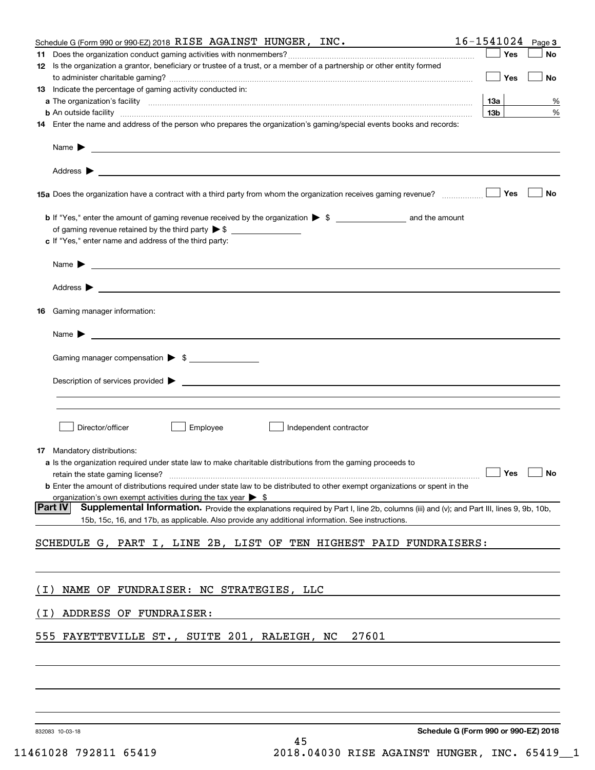Schedule G (Form 990 or 990-EZ) 2018 RISE AGAINST HUNGER, INC. 16-1541024 Page 3

**11** Does the organization conduct gaming activities with nonmembers? ☐ Yes ☐ No

**12** Is the organization a grantor, beneficiary or trustee of a trust, or a member of a partnership or other entity formed to administer charitable gaming? ☐ Yes ☐ No

**13** Indicate the percentage of gaming activity conducted in:

**a** The organization's facility **13a** %

**b** An outside facility **13b** %

**14** Enter the name and address of the person who prepares the organization's gaming/special events books and records:

Name ▶

Address ▶

**15a** Does the organization have a contract with a third party from whom the organization receives gaming revenue? ☐ Yes ☐ No

**b** If "Yes," enter the amount of gaming revenue received by the organization ▶ $ and the amount of gaming revenue retained by the third party ▶ $

**c** If "Yes," enter name and address of the third party:

Name ▶

Address ▶

**16** Gaming manager information:

Name ▶

Gaming manager compensation ▶ $

Description of services provided ▶

☐ Director/officer ☐ Employee ☐ Independent contractor

**17** Mandatory distributions:

**a** Is the organization required under state law to make charitable distributions from the gaming proceeds to retain the state gaming license? ☐ Yes ☐ No

**b** Enter the amount of distributions required under state law to be distributed to other exempt organizations or spent in the organization's own exempt activities during the tax year ▶ $

**Part IV** **Supplemental Information.** Provide the explanations required by Part I, line 2b, columns (iii) and (v); and Part III, lines 9, 9b, 10b, 15b, 15c, 16, and 17b, as applicable. Also provide any additional information. See instructions.

SCHEDULE G, PART I, LINE 2B, LIST OF TEN HIGHEST PAID FUNDRAISERS:

(I) NAME OF FUNDRAISER: NC STRATEGIES, LLC

(I) ADDRESS OF FUNDRAISER:

555 FAYETTEVILLE ST., SUITE 201, RALEIGH, NC 27601

832083 10-03-18 **Schedule G (Form 990 or 990-EZ) 2018**

11461028 792811 65419 2018.04030 RISE AGAINST HUNGER, INC. 65419__1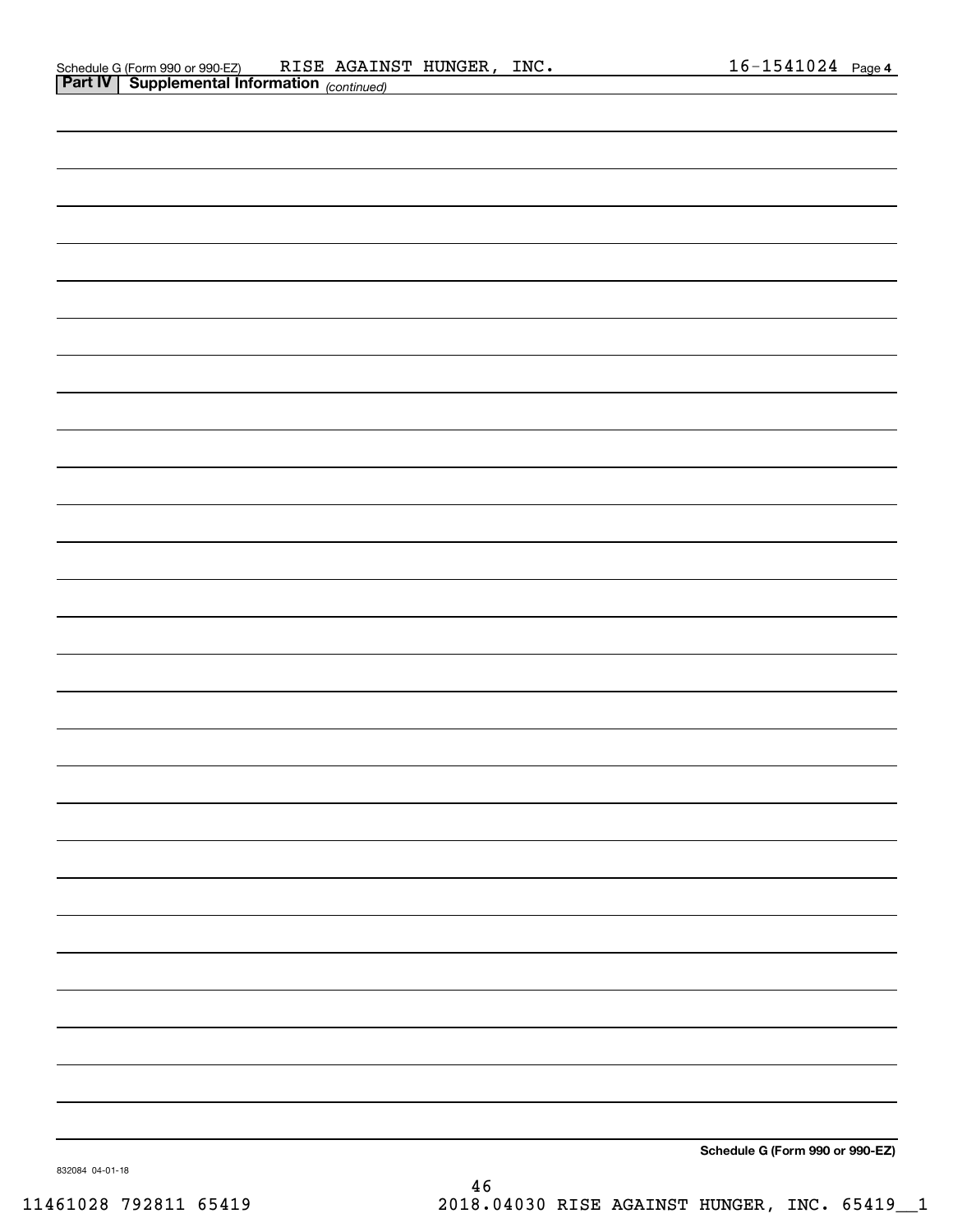Schedule G (Form 990 or 990-EZ) RISE AGAINST HUNGER, INC. 16-1541024 Page 4

**Part IV | Supplemental Information** *(continued)*

**Schedule G (Form 990 or 990-EZ)**

832084 04-01-18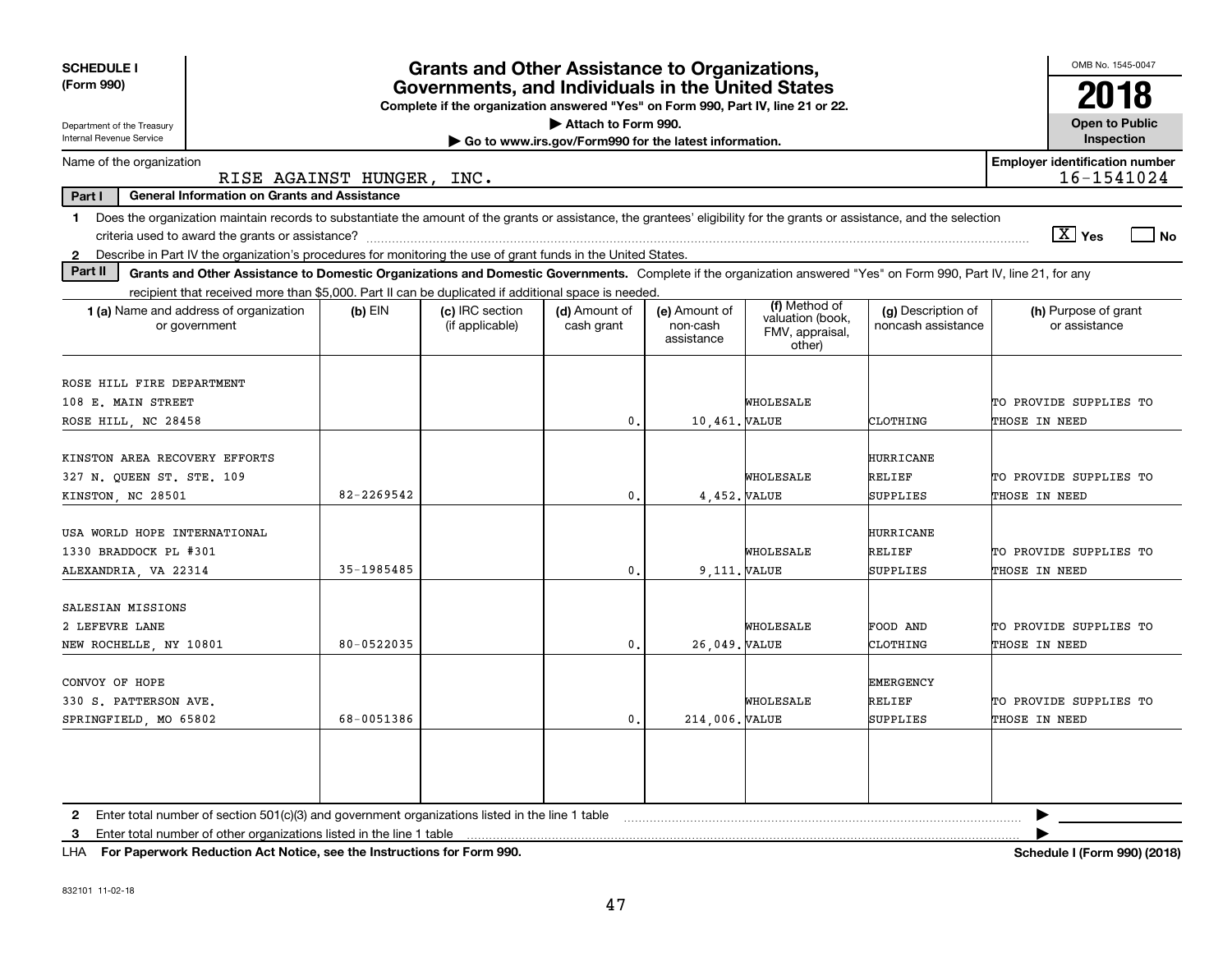**SCHEDULE I**
**(Form 990)**

Department of the Treasury
Internal Revenue Service

# Grants and Other Assistance to Organizations, Governments, and Individuals in the United States

**Complete if the organization answered "Yes" on Form 990, Part IV, line 21 or 22.**
**▶ Attach to Form 990.**
**▶ Go to www.irs.gov/Form990 for the latest information.**

OMB No. 1545-0047

**2018**

**Open to Public Inspection**

Name of the organization: RISE AGAINST HUNGER, INC.

**Employer identification number** 16-1541024

**Part I — General Information on Grants and Assistance**

1 Does the organization maintain records to substantiate the amount of the grants or assistance, the grantees' eligibility for the grants or assistance, and the selection criteria used to award the grants or assistance? [X] Yes [ ] No

2 Describe in Part IV the organization's procedures for monitoring the use of grant funds in the United States.

**Part II — Grants and Other Assistance to Domestic Organizations and Domestic Governments.** Complete if the organization answered "Yes" on Form 990, Part IV, line 21, for any recipient that received more than $5,000. Part II can be duplicated if additional space is needed.

| 1 (a) Name and address of organization or government | (b) EIN | (c) IRC section (if applicable) | (d) Amount of cash grant | (e) Amount of non-cash assistance | (f) Method of valuation (book, FMV, appraisal, other) | (g) Description of noncash assistance | (h) Purpose of grant or assistance |
|---|---|---|---|---|---|---|---|
| ROSE HILL FIRE DEPARTMENT 108 E. MAIN STREET ROSE HILL, NC 28458 | | | 0. | 10,461. | WHOLESALE VALUE | CLOTHING | TO PROVIDE SUPPLIES TO THOSE IN NEED |
| KINSTON AREA RECOVERY EFFORTS 327 N. QUEEN ST. STE. 109 KINSTON, NC 28501 | 82-2269542 | | 0. | 4,452. | WHOLESALE VALUE | HURRICANE RELIEF SUPPLIES | TO PROVIDE SUPPLIES TO THOSE IN NEED |
| USA WORLD HOPE INTERNATIONAL 1330 BRADDOCK PL #301 ALEXANDRIA, VA 22314 | 35-1985485 | | 0. | 9,111. | WHOLESALE VALUE | HURRICANE RELIEF SUPPLIES | TO PROVIDE SUPPLIES TO THOSE IN NEED |
| SALESIAN MISSIONS 2 LEFEVRE LANE NEW ROCHELLE, NY 10801 | 80-0522035 | | 0. | 26,049. | WHOLESALE VALUE | FOOD AND CLOTHING | TO PROVIDE SUPPLIES TO THOSE IN NEED |
| CONVOY OF HOPE 330 S. PATTERSON AVE. SPRINGFIELD, MO 65802 | 68-0051386 | | 0. | 214,006. | WHOLESALE VALUE | EMERGENCY RELIEF SUPPLIES | TO PROVIDE SUPPLIES TO THOSE IN NEED |
| | | | | | | | |

2 Enter total number of section 501(c)(3) and government organizations listed in the line 1 table ▶

3 Enter total number of other organizations listed in the line 1 table ▶

LHA **For Paperwork Reduction Act Notice, see the Instructions for Form 990.** **Schedule I (Form 990) (2018)**

832101 11-02-18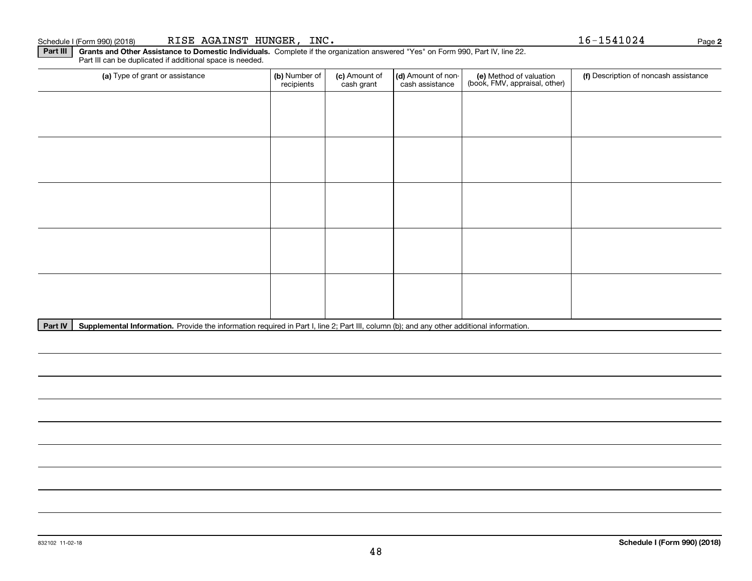Schedule I (Form 990) (2018) RISE AGAINST HUNGER, INC. 16-1541024 Page **2**

**Part III** **Grants and Other Assistance to Domestic Individuals.** Complete if the organization answered "Yes" on Form 990, Part IV, line 22. Part III can be duplicated if additional space is needed.

| (a) Type of grant or assistance | (b) Number of recipients | (c) Amount of cash grant | (d) Amount of non-cash assistance | (e) Method of valuation (book, FMV, appraisal, other) | (f) Description of noncash assistance |
|---|---|---|---|---|---|
| | | | | | |
| | | | | | |
| | | | | | |
| | | | | | |
| | | | | | |

**Part IV** **Supplemental Information.** Provide the information required in Part I, line 2; Part III, column (b); and any other additional information.

832102 11-02-18

**Schedule I (Form 990) (2018)**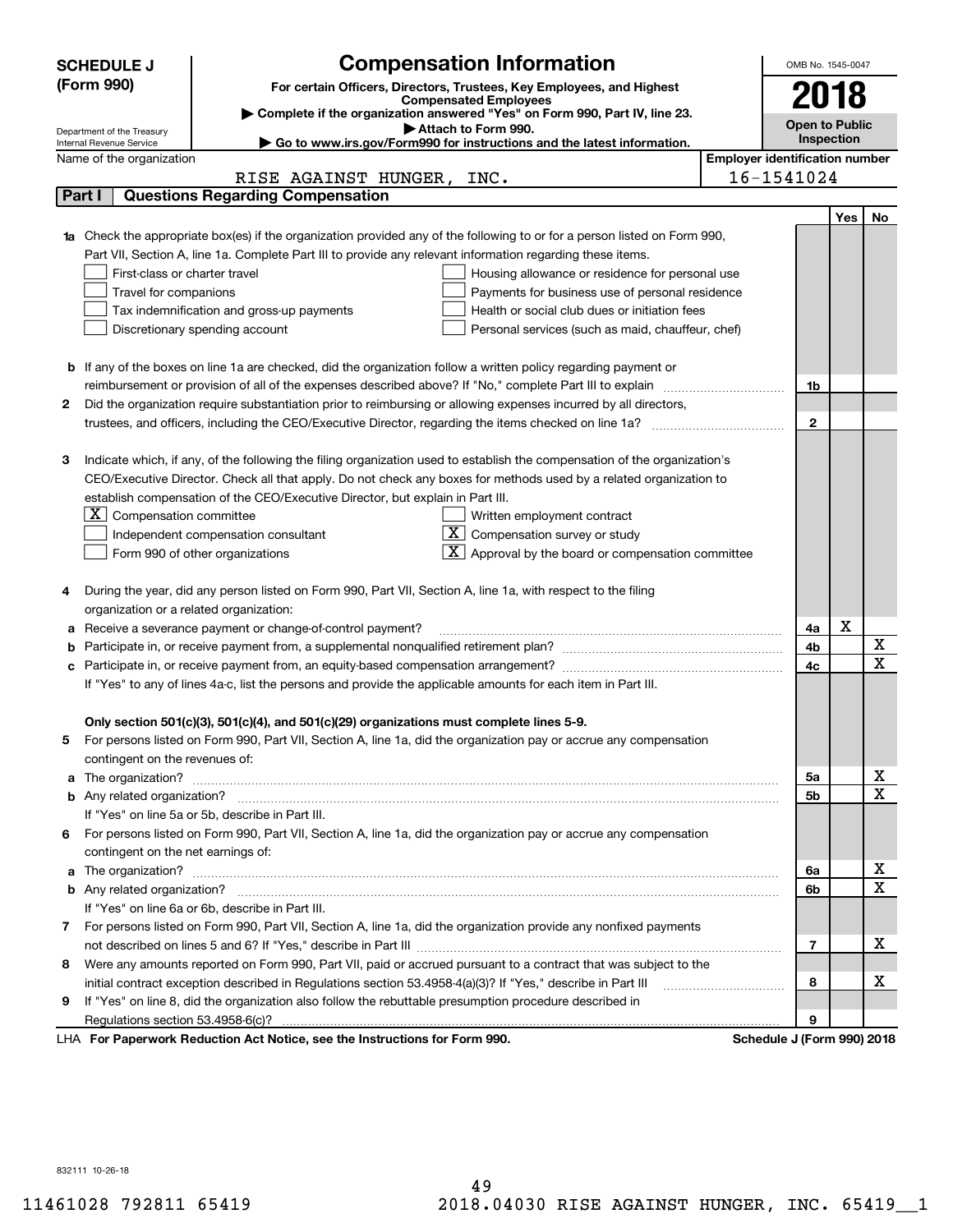**SCHEDULE J (Form 990)**

Department of the Treasury
Internal Revenue Service

# Compensation Information

**For certain Officers, Directors, Trustees, Key Employees, and Highest Compensated Employees**

▶ Complete if the organization answered "Yes" on Form 990, Part IV, line 23.
▶ Attach to Form 990.
▶ Go to www.irs.gov/Form990 for instructions and the latest information.

OMB No. 1545-0047

**2018**

**Open to Public Inspection**

Name of the organization: RISE AGAINST HUNGER, INC.

Employer identification number: 16-1541024

## Part I Questions Regarding Compensation

| | | | Yes | No |
|---|---|---|---|---|
| **1a** | Check the appropriate box(es) if the organization provided any of the following to or for a person listed on Form 990, Part VII, Section A, line 1a. Complete Part III to provide any relevant information regarding these items.<br>☐ First-class or charter travel ☐ Housing allowance or residence for personal use<br>☐ Travel for companions ☐ Payments for business use of personal residence<br>☐ Tax indemnification and gross-up payments ☐ Health or social club dues or initiation fees<br>☐ Discretionary spending account ☐ Personal services (such as maid, chauffeur, chef) | | | |
| **b** | If any of the boxes on line 1a are checked, did the organization follow a written policy regarding payment or reimbursement or provision of all of the expenses described above? If "No," complete Part III to explain | 1b | | |
| **2** | Did the organization require substantiation prior to reimbursing or allowing expenses incurred by all directors, trustees, and officers, including the CEO/Executive Director, regarding the items checked on line 1a? | 2 | | |
| **3** | Indicate which, if any, of the following the filing organization used to establish the compensation of the organization's CEO/Executive Director. Check all that apply. Do not check any boxes for methods used by a related organization to establish compensation of the CEO/Executive Director, but explain in Part III.<br>☒ Compensation committee ☐ Written employment contract<br>☐ Independent compensation consultant ☒ Compensation survey or study<br>☐ Form 990 of other organizations ☒ Approval by the board or compensation committee | | | |
| **4** | During the year, did any person listed on Form 990, Part VII, Section A, line 1a, with respect to the filing organization or a related organization: | | | |
| **a** | Receive a severance payment or change-of-control payment? | 4a | X | |
| **b** | Participate in, or receive payment from, a supplemental nonqualified retirement plan? | 4b | | X |
| **c** | Participate in, or receive payment from, an equity-based compensation arrangement? | 4c | | X |
| | If "Yes" to any of lines 4a-c, list the persons and provide the applicable amounts for each item in Part III. | | | |
| | **Only section 501(c)(3), 501(c)(4), and 501(c)(29) organizations must complete lines 5-9.** | | | |
| **5** | For persons listed on Form 990, Part VII, Section A, line 1a, did the organization pay or accrue any compensation contingent on the revenues of: | | | |
| **a** | The organization? | 5a | | X |
| **b** | Any related organization? | 5b | | X |
| | If "Yes" on line 5a or 5b, describe in Part III. | | | |
| **6** | For persons listed on Form 990, Part VII, Section A, line 1a, did the organization pay or accrue any compensation contingent on the net earnings of: | | | |
| **a** | The organization? | 6a | | X |
| **b** | Any related organization? | 6b | | X |
| | If "Yes" on line 6a or 6b, describe in Part III. | | | |
| **7** | For persons listed on Form 990, Part VII, Section A, line 1a, did the organization provide any nonfixed payments not described on lines 5 and 6? If "Yes," describe in Part III | 7 | | X |
| **8** | Were any amounts reported on Form 990, Part VII, paid or accrued pursuant to a contract that was subject to the initial contract exception described in Regulations section 53.4958-4(a)(3)? If "Yes," describe in Part III | 8 | | X |
| **9** | If "Yes" on line 8, did the organization also follow the rebuttable presumption procedure described in Regulations section 53.4958-6(c)? | 9 | | |

LHA **For Paperwork Reduction Act Notice, see the Instructions for Form 990.** **Schedule J (Form 990) 2018**

832111 10-26-18

11461028 792811 65419 2018.04030 RISE AGAINST HUNGER, INC. 65419__1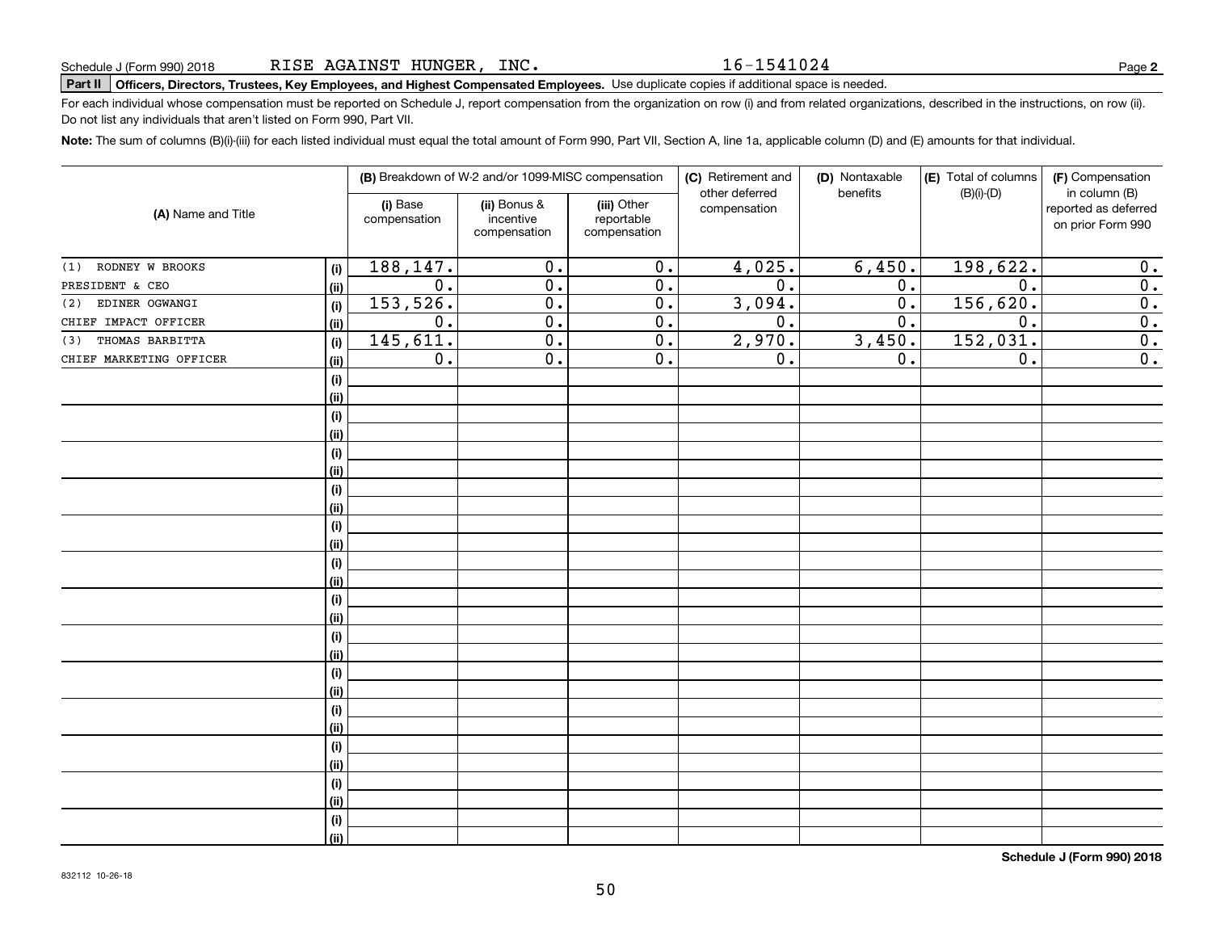Schedule J (Form 990) 2018 RISE AGAINST HUNGER, INC. 16-1541024

**Part II** **Officers, Directors, Trustees, Key Employees, and Highest Compensated Employees.** Use duplicate copies if additional space is needed.

For each individual whose compensation must be reported on Schedule J, report compensation from the organization on row (i) and from related organizations, described in the instructions, on row (ii). Do not list any individuals that aren't listed on Form 990, Part VII.

**Note:** The sum of columns (B)(i)-(iii) for each listed individual must equal the total amount of Form 990, Part VII, Section A, line 1a, applicable column (D) and (E) amounts for that individual.

| (A) Name and Title | | (B) Breakdown of W-2 and/or 1099-MISC compensation | | | (C) Retirement and other deferred compensation | (D) Nontaxable benefits | (E) Total of columns (B)(i)-(D) | (F) Compensation in column (B) reported as deferred on prior Form 990 |
|---|---|---|---|---|---|---|---|---|
| | | (i) Base compensation | (ii) Bonus & incentive compensation | (iii) Other reportable compensation | | | | |
| (1) RODNEY W BROOKS | (i) | 188,147. | 0. | 0. | 4,025. | 6,450. | 198,622. | 0. |
| PRESIDENT & CEO | (ii) | 0. | 0. | 0. | 0. | 0. | 0. | 0. |
| (2) EDINER OGWANGI | (i) | 153,526. | 0. | 0. | 3,094. | 0. | 156,620. | 0. |
| CHIEF IMPACT OFFICER | (ii) | 0. | 0. | 0. | 0. | 0. | 0. | 0. |
| (3) THOMAS BARBITTA | (i) | 145,611. | 0. | 0. | 2,970. | 3,450. | 152,031. | 0. |
| CHIEF MARKETING OFFICER | (ii) | 0. | 0. | 0. | 0. | 0. | 0. | 0. |

**Schedule J (Form 990) 2018**

832112 10-26-18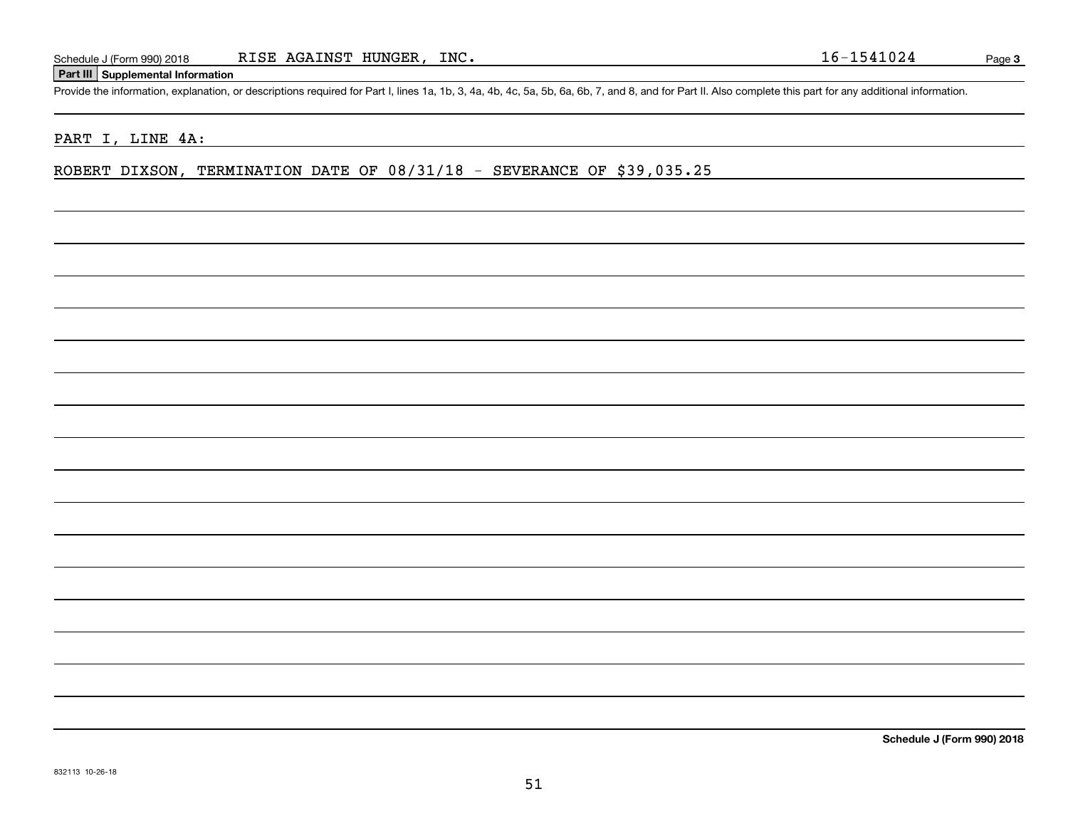Schedule J (Form 990) 2018 RISE AGAINST HUNGER, INC. 16-1541024

**Part III Supplemental Information**

Provide the information, explanation, or descriptions required for Part I, lines 1a, 1b, 3, 4a, 4b, 4c, 5a, 5b, 6a, 6b, 7, and 8, and for Part II. Also complete this part for any additional information.

PART I, LINE 4A:

ROBERT DIXSON, TERMINATION DATE OF 08/31/18 - SEVERANCE OF $39,035.25

**Schedule J (Form 990) 2018**

832113 10-26-18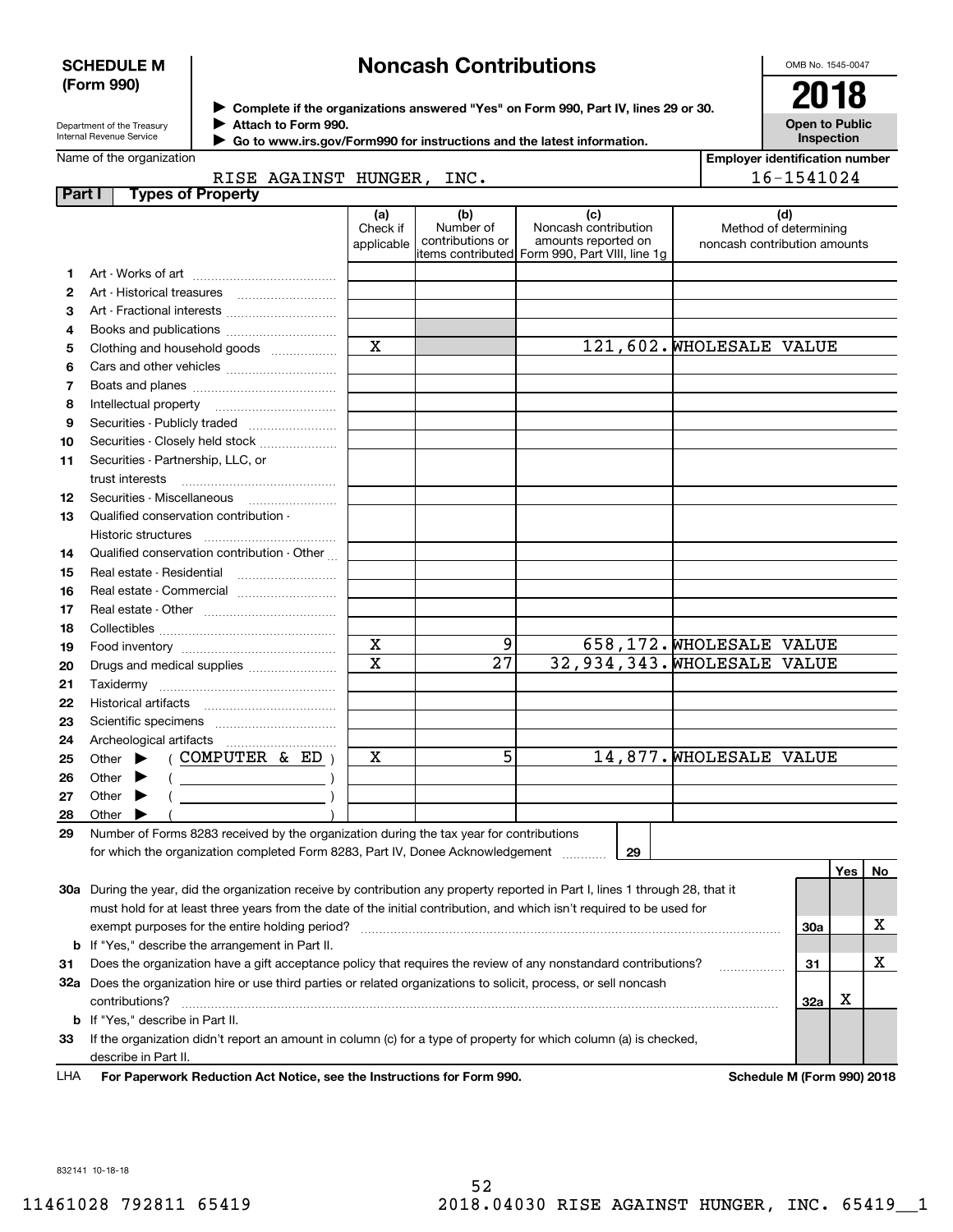**SCHEDULE M (Form 990)**

Department of the Treasury
Internal Revenue Service

# Noncash Contributions

▶ Complete if the organizations answered "Yes" on Form 990, Part IV, lines 29 or 30.
▶ Attach to Form 990.
▶ Go to www.irs.gov/Form990 for instructions and the latest information.

OMB No. 1545-0047

**2018**

**Open to Public Inspection**

Name of the organization: RISE AGAINST HUNGER, INC.

Employer identification number: 16-1541024

## Part I Types of Property

| | | (a) Check if applicable | (b) Number of contributions or items contributed | (c) Noncash contribution amounts reported on Form 990, Part VIII, line 1g | (d) Method of determining noncash contribution amounts |
|---|---|---|---|---|---|
| 1 | Art - Works of art | | | | |
| 2 | Art - Historical treasures | | | | |
| 3 | Art - Fractional interests | | | | |
| 4 | Books and publications | | | | |
| 5 | Clothing and household goods | X | | 121,602. | WHOLESALE VALUE |
| 6 | Cars and other vehicles | | | | |
| 7 | Boats and planes | | | | |
| 8 | Intellectual property | | | | |
| 9 | Securities - Publicly traded | | | | |
| 10 | Securities - Closely held stock | | | | |
| 11 | Securities - Partnership, LLC, or trust interests | | | | |
| 12 | Securities - Miscellaneous | | | | |
| 13 | Qualified conservation contribution - Historic structures | | | | |
| 14 | Qualified conservation contribution - Other | | | | |
| 15 | Real estate - Residential | | | | |
| 16 | Real estate - Commercial | | | | |
| 17 | Real estate - Other | | | | |
| 18 | Collectibles | | | | |
| 19 | Food inventory | X | 9 | 658,172. | WHOLESALE VALUE |
| 20 | Drugs and medical supplies | X | 27 | 32,934,343. | WHOLESALE VALUE |
| 21 | Taxidermy | | | | |
| 22 | Historical artifacts | | | | |
| 23 | Scientific specimens | | | | |
| 24 | Archeological artifacts | | | | |
| 25 | Other ▶ ( COMPUTER & ED ) | X | 5 | 14,877. | WHOLESALE VALUE |
| 26 | Other ▶ ( ) | | | | |
| 27 | Other ▶ ( ) | | | | |
| 28 | Other ▶ ( ) | | | | |

29 Number of Forms 8283 received by the organization during the tax year for contributions for which the organization completed Form 8283, Part IV, Donee Acknowledgement ..... 29

| | | | Yes | No |
|---|---|---|---|---|
| 30a | During the year, did the organization receive by contribution any property reported in Part I, lines 1 through 28, that it must hold for at least three years from the date of the initial contribution, and which isn't required to be used for exempt purposes for the entire holding period? | 30a | | X |
| b | If "Yes," describe the arrangement in Part II. | | | |
| 31 | Does the organization have a gift acceptance policy that requires the review of any nonstandard contributions? | 31 | | X |
| 32a | Does the organization hire or use third parties or related organizations to solicit, process, or sell noncash contributions? | 32a | X | |
| b | If "Yes," describe in Part II. | | | |
| 33 | If the organization didn't report an amount in column (c) for a type of property for which column (a) is checked, describe in Part II. | | | |

LHA **For Paperwork Reduction Act Notice, see the Instructions for Form 990.** **Schedule M (Form 990) 2018**

832141 10-18-18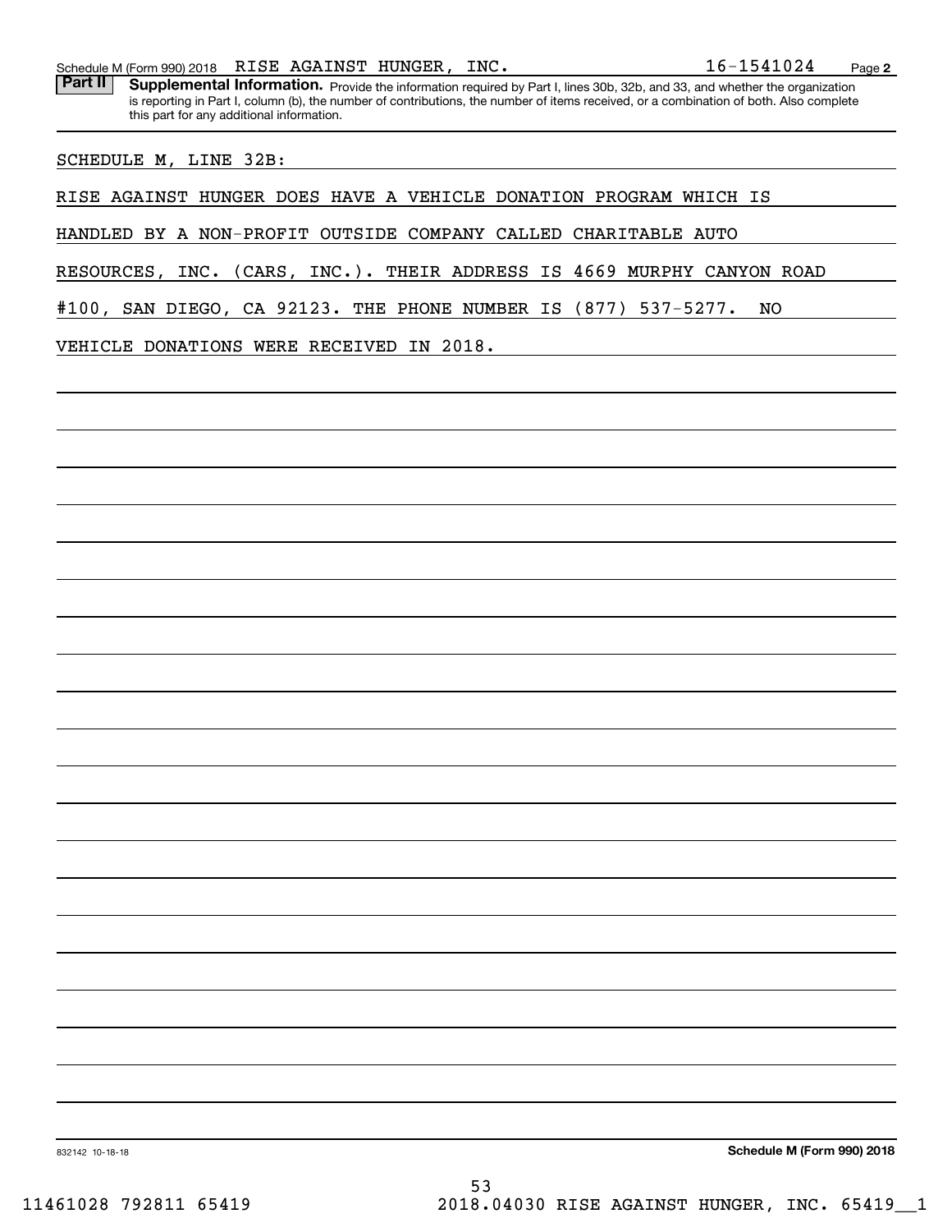## Part II Supplemental Information.

Provide the information required by Part I, lines 30b, 32b, and 33, and whether the organization is reporting in Part I, column (b), the number of contributions, the number of items received, or a combination of both. Also complete this part for any additional information.

SCHEDULE M, LINE 32B:

RISE AGAINST HUNGER DOES HAVE A VEHICLE DONATION PROGRAM WHICH IS HANDLED BY A NON-PROFIT OUTSIDE COMPANY CALLED CHARITABLE AUTO RESOURCES, INC. (CARS, INC.). THEIR ADDRESS IS 4669 MURPHY CANYON ROAD #100, SAN DIEGO, CA 92123. THE PHONE NUMBER IS (877) 537-5277. NO VEHICLE DONATIONS WERE RECEIVED IN 2018.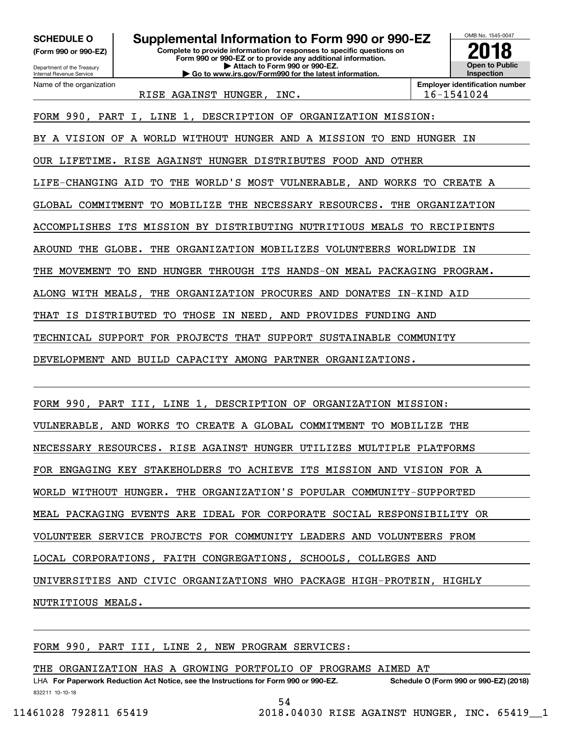**SCHEDULE O**
**(Form 990 or 990-EZ)**

Department of the Treasury
Internal Revenue Service

# Supplemental Information to Form 990 or 990-EZ

**Complete to provide information for responses to specific questions on Form 990 or 990-EZ or to provide any additional information.**
**▶ Attach to Form 990 or 990-EZ.**
**▶ Go to www.irs.gov/Form990 for the latest information.**

OMB No. 1545-0047

**2018**

**Open to Public Inspection**

Name of the organization: RISE AGAINST HUNGER, INC.

**Employer identification number:** 16-1541024

FORM 990, PART I, LINE 1, DESCRIPTION OF ORGANIZATION MISSION:

BY A VISION OF A WORLD WITHOUT HUNGER AND A MISSION TO END HUNGER IN OUR LIFETIME. RISE AGAINST HUNGER DISTRIBUTES FOOD AND OTHER LIFE-CHANGING AID TO THE WORLD'S MOST VULNERABLE, AND WORKS TO CREATE A GLOBAL COMMITMENT TO MOBILIZE THE NECESSARY RESOURCES. THE ORGANIZATION ACCOMPLISHES ITS MISSION BY DISTRIBUTING NUTRITIOUS MEALS TO RECIPIENTS AROUND THE GLOBE. THE ORGANIZATION MOBILIZES VOLUNTEERS WORLDWIDE IN THE MOVEMENT TO END HUNGER THROUGH ITS HANDS-ON MEAL PACKAGING PROGRAM. ALONG WITH MEALS, THE ORGANIZATION PROCURES AND DONATES IN-KIND AID THAT IS DISTRIBUTED TO THOSE IN NEED, AND PROVIDES FUNDING AND TECHNICAL SUPPORT FOR PROJECTS THAT SUPPORT SUSTAINABLE COMMUNITY DEVELOPMENT AND BUILD CAPACITY AMONG PARTNER ORGANIZATIONS.

FORM 990, PART III, LINE 1, DESCRIPTION OF ORGANIZATION MISSION:

VULNERABLE, AND WORKS TO CREATE A GLOBAL COMMITMENT TO MOBILIZE THE NECESSARY RESOURCES. RISE AGAINST HUNGER UTILIZES MULTIPLE PLATFORMS FOR ENGAGING KEY STAKEHOLDERS TO ACHIEVE ITS MISSION AND VISION FOR A WORLD WITHOUT HUNGER. THE ORGANIZATION'S POPULAR COMMUNITY-SUPPORTED MEAL PACKAGING EVENTS ARE IDEAL FOR CORPORATE SOCIAL RESPONSIBILITY OR VOLUNTEER SERVICE PROJECTS FOR COMMUNITY LEADERS AND VOLUNTEERS FROM LOCAL CORPORATIONS, FAITH CONGREGATIONS, SCHOOLS, COLLEGES AND UNIVERSITIES AND CIVIC ORGANIZATIONS WHO PACKAGE HIGH-PROTEIN, HIGHLY NUTRITIOUS MEALS.

FORM 990, PART III, LINE 2, NEW PROGRAM SERVICES:

THE ORGANIZATION HAS A GROWING PORTFOLIO OF PROGRAMS AIMED AT

LHA **For Paperwork Reduction Act Notice, see the Instructions for Form 990 or 990-EZ.** **Schedule O (Form 990 or 990-EZ) (2018)**

832211 10-10-18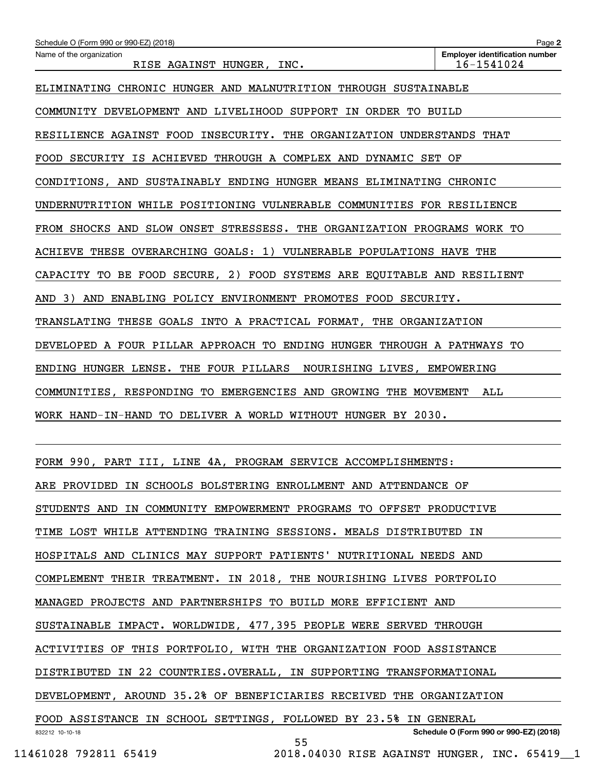Schedule O (Form 990 or 990-EZ) (2018)

Name of the organization: RISE AGAINST HUNGER, INC.

Employer identification number: 16-1541024

ELIMINATING CHRONIC HUNGER AND MALNUTRITION THROUGH SUSTAINABLE COMMUNITY DEVELOPMENT AND LIVELIHOOD SUPPORT IN ORDER TO BUILD RESILIENCE AGAINST FOOD INSECURITY. THE ORGANIZATION UNDERSTANDS THAT FOOD SECURITY IS ACHIEVED THROUGH A COMPLEX AND DYNAMIC SET OF CONDITIONS, AND SUSTAINABLY ENDING HUNGER MEANS ELIMINATING CHRONIC UNDERNUTRITION WHILE POSITIONING VULNERABLE COMMUNITIES FOR RESILIENCE FROM SHOCKS AND SLOW ONSET STRESSESS. THE ORGANIZATION PROGRAMS WORK TO ACHIEVE THESE OVERARCHING GOALS: 1) VULNERABLE POPULATIONS HAVE THE CAPACITY TO BE FOOD SECURE, 2) FOOD SYSTEMS ARE EQUITABLE AND RESILIENT AND 3) AND ENABLING POLICY ENVIRONMENT PROMOTES FOOD SECURITY. TRANSLATING THESE GOALS INTO A PRACTICAL FORMAT, THE ORGANIZATION DEVELOPED A FOUR PILLAR APPROACH TO ENDING HUNGER THROUGH A PATHWAYS TO ENDING HUNGER LENSE. THE FOUR PILLARS NOURISHING LIVES, EMPOWERING COMMUNITIES, RESPONDING TO EMERGENCIES AND GROWING THE MOVEMENT ALL WORK HAND-IN-HAND TO DELIVER A WORLD WITHOUT HUNGER BY 2030.

FORM 990, PART III, LINE 4A, PROGRAM SERVICE ACCOMPLISHMENTS:

ARE PROVIDED IN SCHOOLS BOLSTERING ENROLLMENT AND ATTENDANCE OF STUDENTS AND IN COMMUNITY EMPOWERMENT PROGRAMS TO OFFSET PRODUCTIVE TIME LOST WHILE ATTENDING TRAINING SESSIONS. MEALS DISTRIBUTED IN HOSPITALS AND CLINICS MAY SUPPORT PATIENTS' NUTRITIONAL NEEDS AND COMPLEMENT THEIR TREATMENT. IN 2018, THE NOURISHING LIVES PORTFOLIO MANAGED PROJECTS AND PARTNERSHIPS TO BUILD MORE EFFICIENT AND SUSTAINABLE IMPACT. WORLDWIDE, 477,395 PEOPLE WERE SERVED THROUGH ACTIVITIES OF THIS PORTFOLIO, WITH THE ORGANIZATION FOOD ASSISTANCE DISTRIBUTED IN 22 COUNTRIES.OVERALL, IN SUPPORTING TRANSFORMATIONAL DEVELOPMENT, AROUND 35.2% OF BENEFICIARIES RECEIVED THE ORGANIZATION FOOD ASSISTANCE IN SCHOOL SETTINGS, FOLLOWED BY 23.5% IN GENERAL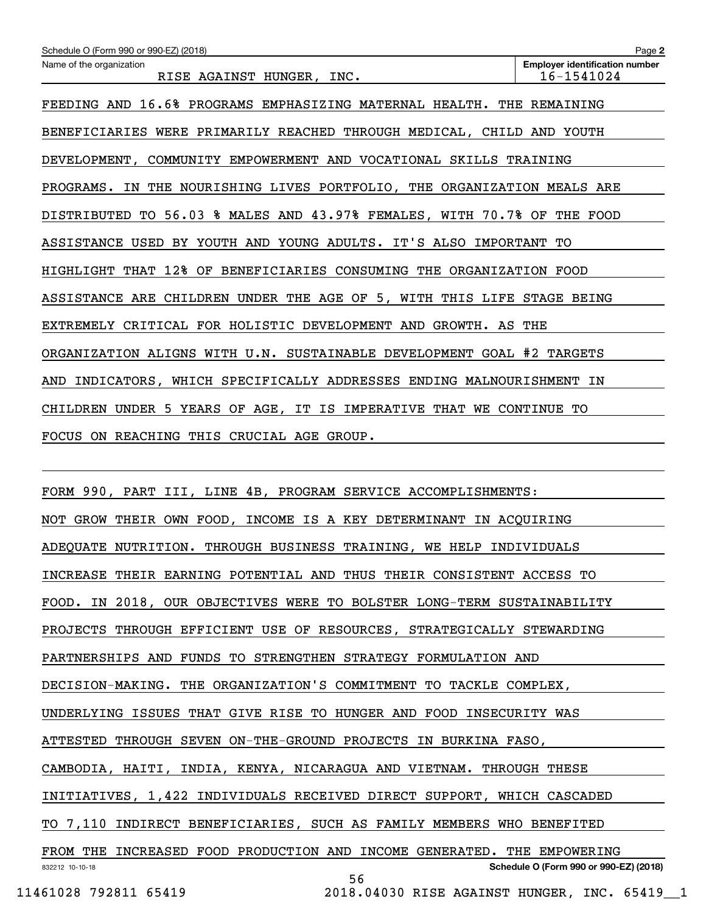FEEDING AND 16.6% PROGRAMS EMPHASIZING MATERNAL HEALTH. THE REMAINING BENEFICIARIES WERE PRIMARILY REACHED THROUGH MEDICAL, CHILD AND YOUTH DEVELOPMENT, COMMUNITY EMPOWERMENT AND VOCATIONAL SKILLS TRAINING PROGRAMS. IN THE NOURISHING LIVES PORTFOLIO, THE ORGANIZATION MEALS ARE DISTRIBUTED TO 56.03 % MALES AND 43.97% FEMALES, WITH 70.7% OF THE FOOD ASSISTANCE USED BY YOUTH AND YOUNG ADULTS. IT'S ALSO IMPORTANT TO HIGHLIGHT THAT 12% OF BENEFICIARIES CONSUMING THE ORGANIZATION FOOD ASSISTANCE ARE CHILDREN UNDER THE AGE OF 5, WITH THIS LIFE STAGE BEING EXTREMELY CRITICAL FOR HOLISTIC DEVELOPMENT AND GROWTH. AS THE ORGANIZATION ALIGNS WITH U.N. SUSTAINABLE DEVELOPMENT GOAL #2 TARGETS AND INDICATORS, WHICH SPECIFICALLY ADDRESSES ENDING MALNOURISHMENT IN CHILDREN UNDER 5 YEARS OF AGE, IT IS IMPERATIVE THAT WE CONTINUE TO FOCUS ON REACHING THIS CRUCIAL AGE GROUP.

FORM 990, PART III, LINE 4B, PROGRAM SERVICE ACCOMPLISHMENTS:

NOT GROW THEIR OWN FOOD, INCOME IS A KEY DETERMINANT IN ACQUIRING ADEQUATE NUTRITION. THROUGH BUSINESS TRAINING, WE HELP INDIVIDUALS INCREASE THEIR EARNING POTENTIAL AND THUS THEIR CONSISTENT ACCESS TO FOOD. IN 2018, OUR OBJECTIVES WERE TO BOLSTER LONG-TERM SUSTAINABILITY PROJECTS THROUGH EFFICIENT USE OF RESOURCES, STRATEGICALLY STEWARDING PARTNERSHIPS AND FUNDS TO STRENGTHEN STRATEGY FORMULATION AND DECISION-MAKING. THE ORGANIZATION'S COMMITMENT TO TACKLE COMPLEX, UNDERLYING ISSUES THAT GIVE RISE TO HUNGER AND FOOD INSECURITY WAS ATTESTED THROUGH SEVEN ON-THE-GROUND PROJECTS IN BURKINA FASO, CAMBODIA, HAITI, INDIA, KENYA, NICARAGUA AND VIETNAM. THROUGH THESE INITIATIVES, 1,422 INDIVIDUALS RECEIVED DIRECT SUPPORT, WHICH CASCADED TO 7,110 INDIRECT BENEFICIARIES, SUCH AS FAMILY MEMBERS WHO BENEFITED FROM THE INCREASED FOOD PRODUCTION AND INCOME GENERATED. THE EMPOWERING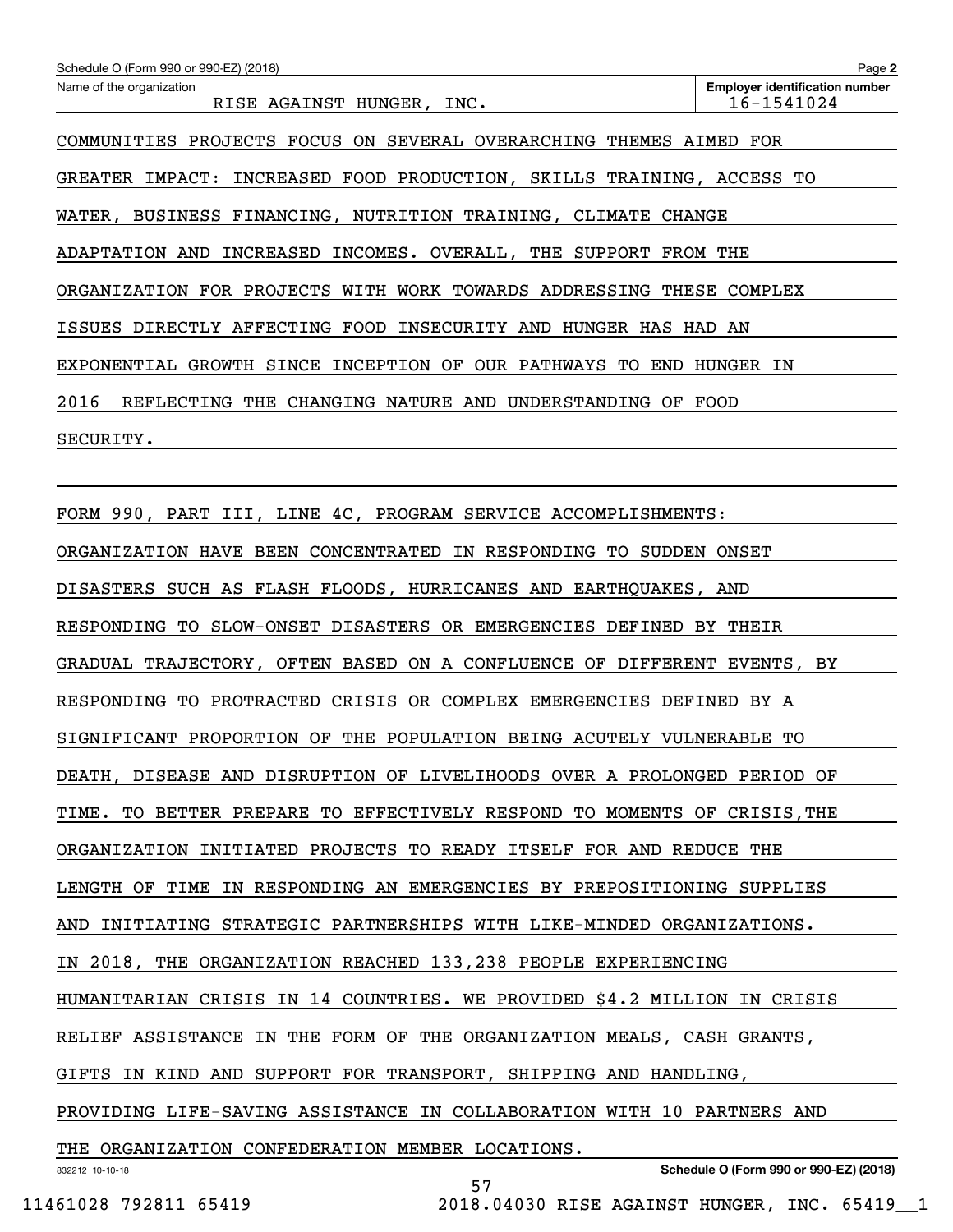Schedule O (Form 990 or 990-EZ) (2018)

| Name of the organization | Employer identification number |
|---|---|
| RISE AGAINST HUNGER, INC. | 16-1541024 |

COMMUNITIES PROJECTS FOCUS ON SEVERAL OVERARCHING THEMES AIMED FOR GREATER IMPACT: INCREASED FOOD PRODUCTION, SKILLS TRAINING, ACCESS TO WATER, BUSINESS FINANCING, NUTRITION TRAINING, CLIMATE CHANGE ADAPTATION AND INCREASED INCOMES. OVERALL, THE SUPPORT FROM THE ORGANIZATION FOR PROJECTS WITH WORK TOWARDS ADDRESSING THESE COMPLEX ISSUES DIRECTLY AFFECTING FOOD INSECURITY AND HUNGER HAS HAD AN EXPONENTIAL GROWTH SINCE INCEPTION OF OUR PATHWAYS TO END HUNGER IN 2016 REFLECTING THE CHANGING NATURE AND UNDERSTANDING OF FOOD SECURITY.

FORM 990, PART III, LINE 4C, PROGRAM SERVICE ACCOMPLISHMENTS: ORGANIZATION HAVE BEEN CONCENTRATED IN RESPONDING TO SUDDEN ONSET DISASTERS SUCH AS FLASH FLOODS, HURRICANES AND EARTHQUAKES, AND RESPONDING TO SLOW-ONSET DISASTERS OR EMERGENCIES DEFINED BY THEIR GRADUAL TRAJECTORY, OFTEN BASED ON A CONFLUENCE OF DIFFERENT EVENTS, BY RESPONDING TO PROTRACTED CRISIS OR COMPLEX EMERGENCIES DEFINED BY A SIGNIFICANT PROPORTION OF THE POPULATION BEING ACUTELY VULNERABLE TO DEATH, DISEASE AND DISRUPTION OF LIVELIHOODS OVER A PROLONGED PERIOD OF TIME. TO BETTER PREPARE TO EFFECTIVELY RESPOND TO MOMENTS OF CRISIS,THE ORGANIZATION INITIATED PROJECTS TO READY ITSELF FOR AND REDUCE THE LENGTH OF TIME IN RESPONDING AN EMERGENCIES BY PREPOSITIONING SUPPLIES AND INITIATING STRATEGIC PARTNERSHIPS WITH LIKE-MINDED ORGANIZATIONS. IN 2018, THE ORGANIZATION REACHED 133,238 PEOPLE EXPERIENCING HUMANITARIAN CRISIS IN 14 COUNTRIES. WE PROVIDED $4.2 MILLION IN CRISIS RELIEF ASSISTANCE IN THE FORM OF THE ORGANIZATION MEALS, CASH GRANTS, GIFTS IN KIND AND SUPPORT FOR TRANSPORT, SHIPPING AND HANDLING, PROVIDING LIFE-SAVING ASSISTANCE IN COLLABORATION WITH 10 PARTNERS AND THE ORGANIZATION CONFEDERATION MEMBER LOCATIONS.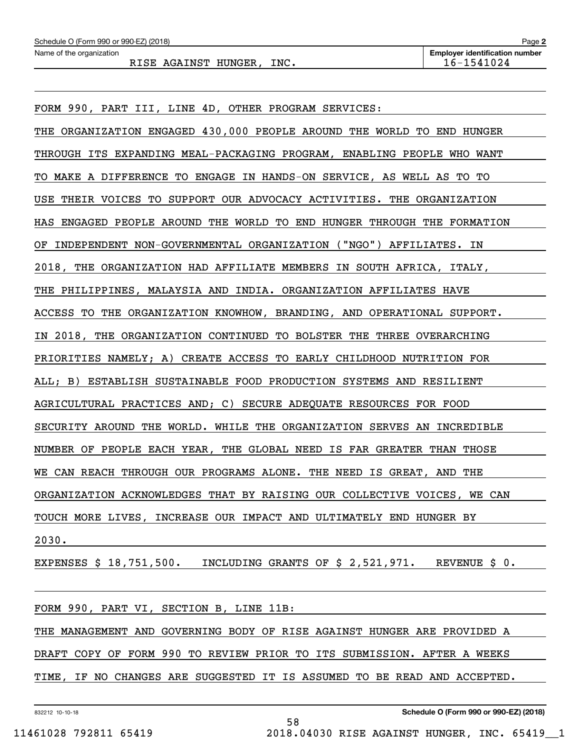Name of the organization: RISE AGAINST HUNGER, INC.

Employer identification number: 16-1541024

FORM 990, PART III, LINE 4D, OTHER PROGRAM SERVICES:

THE ORGANIZATION ENGAGED 430,000 PEOPLE AROUND THE WORLD TO END HUNGER THROUGH ITS EXPANDING MEAL-PACKAGING PROGRAM, ENABLING PEOPLE WHO WANT TO MAKE A DIFFERENCE TO ENGAGE IN HANDS-ON SERVICE, AS WELL AS TO TO USE THEIR VOICES TO SUPPORT OUR ADVOCACY ACTIVITIES. THE ORGANIZATION HAS ENGAGED PEOPLE AROUND THE WORLD TO END HUNGER THROUGH THE FORMATION OF INDEPENDENT NON-GOVERNMENTAL ORGANIZATION ("NGO") AFFILIATES. IN 2018, THE ORGANIZATION HAD AFFILIATE MEMBERS IN SOUTH AFRICA, ITALY, THE PHILIPPINES, MALAYSIA AND INDIA. ORGANIZATION AFFILIATES HAVE ACCESS TO THE ORGANIZATION KNOWHOW, BRANDING, AND OPERATIONAL SUPPORT. IN 2018, THE ORGANIZATION CONTINUED TO BOLSTER THE THREE OVERARCHING PRIORITIES NAMELY; A) CREATE ACCESS TO EARLY CHILDHOOD NUTRITION FOR ALL; B) ESTABLISH SUSTAINABLE FOOD PRODUCTION SYSTEMS AND RESILIENT AGRICULTURAL PRACTICES AND; C) SECURE ADEQUATE RESOURCES FOR FOOD SECURITY AROUND THE WORLD. WHILE THE ORGANIZATION SERVES AN INCREDIBLE NUMBER OF PEOPLE EACH YEAR, THE GLOBAL NEED IS FAR GREATER THAN THOSE WE CAN REACH THROUGH OUR PROGRAMS ALONE. THE NEED IS GREAT, AND THE ORGANIZATION ACKNOWLEDGES THAT BY RAISING OUR COLLECTIVE VOICES, WE CAN TOUCH MORE LIVES, INCREASE OUR IMPACT AND ULTIMATELY END HUNGER BY 2030.

EXPENSES $ 18,751,500. INCLUDING GRANTS OF $ 2,521,971. REVENUE $ 0.

FORM 990, PART VI, SECTION B, LINE 11B:

THE MANAGEMENT AND GOVERNING BODY OF RISE AGAINST HUNGER ARE PROVIDED A DRAFT COPY OF FORM 990 TO REVIEW PRIOR TO ITS SUBMISSION. AFTER A WEEKS TIME, IF NO CHANGES ARE SUGGESTED IT IS ASSUMED TO BE READ AND ACCEPTED.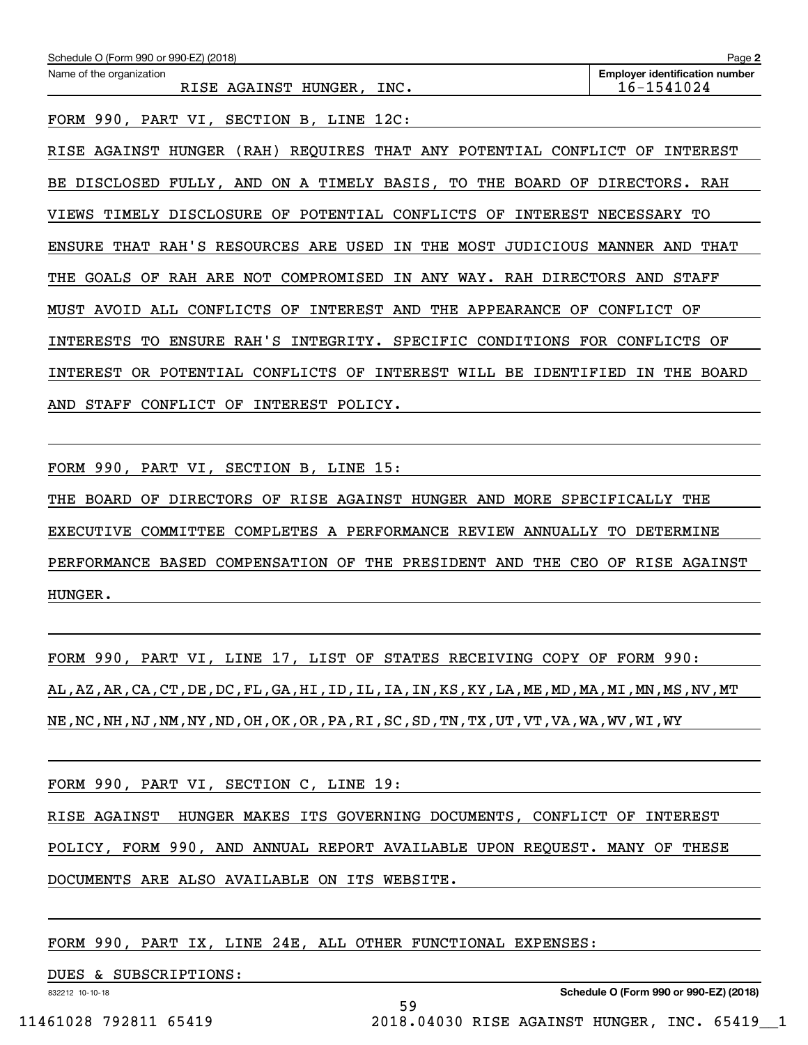Schedule O (Form 990 or 990-EZ) (2018)

Name of the organization: RISE AGAINST HUNGER, INC.

Employer identification number: 16-1541024

FORM 990, PART VI, SECTION B, LINE 12C:

RISE AGAINST HUNGER (RAH) REQUIRES THAT ANY POTENTIAL CONFLICT OF INTEREST BE DISCLOSED FULLY, AND ON A TIMELY BASIS, TO THE BOARD OF DIRECTORS. RAH VIEWS TIMELY DISCLOSURE OF POTENTIAL CONFLICTS OF INTEREST NECESSARY TO ENSURE THAT RAH'S RESOURCES ARE USED IN THE MOST JUDICIOUS MANNER AND THAT THE GOALS OF RAH ARE NOT COMPROMISED IN ANY WAY. RAH DIRECTORS AND STAFF MUST AVOID ALL CONFLICTS OF INTEREST AND THE APPEARANCE OF CONFLICT OF INTERESTS TO ENSURE RAH'S INTEGRITY. SPECIFIC CONDITIONS FOR CONFLICTS OF INTEREST OR POTENTIAL CONFLICTS OF INTEREST WILL BE IDENTIFIED IN THE BOARD AND STAFF CONFLICT OF INTEREST POLICY.

FORM 990, PART VI, SECTION B, LINE 15:

THE BOARD OF DIRECTORS OF RISE AGAINST HUNGER AND MORE SPECIFICALLY THE EXECUTIVE COMMITTEE COMPLETES A PERFORMANCE REVIEW ANNUALLY TO DETERMINE PERFORMANCE BASED COMPENSATION OF THE PRESIDENT AND THE CEO OF RISE AGAINST HUNGER.

FORM 990, PART VI, LINE 17, LIST OF STATES RECEIVING COPY OF FORM 990:

AL,AZ,AR,CA,CT,DE,DC,FL,GA,HI,ID,IL,IA,IN,KS,KY,LA,ME,MD,MA,MI,MN,MS,NV,MT NE,NC,NH,NJ,NM,NY,ND,OH,OK,OR,PA,RI,SC,SD,TN,TX,UT,VT,VA,WA,WV,WI,WY

FORM 990, PART VI, SECTION C, LINE 19:

RISE AGAINST HUNGER MAKES ITS GOVERNING DOCUMENTS, CONFLICT OF INTEREST POLICY, FORM 990, AND ANNUAL REPORT AVAILABLE UPON REQUEST. MANY OF THESE DOCUMENTS ARE ALSO AVAILABLE ON ITS WEBSITE.

FORM 990, PART IX, LINE 24E, ALL OTHER FUNCTIONAL EXPENSES:

DUES & SUBSCRIPTIONS: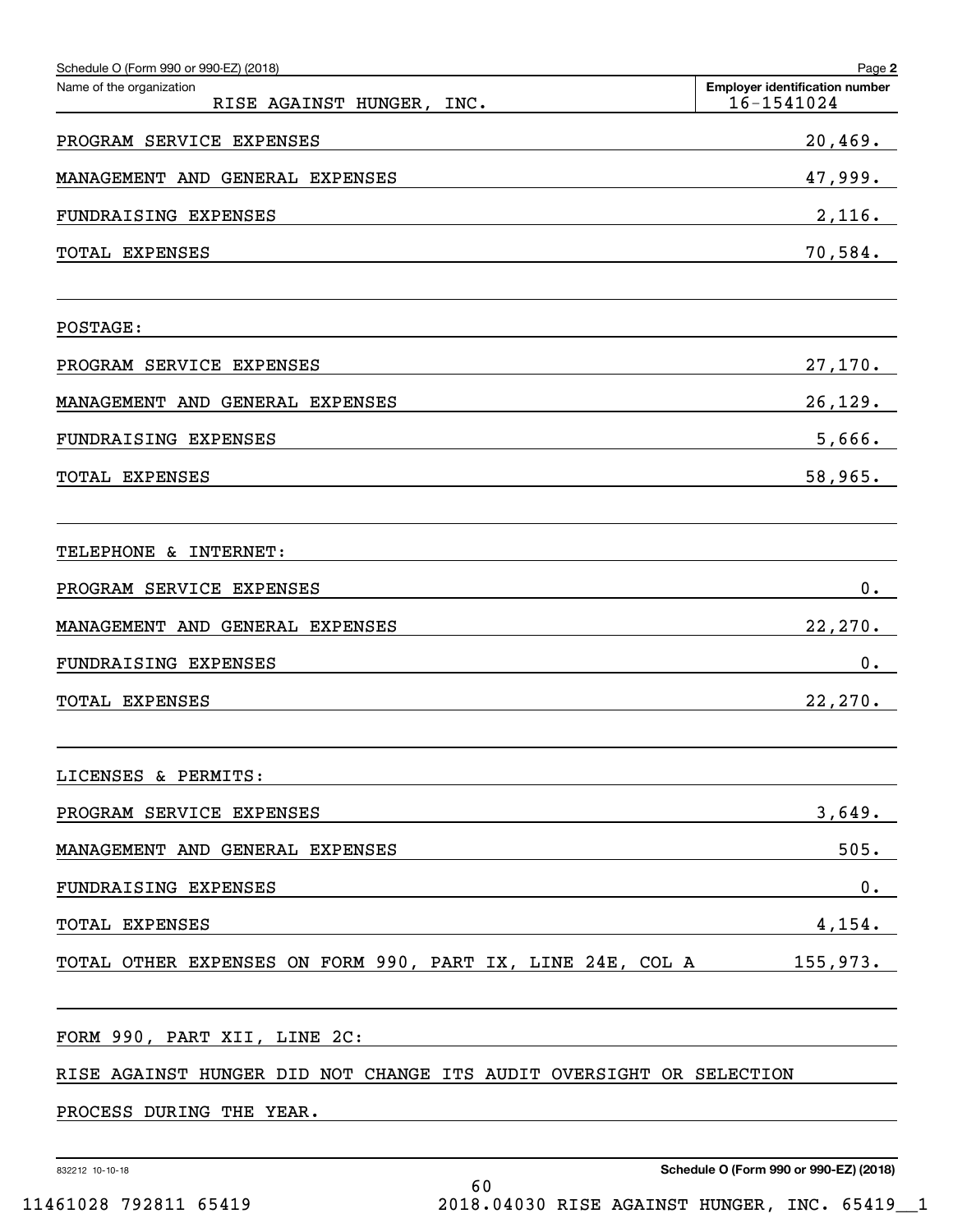Schedule O (Form 990 or 990-EZ) (2018) Page 2

Name of the organization: RISE AGAINST HUNGER, INC.

Employer identification number: 16-1541024

| | |
|---|---|
| PROGRAM SERVICE EXPENSES | 20,469. |
| MANAGEMENT AND GENERAL EXPENSES | 47,999. |
| FUNDRAISING EXPENSES | 2,116. |
| TOTAL EXPENSES | 70,584. |

POSTAGE:

| | |
|---|---|
| PROGRAM SERVICE EXPENSES | 27,170. |
| MANAGEMENT AND GENERAL EXPENSES | 26,129. |
| FUNDRAISING EXPENSES | 5,666. |
| TOTAL EXPENSES | 58,965. |

TELEPHONE & INTERNET:

| | |
|---|---|
| PROGRAM SERVICE EXPENSES | 0. |
| MANAGEMENT AND GENERAL EXPENSES | 22,270. |
| FUNDRAISING EXPENSES | 0. |
| TOTAL EXPENSES | 22,270. |

LICENSES & PERMITS:

| | |
|---|---|
| PROGRAM SERVICE EXPENSES | 3,649. |
| MANAGEMENT AND GENERAL EXPENSES | 505. |
| FUNDRAISING EXPENSES | 0. |
| TOTAL EXPENSES | 4,154. |
| TOTAL OTHER EXPENSES ON FORM 990, PART IX, LINE 24E, COL A | 155,973. |

FORM 990, PART XII, LINE 2C:

RISE AGAINST HUNGER DID NOT CHANGE ITS AUDIT OVERSIGHT OR SELECTION PROCESS DURING THE YEAR.

832212 10-10-18 Schedule O (Form 990 or 990-EZ) (2018)

11461028 792811 65419 2018.04030 RISE AGAINST HUNGER, INC. 65419__1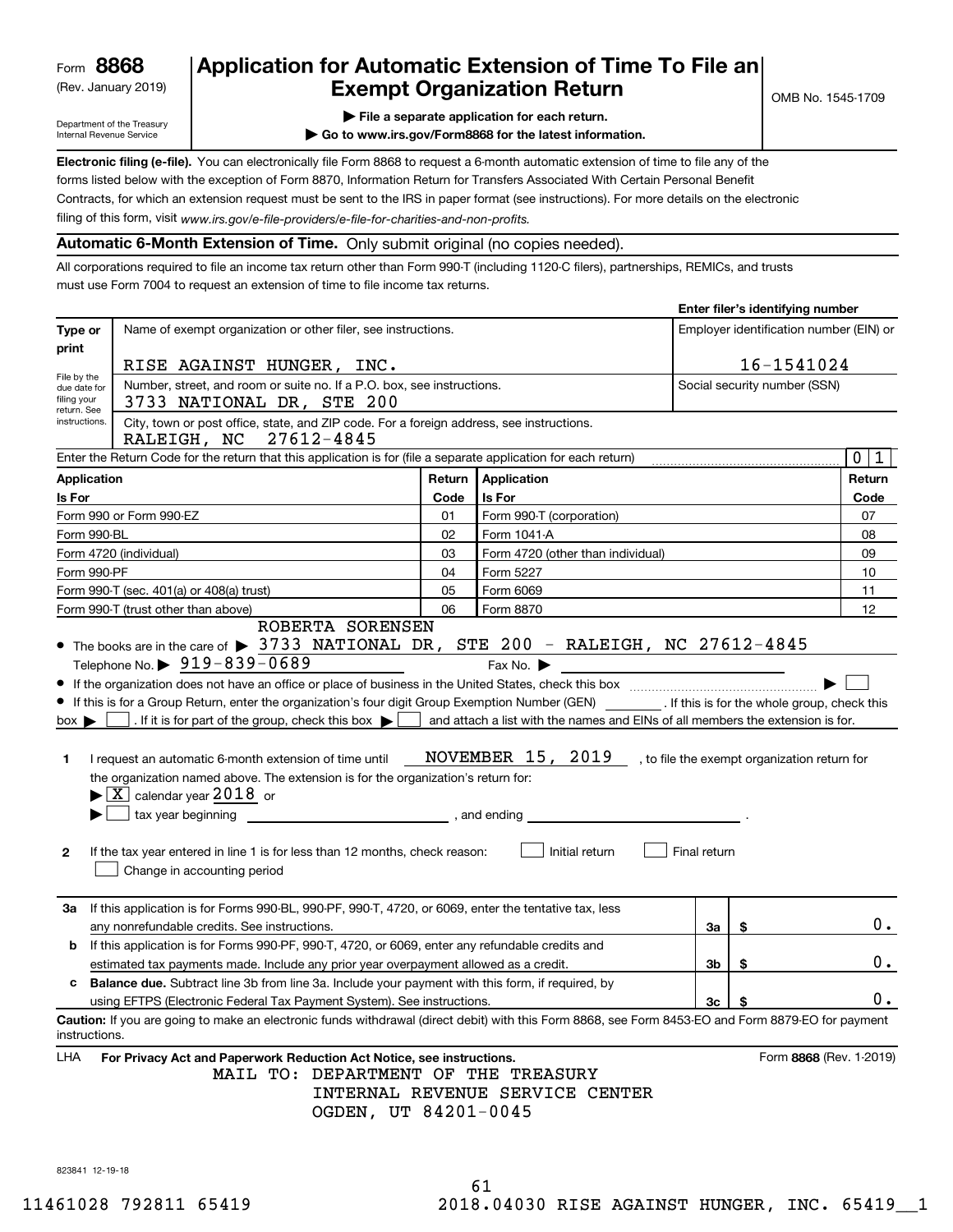Form **8868**
(Rev. January 2019)
Department of the Treasury
Internal Revenue Service

# Application for Automatic Extension of Time To File an Exempt Organization Return

OMB No. 1545-1709

▶ File a separate application for each return.
▶ Go to www.irs.gov/Form8868 for the latest information.

**Electronic filing (e-file).** You can electronically file Form 8868 to request a 6-month automatic extension of time to file any of the forms listed below with the exception of Form 8870, Information Return for Transfers Associated With Certain Personal Benefit Contracts, for which an extension request must be sent to the IRS in paper format (see instructions). For more details on the electronic filing of this form, visit *www.irs.gov/e-file-providers/e-file-for-charities-and-non-profits.*

**Automatic 6-Month Extension of Time.** Only submit original (no copies needed).

All corporations required to file an income tax return other than Form 990-T (including 1120-C filers), partnerships, REMICs, and trusts must use Form 7004 to request an extension of time to file income tax returns.

**Enter filer's identifying number**

| Type or print | | |
|---|---|---|
| File by the due date for filing your return. See instructions. | Name of exempt organization or other filer, see instructions. RISE AGAINST HUNGER, INC. | Employer identification number (EIN) or 16-1541024 |
| | Number, street, and room or suite no. If a P.O. box, see instructions. 3733 NATIONAL DR, STE 200 | Social security number (SSN) |
| | City, town or post office, state, and ZIP code. For a foreign address, see instructions. RALEIGH, NC 27612-4845 | |

Enter the Return Code for the return that this application is for (file a separate application for each return) ..... 0 1

| Application Is For | Return Code | Application Is For | Return Code |
|---|---|---|---|
| Form 990 or Form 990-EZ | 01 | Form 990-T (corporation) | 07 |
| Form 990-BL | 02 | Form 1041-A | 08 |
| Form 4720 (individual) | 03 | Form 4720 (other than individual) | 09 |
| Form 990-PF | 04 | Form 5227 | 10 |
| Form 990-T (sec. 401(a) or 408(a) trust) | 05 | Form 6069 | 11 |
| Form 990-T (trust other than above) | 06 | Form 8870 | 12 |

- The books are in the care of ▶ ROBERTA SORENSEN 3733 NATIONAL DR, STE 200 - RALEIGH, NC 27612-4845
  Telephone No. ▶ 919-839-0689 Fax No. ▶
- If the organization does not have an office or place of business in the United States, check this box ..... ▶ ☐
- If this is for a Group Return, enter the organization's four digit Group Exemption Number (GEN) ______ . If this is for the whole group, check this box ▶ ☐ . If it is for part of the group, check this box ▶ ☐ and attach a list with the names and EINs of all members the extension is for.

**1** I request an automatic 6-month extension of time until NOVEMBER 15, 2019 , to file the exempt organization return for the organization named above. The extension is for the organization's return for:
▶ ☒ calendar year 2018 or
▶ ☐ tax year beginning ______________ , and ending ______________ .

**2** If the tax year entered in line 1 is for less than 12 months, check reason: ☐ Initial return ☐ Final return ☐ Change in accounting period

| | | | |
|---|---|---|---|
| **3a** | If this application is for Forms 990-BL, 990-PF, 990-T, 4720, or 6069, enter the tentative tax, less any nonrefundable credits. See instructions. | 3a | $ 0. |
| **b** | If this application is for Forms 990-PF, 990-T, 4720, or 6069, enter any refundable credits and estimated tax payments made. Include any prior year overpayment allowed as a credit. | 3b | $ 0. |
| **c** | **Balance due.** Subtract line 3b from line 3a. Include your payment with this form, if required, by using EFTPS (Electronic Federal Tax Payment System). See instructions. | 3c | $ 0. |

**Caution:** If you are going to make an electronic funds withdrawal (direct debit) with this Form 8868, see Form 8453-EO and Form 8879-EO for payment instructions.

LHA **For Privacy Act and Paperwork Reduction Act Notice, see instructions.** Form **8868** (Rev. 1-2019)

MAIL TO: DEPARTMENT OF THE TREASURY
INTERNAL REVENUE SERVICE CENTER
OGDEN, UT 84201-0045

823841 12-19-18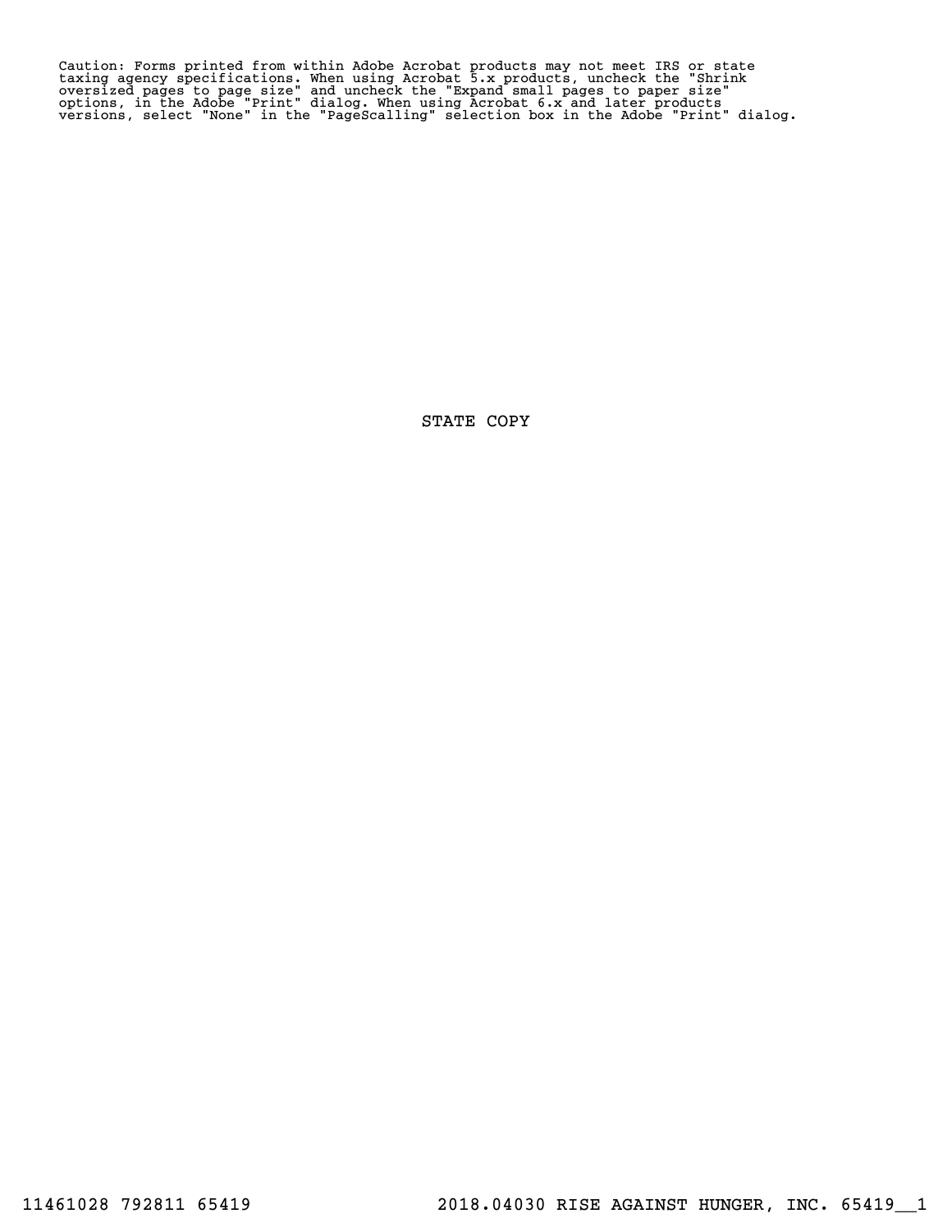Caution: Forms printed from within Adobe Acrobat products may not meet IRS or state taxing agency specifications. When using Acrobat 5.x products, uncheck the "Shrink oversized pages to page size" and uncheck the "Expand small pages to paper size" options, in the Adobe "Print" dialog. When using Acrobat 6.x and later products versions, select "None" in the "PageScalling" selection box in the Adobe "Print" dialog.

STATE COPY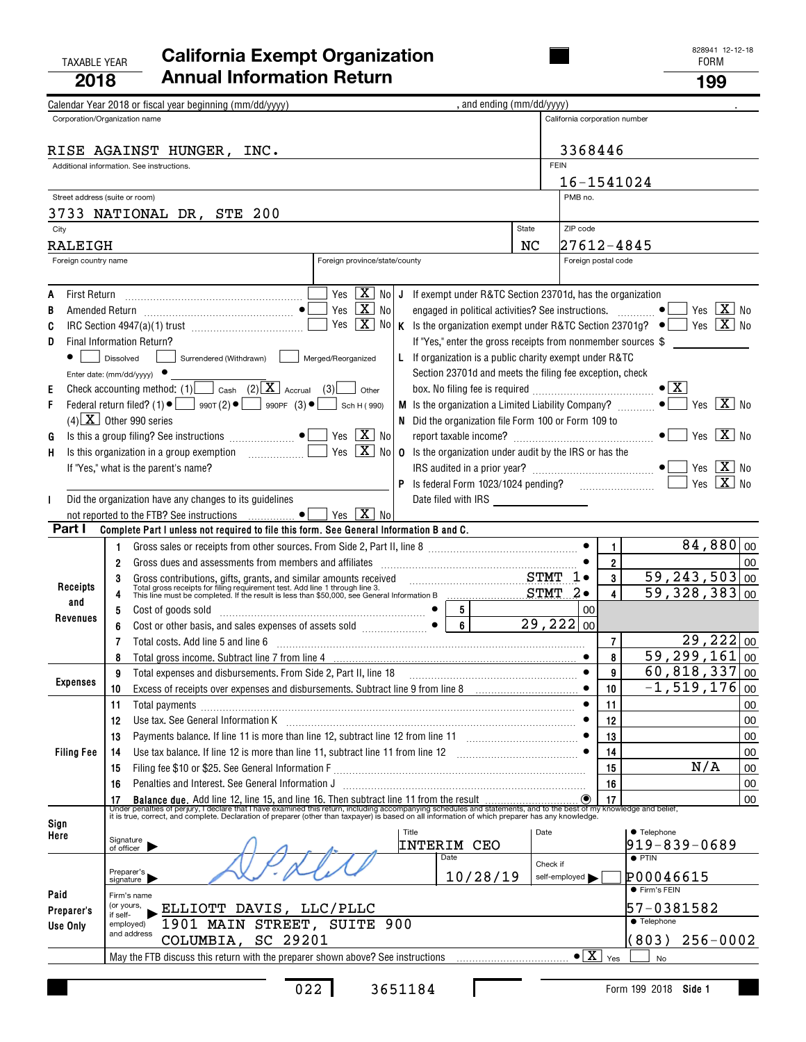TAXABLE YEAR **2018**

# California Exempt Organization Annual Information Return

828941 12-12-18

FORM **199**

Calendar Year 2018 or fiscal year beginning (mm/dd/yyyy) , and ending (mm/dd/yyyy) .

| Corporation/Organization name | California corporation number |
|---|---|
| RISE AGAINST HUNGER, INC. | 3368446 |
| Additional information. See instructions. | FEIN 16-1541024 |
| Street address (suite or room): 3733 NATIONAL DR, STE 200 | PMB no. |
| City: RALEIGH / State: NC | ZIP code: 27612-4845 |
| Foreign country name / Foreign province/state/county | Foreign postal code |

- **A** First Return ........ ☐ Yes ☒ No
- **B** Amended Return ........ ● ☐ Yes ☒ No
- **C** IRC Section 4947(a)(1) trust ........ ☐ Yes ☒ No
- **D** Final Information Return?
  - ● ☐ Dissolved ☐ Surrendered (Withdrawn) ☐ Merged/Reorganized
  - Enter date: (mm/dd/yyyy) ●
- **E** Check accounting method: (1) ☐ Cash (2) ☒ Accrual (3) ☐ Other
- **F** Federal return filed? (1) ● ☐ 990T (2) ● ☐ 990PF (3) ● ☐ Sch H (990) (4) ☒ Other 990 series
- **G** Is this a group filing? See instructions ........ ● ☐ Yes ☒ No
- **H** Is this organization in a group exemption ........ ☐ Yes ☒ No
  - If "Yes," what is the parent's name?
- **I** Did the organization have any changes to its guidelines not reported to the FTB? See instructions ........ ● ☐ Yes ☒ No
- **J** If exempt under R&TC Section 23701d, has the organization engaged in political activities? See instructions. ........ ● ☐ Yes ☒ No
- **K** Is the organization exempt under R&TC Section 23701g? ● ☐ Yes ☒ No
  - If "Yes," enter the gross receipts from nonmember sources $
- **L** If organization is a public charity exempt under R&TC Section 23701d and meets the filing fee exception, check box. No filing fee is required ........ ● ☒
- **M** Is the organization a Limited Liability Company? ........ ● ☐ Yes ☒ No
- **N** Did the organization file Form 100 or Form 109 to report taxable income? ........ ● ☐ Yes ☒ No
- **O** Is the organization under audit by the IRS or has the IRS audited in a prior year? ........ ● ☐ Yes ☒ No
- **P** Is federal Form 1023/1024 pending? ........ ☐ Yes ☒ No
  - Date filed with IRS

## Part I Complete Part I unless not required to file this form. See General Information B and C.

| Section | Line | Description | | Amount |
|---|---|---|---|---|
| Receipts and Revenues | 1 | Gross sales or receipts from other sources. From Side 2, Part II, line 8 | ● 1 | 84,880 00 |
| | 2 | Gross dues and assessments from members and affiliates | ● 2 | 00 |
| | 3 | Gross contributions, gifts, grants, and similar amounts received STMT 1 | ● 3 | 59,243,503 00 |
| | 4 | Total gross receipts for filing requirement test. Add line 1 through line 3. This line must be completed. If the result is less than $50,000, see General Information B STMT 2 | ● 4 | 59,328,383 00 |
| | 5 | Cost of goods sold | ● 5 | 00 |
| | 6 | Cost or other basis, and sales expenses of assets sold | ● 6 | 29,222 00 |
| | 7 | Total costs. Add line 5 and line 6 | 7 | 29,222 00 |
| | 8 | Total gross income. Subtract line 7 from line 4 | ● 8 | 59,299,161 00 |
| Expenses | 9 | Total expenses and disbursements. From Side 2, Part II, line 18 | ● 9 | 60,818,337 00 |
| | 10 | Excess of receipts over expenses and disbursements. Subtract line 9 from line 8 | ● 10 | -1,519,176 00 |
| Filing Fee | 11 | Total payments | ● 11 | 00 |
| | 12 | Use tax. See General Information K | ● 12 | 00 |
| | 13 | Payments balance. If line 11 is more than line 12, subtract line 12 from line 11 | ● 13 | 00 |
| | 14 | Use tax balance. If line 12 is more than line 11, subtract line 11 from line 12 | ● 14 | 00 |
| | 15 | Filing fee $10 or $25. See General Information F | 15 | N/A 00 |
| | 16 | Penalties and Interest. See General Information J | 16 | 00 |
| | 17 | **Balance due.** Add line 12, line 15, and line 16. Then subtract line 11 from the result | ◉ 17 | 00 |

**Sign Here**

Under penalties of perjury, I declare that I have examined this return, including accompanying schedules and statements, and to the best of my knowledge and belief, it is true, correct, and complete. Declaration of preparer (other than taxpayer) is based on all information of which preparer has any knowledge.

Signature of officer ▶ | Title: INTERIM CEO | Date | ● Telephone: 919-839-0689

**Paid Preparer's Use Only**

Preparer's signature ▶ | Date: 10/28/19 | Check if self-employed ▶ ☐ | ● PTIN: P00046615

Firm's name (or yours, if self-employed) and address ▶ ELLIOTT DAVIS, LLC/PLLC, 1901 MAIN STREET, SUITE 900, COLUMBIA, SC 29201 | ● Firm's FEIN: 57-0381582 | ● Telephone: (803) 256-0002

May the FTB discuss this return with the preparer shown above? See instructions ........ ● ☒ Yes ☐ No

022 3651184

Form 199 2018 **Side 1**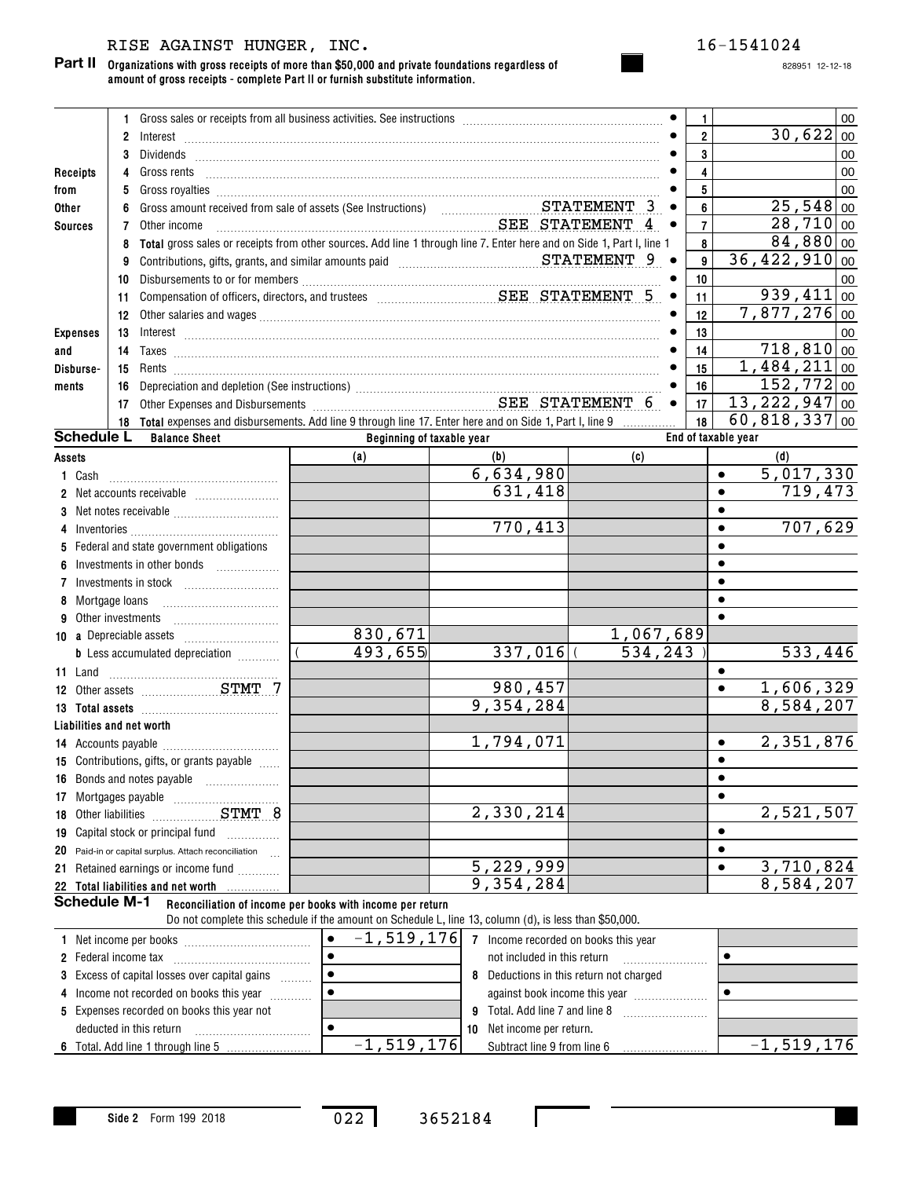RISE AGAINST HUNGER, INC. 16-1541024

828951 12-12-18

**Part II** **Organizations with gross receipts of more than $50,000 and private foundations regardless of amount of gross receipts - complete Part II or furnish substitute information.**

| Section | Line | Description | | Line No. | Amount |
|---|---|---|---|---|---|
| Receipts from Other Sources | 1 | Gross sales or receipts from all business activities. See instructions | | 1 | 00 |
| | 2 | Interest | | 2 | 30,622 00 |
| | 3 | Dividends | | 3 | 00 |
| | 4 | Gross rents | | 4 | 00 |
| | 5 | Gross royalties | | 5 | 00 |
| | 6 | Gross amount received from sale of assets (See Instructions) | STATEMENT 3 | 6 | 25,548 00 |
| | 7 | Other income | SEE STATEMENT 4 | 7 | 28,710 00 |
| | 8 | **Total** gross sales or receipts from other sources. Add line 1 through line 7. Enter here and on Side 1, Part I, line 1 | | 8 | 84,880 00 |
| Expenses and Disbursements | 9 | Contributions, gifts, grants, and similar amounts paid | STATEMENT 9 | 9 | 36,422,910 00 |
| | 10 | Disbursements to or for members | | 10 | 00 |
| | 11 | Compensation of officers, directors, and trustees | SEE STATEMENT 5 | 11 | 939,411 00 |
| | 12 | Other salaries and wages | | 12 | 7,877,276 00 |
| | 13 | Interest | | 13 | 00 |
| | 14 | Taxes | | 14 | 718,810 00 |
| | 15 | Rents | | 15 | 1,484,211 00 |
| | 16 | Depreciation and depletion (See instructions) | | 16 | 152,772 00 |
| | 17 | Other Expenses and Disbursements | SEE STATEMENT 6 | 17 | 13,222,947 00 |
| | 18 | **Total** expenses and disbursements. Add line 9 through line 17. Enter here and on Side 1, Part I, line 9 | | 18 | 60,818,337 00 |

**Schedule L** **Balance Sheet**

| | Beginning of taxable year (a) | Beginning of taxable year (b) | End of taxable year (c) | End of taxable year (d) |
|---|---|---|---|---|
| **Assets** | | | | |
| 1 Cash | | 6,634,980 | | 5,017,330 |
| 2 Net accounts receivable | | 631,418 | | 719,473 |
| 3 Net notes receivable | | | | |
| 4 Inventories | | 770,413 | | 707,629 |
| 5 Federal and state government obligations | | | | |
| 6 Investments in other bonds | | | | |
| 7 Investments in stock | | | | |
| 8 Mortgage loans | | | | |
| 9 Other investments | | | | |
| 10 a Depreciable assets | 830,671 | | 1,067,689 | |
| b Less accumulated depreciation | ( 493,655 ) | 337,016 | ( 534,243 ) | 533,446 |
| 11 Land | | | | |
| 12 Other assets STMT 7 | | 980,457 | | 1,606,329 |
| 13 **Total assets** | | 9,354,284 | | 8,584,207 |
| **Liabilities and net worth** | | | | |
| 14 Accounts payable | | 1,794,071 | | 2,351,876 |
| 15 Contributions, gifts, or grants payable | | | | |
| 16 Bonds and notes payable | | | | |
| 17 Mortgages payable | | | | |
| 18 Other liabilities STMT 8 | | 2,330,214 | | 2,521,507 |
| 19 Capital stock or principal fund | | | | |
| 20 Paid-in or capital surplus. Attach reconciliation | | | | |
| 21 Retained earnings or income fund | | 5,229,999 | | 3,710,824 |
| 22 **Total liabilities and net worth** | | 9,354,284 | | 8,584,207 |

**Schedule M-1** **Reconciliation of income per books with income per return**

Do not complete this schedule if the amount on Schedule L, line 13, column (d), is less than $50,000.

| | | | |
|---|---|---|---|
| 1 Net income per books | -1,519,176 | 7 Income recorded on books this year not included in this return | |
| 2 Federal income tax | | | |
| 3 Excess of capital losses over capital gains | | 8 Deductions in this return not charged against book income this year | |
| 4 Income not recorded on books this year | | | |
| 5 Expenses recorded on books this year not deducted in this return | | 9 Total. Add line 7 and line 8 | |
| | | 10 Net income per return. Subtract line 9 from line 6 | -1,519,176 |
| 6 Total. Add line 1 through line 5 | -1,519,176 | | |

Side 2 Form 199 2018 022 3652184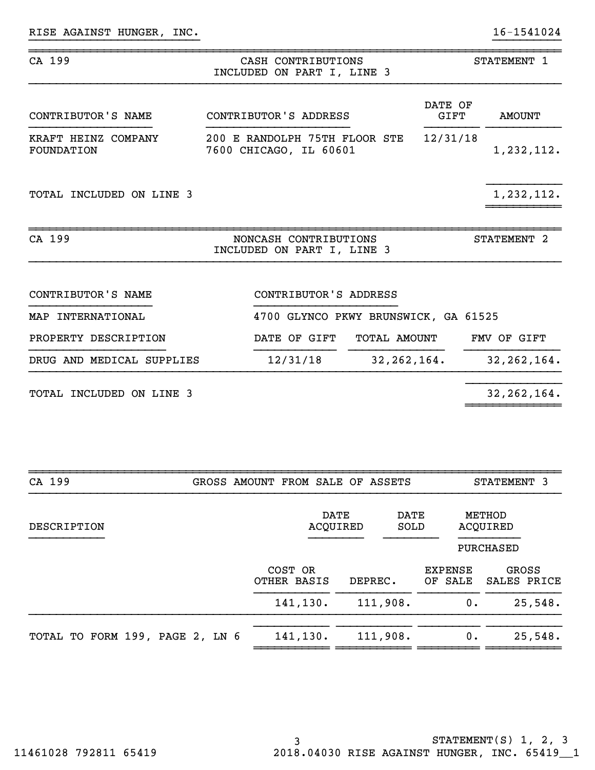RISE AGAINST HUNGER, INC. 16-1541024

## CA 199 — CASH CONTRIBUTIONS INCLUDED ON PART I, LINE 3 — STATEMENT 1

| CONTRIBUTOR'S NAME | CONTRIBUTOR'S ADDRESS | DATE OF GIFT | AMOUNT |
|---|---|---|---|
| KRAFT HEINZ COMPANY FOUNDATION | 200 E RANDOLPH 75TH FLOOR STE 7600 CHICAGO, IL 60601 | 12/31/18 | 1,232,112. |
| TOTAL INCLUDED ON LINE 3 | | | 1,232,112. |

## CA 199 — NONCASH CONTRIBUTIONS INCLUDED ON PART I, LINE 3 — STATEMENT 2

| CONTRIBUTOR'S NAME | CONTRIBUTOR'S ADDRESS | | |
|---|---|---|---|
| MAP INTERNATIONAL | 4700 GLYNCO PKWY BRUNSWICK, GA 61525 | | |
| **PROPERTY DESCRIPTION** | **DATE OF GIFT** | **TOTAL AMOUNT** | **FMV OF GIFT** |
| DRUG AND MEDICAL SUPPLIES | 12/31/18 | 32,262,164. | 32,262,164. |
| TOTAL INCLUDED ON LINE 3 | | | 32,262,164. |

## CA 199 — GROSS AMOUNT FROM SALE OF ASSETS — STATEMENT 3

| DESCRIPTION | | DATE ACQUIRED | DATE SOLD | METHOD ACQUIRED |
|---|---|---|---|---|
| | | | | PURCHASED |
| | **COST OR OTHER BASIS** | **DEPREC.** | **EXPENSE OF SALE** | **GROSS SALES PRICE** |
| | 141,130. | 111,908. | 0. | 25,548. |
| TOTAL TO FORM 199, PAGE 2, LN 6 | 141,130. | 111,908. | 0. | 25,548. |

STATEMENT(S) 1, 2, 3

11461028 792811 65419 2018.04030 RISE AGAINST HUNGER, INC. 65419__1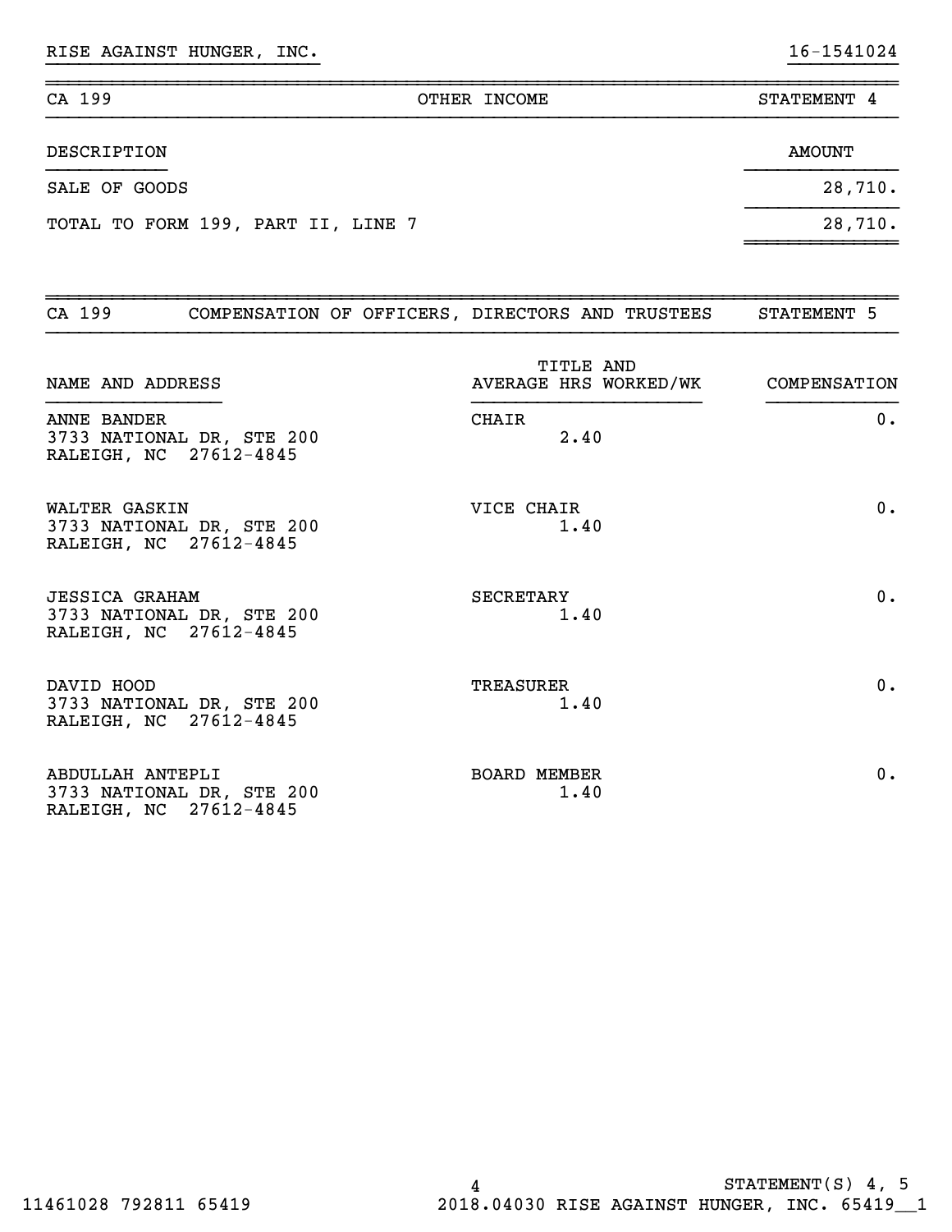RISE AGAINST HUNGER, INC. 16-1541024

## CA 199 — OTHER INCOME — STATEMENT 4

| DESCRIPTION | AMOUNT |
|---|---|
| SALE OF GOODS | 28,710. |
| TOTAL TO FORM 199, PART II, LINE 7 | 28,710. |

## CA 199 — COMPENSATION OF OFFICERS, DIRECTORS AND TRUSTEES — STATEMENT 5

| NAME AND ADDRESS | TITLE AND AVERAGE HRS WORKED/WK | COMPENSATION |
|---|---|---|
| ANNE BANDER<br>3733 NATIONAL DR, STE 200<br>RALEIGH, NC 27612-4845 | CHAIR<br>2.40 | 0. |
| WALTER GASKIN<br>3733 NATIONAL DR, STE 200<br>RALEIGH, NC 27612-4845 | VICE CHAIR<br>1.40 | 0. |
| JESSICA GRAHAM<br>3733 NATIONAL DR, STE 200<br>RALEIGH, NC 27612-4845 | SECRETARY<br>1.40 | 0. |
| DAVID HOOD<br>3733 NATIONAL DR, STE 200<br>RALEIGH, NC 27612-4845 | TREASURER<br>1.40 | 0. |
| ABDULLAH ANTEPLI<br>3733 NATIONAL DR, STE 200<br>RALEIGH, NC 27612-4845 | BOARD MEMBER<br>1.40 | 0. |

STATEMENT(S) 4, 5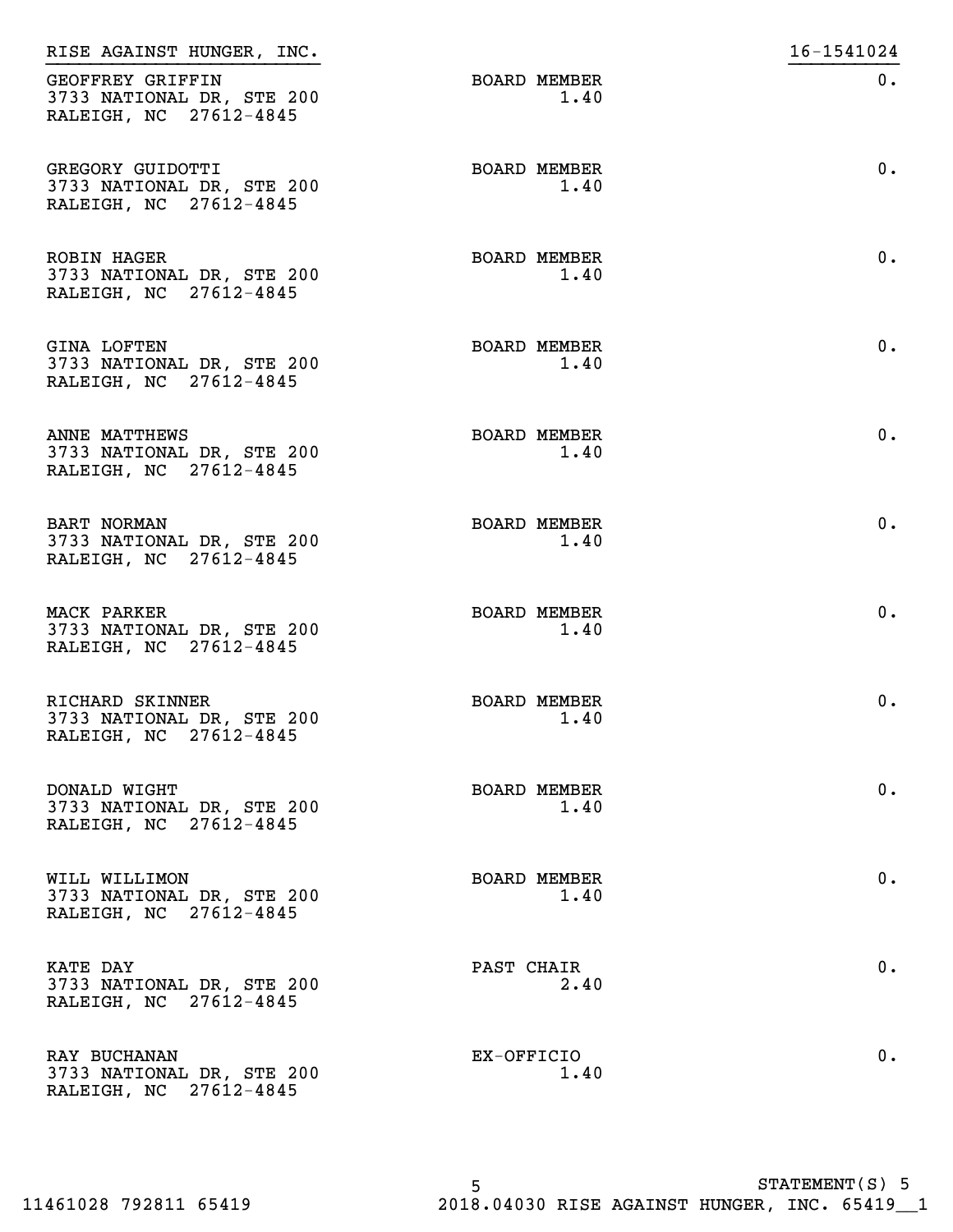RISE AGAINST HUNGER, INC. 16-1541024

| Name and Address | Title / Avg Hrs Per Week | Compensation |
|---|---|---|
| GEOFFREY GRIFFIN<br>3733 NATIONAL DR, STE 200<br>RALEIGH, NC 27612-4845 | BOARD MEMBER<br>1.40 | 0. |
| GREGORY GUIDOTTI<br>3733 NATIONAL DR, STE 200<br>RALEIGH, NC 27612-4845 | BOARD MEMBER<br>1.40 | 0. |
| ROBIN HAGER<br>3733 NATIONAL DR, STE 200<br>RALEIGH, NC 27612-4845 | BOARD MEMBER<br>1.40 | 0. |
| GINA LOFTEN<br>3733 NATIONAL DR, STE 200<br>RALEIGH, NC 27612-4845 | BOARD MEMBER<br>1.40 | 0. |
| ANNE MATTHEWS<br>3733 NATIONAL DR, STE 200<br>RALEIGH, NC 27612-4845 | BOARD MEMBER<br>1.40 | 0. |
| BART NORMAN<br>3733 NATIONAL DR, STE 200<br>RALEIGH, NC 27612-4845 | BOARD MEMBER<br>1.40 | 0. |
| MACK PARKER<br>3733 NATIONAL DR, STE 200<br>RALEIGH, NC 27612-4845 | BOARD MEMBER<br>1.40 | 0. |
| RICHARD SKINNER<br>3733 NATIONAL DR, STE 200<br>RALEIGH, NC 27612-4845 | BOARD MEMBER<br>1.40 | 0. |
| DONALD WIGHT<br>3733 NATIONAL DR, STE 200<br>RALEIGH, NC 27612-4845 | BOARD MEMBER<br>1.40 | 0. |
| WILL WILLIMON<br>3733 NATIONAL DR, STE 200<br>RALEIGH, NC 27612-4845 | BOARD MEMBER<br>1.40 | 0. |
| KATE DAY<br>3733 NATIONAL DR, STE 200<br>RALEIGH, NC 27612-4845 | PAST CHAIR<br>2.40 | 0. |
| RAY BUCHANAN<br>3733 NATIONAL DR, STE 200<br>RALEIGH, NC 27612-4845 | EX-OFFICIO<br>1.40 | 0. |

STATEMENT(S) 5

11461028 792811 65419 2018.04030 RISE AGAINST HUNGER, INC. 65419__1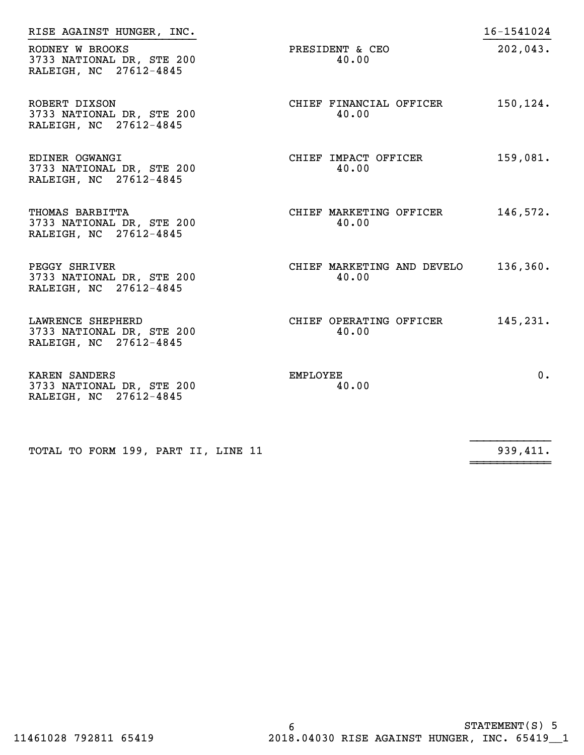RISE AGAINST HUNGER, INC. 16-1541024

| Name and Address | Title / Hours | Compensation |
|---|---|---|
| RODNEY W BROOKS<br>3733 NATIONAL DR, STE 200<br>RALEIGH, NC 27612-4845 | PRESIDENT & CEO<br>40.00 | 202,043. |
| ROBERT DIXSON<br>3733 NATIONAL DR, STE 200<br>RALEIGH, NC 27612-4845 | CHIEF FINANCIAL OFFICER<br>40.00 | 150,124. |
| EDINER OGWANGI<br>3733 NATIONAL DR, STE 200<br>RALEIGH, NC 27612-4845 | CHIEF IMPACT OFFICER<br>40.00 | 159,081. |
| THOMAS BARBITTA<br>3733 NATIONAL DR, STE 200<br>RALEIGH, NC 27612-4845 | CHIEF MARKETING OFFICER<br>40.00 | 146,572. |
| PEGGY SHRIVER<br>3733 NATIONAL DR, STE 200<br>RALEIGH, NC 27612-4845 | CHIEF MARKETING AND DEVELO<br>40.00 | 136,360. |
| LAWRENCE SHEPHERD<br>3733 NATIONAL DR, STE 200<br>RALEIGH, NC 27612-4845 | CHIEF OPERATING OFFICER<br>40.00 | 145,231. |
| KAREN SANDERS<br>3733 NATIONAL DR, STE 200<br>RALEIGH, NC 27612-4845 | EMPLOYEE<br>40.00 | 0. |
| TOTAL TO FORM 199, PART II, LINE 11 | | 939,411. |

STATEMENT(S) 5

11461028 792811 65419 2018.04030 RISE AGAINST HUNGER, INC. 65419__1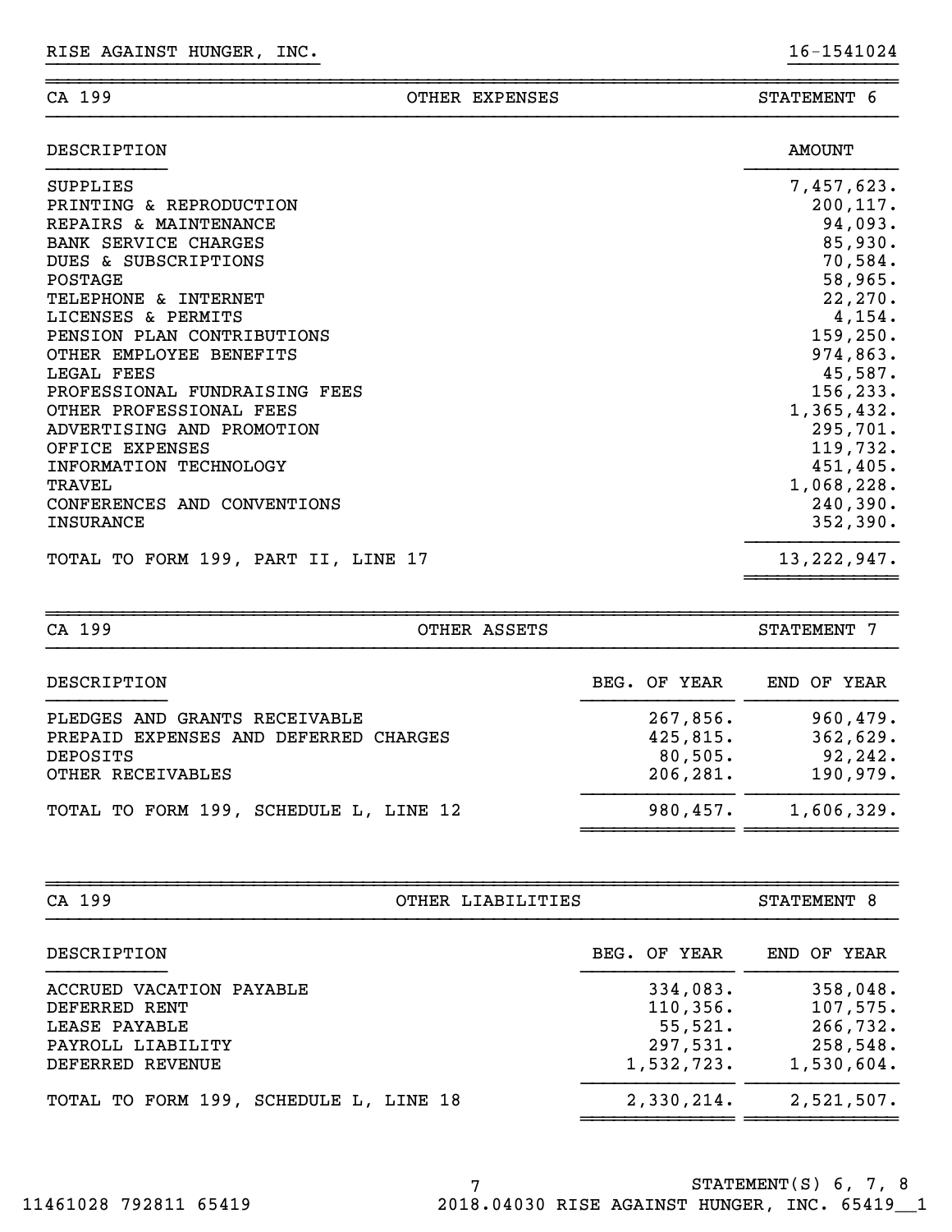RISE AGAINST HUNGER, INC. 16-1541024

## CA 199 — OTHER EXPENSES — STATEMENT 6

| DESCRIPTION | AMOUNT |
|---|---|
| SUPPLIES | 7,457,623. |
| PRINTING & REPRODUCTION | 200,117. |
| REPAIRS & MAINTENANCE | 94,093. |
| BANK SERVICE CHARGES | 85,930. |
| DUES & SUBSCRIPTIONS | 70,584. |
| POSTAGE | 58,965. |
| TELEPHONE & INTERNET | 22,270. |
| LICENSES & PERMITS | 4,154. |
| PENSION PLAN CONTRIBUTIONS | 159,250. |
| OTHER EMPLOYEE BENEFITS | 974,863. |
| LEGAL FEES | 45,587. |
| PROFESSIONAL FUNDRAISING FEES | 156,233. |
| OTHER PROFESSIONAL FEES | 1,365,432. |
| ADVERTISING AND PROMOTION | 295,701. |
| OFFICE EXPENSES | 119,732. |
| INFORMATION TECHNOLOGY | 451,405. |
| TRAVEL | 1,068,228. |
| CONFERENCES AND CONVENTIONS | 240,390. |
| INSURANCE | 352,390. |
| TOTAL TO FORM 199, PART II, LINE 17 | 13,222,947. |

## CA 199 — OTHER ASSETS — STATEMENT 7

| DESCRIPTION | BEG. OF YEAR | END OF YEAR |
|---|---|---|
| PLEDGES AND GRANTS RECEIVABLE | 267,856. | 960,479. |
| PREPAID EXPENSES AND DEFERRED CHARGES | 425,815. | 362,629. |
| DEPOSITS | 80,505. | 92,242. |
| OTHER RECEIVABLES | 206,281. | 190,979. |
| TOTAL TO FORM 199, SCHEDULE L, LINE 12 | 980,457. | 1,606,329. |

## CA 199 — OTHER LIABILITIES — STATEMENT 8

| DESCRIPTION | BEG. OF YEAR | END OF YEAR |
|---|---|---|
| ACCRUED VACATION PAYABLE | 334,083. | 358,048. |
| DEFERRED RENT | 110,356. | 107,575. |
| LEASE PAYABLE | 55,521. | 266,732. |
| PAYROLL LIABILITY | 297,531. | 258,548. |
| DEFERRED REVENUE | 1,532,723. | 1,530,604. |
| TOTAL TO FORM 199, SCHEDULE L, LINE 18 | 2,330,214. | 2,521,507. |

STATEMENT(S) 6, 7, 8

11461028 792811 65419 2018.04030 RISE AGAINST HUNGER, INC. 65419__1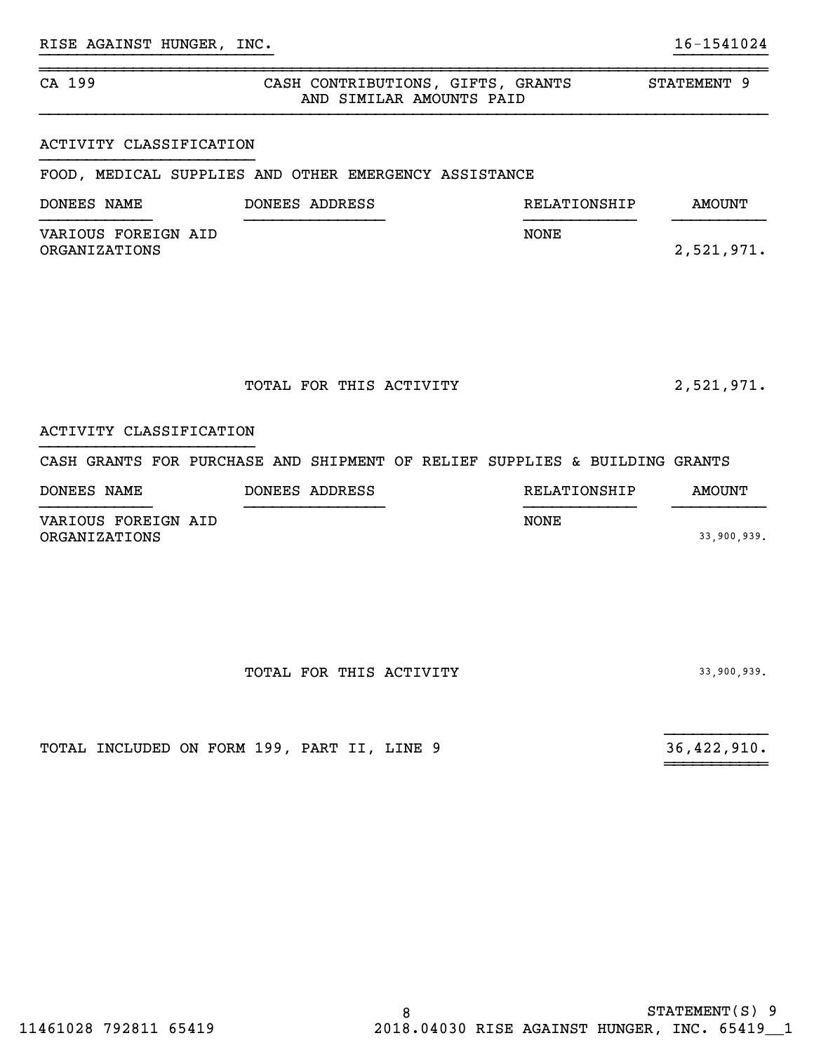RISE AGAINST HUNGER, INC. 16-1541024

## CA 199 — CASH CONTRIBUTIONS, GIFTS, GRANTS AND SIMILAR AMOUNTS PAID — STATEMENT 9

### ACTIVITY CLASSIFICATION

FOOD, MEDICAL SUPPLIES AND OTHER EMERGENCY ASSISTANCE

| DONEES NAME | DONEES ADDRESS | RELATIONSHIP | AMOUNT |
|---|---|---|---|
| VARIOUS FOREIGN AID ORGANIZATIONS | | NONE | 2,521,971. |
| | TOTAL FOR THIS ACTIVITY | | 2,521,971. |

### ACTIVITY CLASSIFICATION

CASH GRANTS FOR PURCHASE AND SHIPMENT OF RELIEF SUPPLIES & BUILDING GRANTS

| DONEES NAME | DONEES ADDRESS | RELATIONSHIP | AMOUNT |
|---|---|---|---|
| VARIOUS FOREIGN AID ORGANIZATIONS | | NONE | 33,900,939. |
| | TOTAL FOR THIS ACTIVITY | | 33,900,939. |

TOTAL INCLUDED ON FORM 199, PART II, LINE 9 — 36,422,910.

STATEMENT(S) 9

11461028 792811 65419 2018.04030 RISE AGAINST HUNGER, INC. 65419__1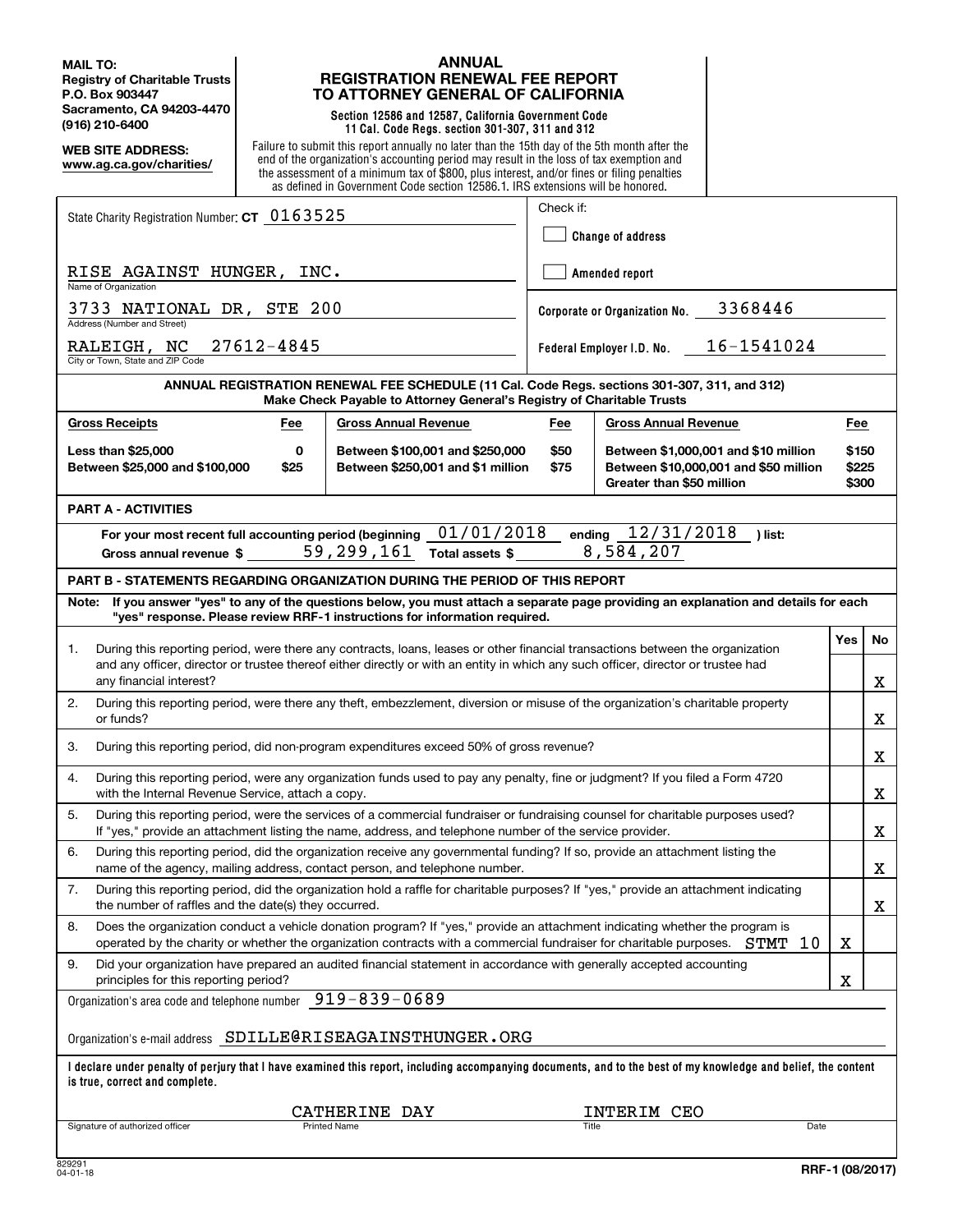**MAIL TO:**
**Registry of Charitable Trusts**
**P.O. Box 903447**
**Sacramento, CA 94203-4470**
**(916) 210-6400**

**WEB SITE ADDRESS:**
**www.ag.ca.gov/charities/**

# ANNUAL REGISTRATION RENEWAL FEE REPORT TO ATTORNEY GENERAL OF CALIFORNIA

**Section 12586 and 12587, California Government Code**
**11 Cal. Code Regs. section 301-307, 311 and 312**

Failure to submit this report annually no later than the 15th day of the 5th month after the end of the organization's accounting period may result in the loss of tax exemption and the assessment of a minimum tax of $800, plus interest, and/or fines or filing penalties as defined in Government Code section 12586.1. IRS extensions will be honored.

State Charity Registration Number: **CT** 0163525

Check if:
- [ ] **Change of address**
- [ ] **Amended report**

RISE AGAINST HUNGER, INC.
Name of Organization

3733 NATIONAL DR, STE 200
Address (Number and Street)

RALEIGH, NC 27612-4845
City or Town, State and ZIP Code

**Corporate or Organization No.** 3368446

**Federal Employer I.D. No.** 16-1541024

**ANNUAL REGISTRATION RENEWAL FEE SCHEDULE (11 Cal. Code Regs. sections 301-307, 311, and 312)**
**Make Check Payable to Attorney General's Registry of Charitable Trusts**

| Gross Receipts | Fee | Gross Annual Revenue | Fee | Gross Annual Revenue | Fee |
|---|---|---|---|---|---|
| Less than $25,000 | 0 | Between $100,001 and $250,000 | $50 | Between $1,000,001 and $10 million | $150 |
| Between $25,000 and $100,000 | $25 | Between $250,001 and $1 million | $75 | Between $10,000,001 and $50 million | $225 |
| | | | | Greater than $50 million | $300 |

## PART A - ACTIVITIES

For your most recent full accounting period (beginning 01/01/2018 ending 12/31/2018 ) list:

Gross annual revenue $ 59,299,161 Total assets $ 8,584,207

## PART B - STATEMENTS REGARDING ORGANIZATION DURING THE PERIOD OF THIS REPORT

**Note: If you answer "yes" to any of the questions below, you must attach a separate page providing an explanation and details for each "yes" response. Please review RRF-1 instructions for information required.**

| | | Yes | No |
|---|---|---|---|
| 1. | During this reporting period, were there any contracts, loans, leases or other financial transactions between the organization and any officer, director or trustee thereof either directly or with an entity in which any such officer, director or trustee had any financial interest? | | X |
| 2. | During this reporting period, were there any theft, embezzlement, diversion or misuse of the organization's charitable property or funds? | | X |
| 3. | During this reporting period, did non-program expenditures exceed 50% of gross revenue? | | X |
| 4. | During this reporting period, were any organization funds used to pay any penalty, fine or judgment? If you filed a Form 4720 with the Internal Revenue Service, attach a copy. | | X |
| 5. | During this reporting period, were the services of a commercial fundraiser or fundraising counsel for charitable purposes used? If "yes," provide an attachment listing the name, address, and telephone number of the service provider. | | X |
| 6. | During this reporting period, did the organization receive any governmental funding? If so, provide an attachment listing the name of the agency, mailing address, contact person, and telephone number. | | X |
| 7. | During this reporting period, did the organization hold a raffle for charitable purposes? If "yes," provide an attachment indicating the number of raffles and the date(s) they occurred. | | X |
| 8. | Does the organization conduct a vehicle donation program? If "yes," provide an attachment indicating whether the program is operated by the charity or whether the organization contracts with a commercial fundraiser for charitable purposes. STMT 10 | X | |
| 9. | Did your organization have prepared an audited financial statement in accordance with generally accepted accounting principles for this reporting period? | X | |

Organization's area code and telephone number 919-839-0689

Organization's e-mail address SDILLE@RISEAGAINSTHUNGER.ORG

**I declare under penalty of perjury that I have examined this report, including accompanying documents, and to the best of my knowledge and belief, the content is true, correct and complete.**

| Signature of authorized officer | Printed Name | Title | Date |
|---|---|---|---|
| | CATHERINE DAY | INTERIM CEO | |

829291
04-01-18

**RRF-1 (08/2017)**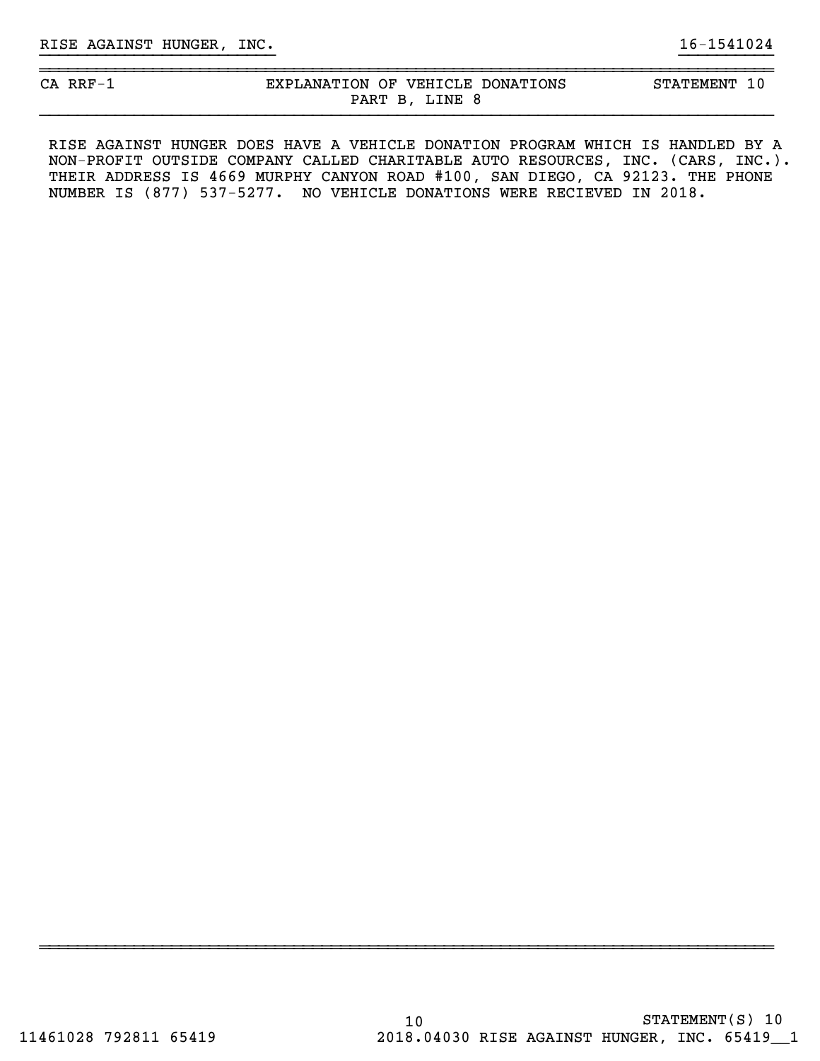CA RRF-1 | EXPLANATION OF VEHICLE DONATIONS PART B, LINE 8 | STATEMENT 10

RISE AGAINST HUNGER DOES HAVE A VEHICLE DONATION PROGRAM WHICH IS HANDLED BY A NON-PROFIT OUTSIDE COMPANY CALLED CHARITABLE AUTO RESOURCES, INC. (CARS, INC.). THEIR ADDRESS IS 4669 MURPHY CANYON ROAD #100, SAN DIEGO, CA 92123. THE PHONE NUMBER IS (877) 537-5277. NO VEHICLE DONATIONS WERE RECIEVED IN 2018.